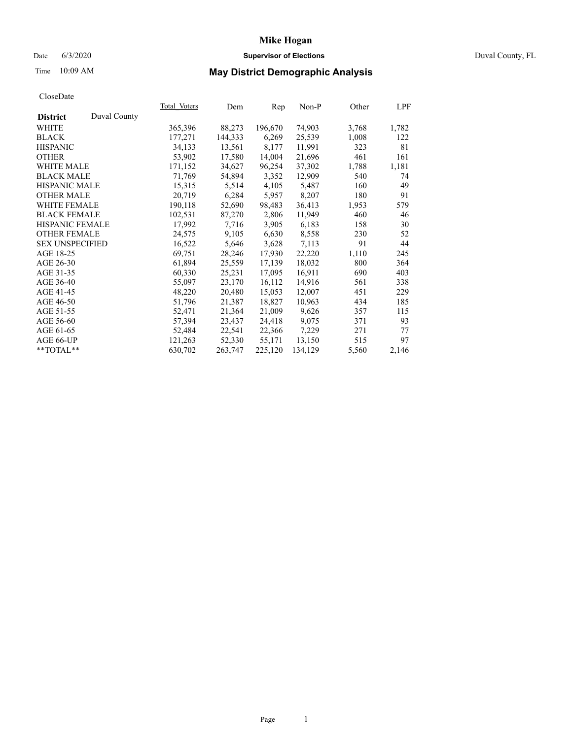# Mike Hogan

Date 6/3/2020 **Supervisor of Elections** Duval County, FL

Time 10:09 AM

## May District Demographic Analysis

CloseDate

| District Duval County | Total_Voters | Dem | Rep | Non-P | Other | LPF |
|---|---|---|---|---|---|---|
| WHITE | 365,396 | 88,273 | 196,670 | 74,903 | 3,768 | 1,782 |
| BLACK | 177,271 | 144,333 | 6,269 | 25,539 | 1,008 | 122 |
| HISPANIC | 34,133 | 13,561 | 8,177 | 11,991 | 323 | 81 |
| OTHER | 53,902 | 17,580 | 14,004 | 21,696 | 461 | 161 |
| WHITE MALE | 171,152 | 34,627 | 96,254 | 37,302 | 1,788 | 1,181 |
| BLACK MALE | 71,769 | 54,894 | 3,352 | 12,909 | 540 | 74 |
| HISPANIC MALE | 15,315 | 5,514 | 4,105 | 5,487 | 160 | 49 |
| OTHER MALE | 20,719 | 6,284 | 5,957 | 8,207 | 180 | 91 |
| WHITE FEMALE | 190,118 | 52,690 | 98,483 | 36,413 | 1,953 | 579 |
| BLACK FEMALE | 102,531 | 87,270 | 2,806 | 11,949 | 460 | 46 |
| HISPANIC FEMALE | 17,992 | 7,716 | 3,905 | 6,183 | 158 | 30 |
| OTHER FEMALE | 24,575 | 9,105 | 6,630 | 8,558 | 230 | 52 |
| SEX UNSPECIFIED | 16,522 | 5,646 | 3,628 | 7,113 | 91 | 44 |
| AGE 18-25 | 69,751 | 28,246 | 17,930 | 22,220 | 1,110 | 245 |
| AGE 26-30 | 61,894 | 25,559 | 17,139 | 18,032 | 800 | 364 |
| AGE 31-35 | 60,330 | 25,231 | 17,095 | 16,911 | 690 | 403 |
| AGE 36-40 | 55,097 | 23,170 | 16,112 | 14,916 | 561 | 338 |
| AGE 41-45 | 48,220 | 20,480 | 15,053 | 12,007 | 451 | 229 |
| AGE 46-50 | 51,796 | 21,387 | 18,827 | 10,963 | 434 | 185 |
| AGE 51-55 | 52,471 | 21,364 | 21,009 | 9,626 | 357 | 115 |
| AGE 56-60 | 57,394 | 23,437 | 24,418 | 9,075 | 371 | 93 |
| AGE 61-65 | 52,484 | 22,541 | 22,366 | 7,229 | 271 | 77 |
| AGE 66-UP | 121,263 | 52,330 | 55,171 | 13,150 | 515 | 97 |
| **TOTAL** | 630,702 | 263,747 | 225,120 | 134,129 | 5,560 | 2,146 |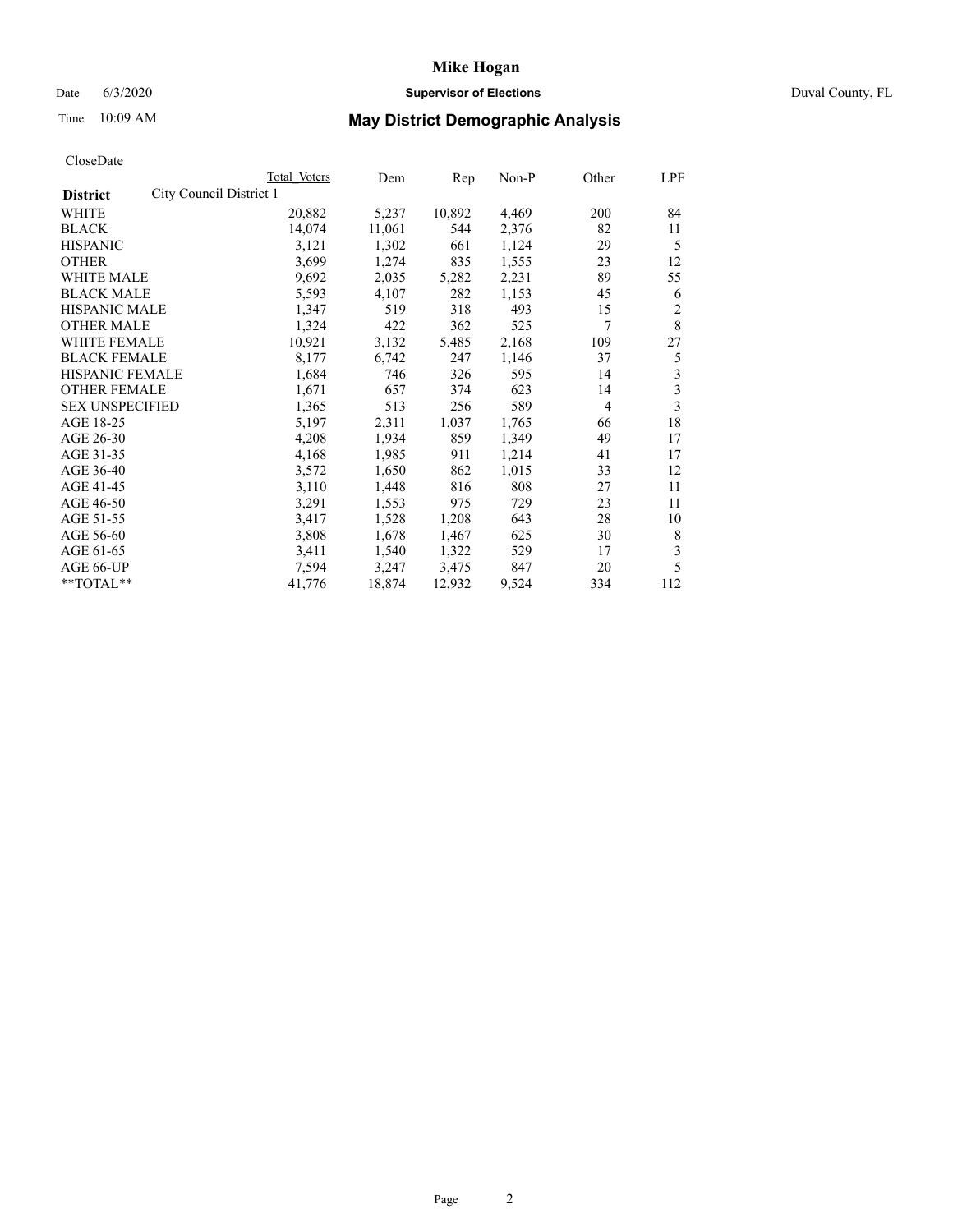# Mike Hogan

Date 6/3/2020 **Supervisor of Elections** Duval County, FL

Time 10:09 AM **May District Demographic Analysis**

CloseDate

| **District** City Council District 1 | Total Voters | Dem | Rep | Non-P | Other | LPF |
|---|---|---|---|---|---|---|
| WHITE | 20,882 | 5,237 | 10,892 | 4,469 | 200 | 84 |
| BLACK | 14,074 | 11,061 | 544 | 2,376 | 82 | 11 |
| HISPANIC | 3,121 | 1,302 | 661 | 1,124 | 29 | 5 |
| OTHER | 3,699 | 1,274 | 835 | 1,555 | 23 | 12 |
| WHITE MALE | 9,692 | 2,035 | 5,282 | 2,231 | 89 | 55 |
| BLACK MALE | 5,593 | 4,107 | 282 | 1,153 | 45 | 6 |
| HISPANIC MALE | 1,347 | 519 | 318 | 493 | 15 | 2 |
| OTHER MALE | 1,324 | 422 | 362 | 525 | 7 | 8 |
| WHITE FEMALE | 10,921 | 3,132 | 5,485 | 2,168 | 109 | 27 |
| BLACK FEMALE | 8,177 | 6,742 | 247 | 1,146 | 37 | 5 |
| HISPANIC FEMALE | 1,684 | 746 | 326 | 595 | 14 | 3 |
| OTHER FEMALE | 1,671 | 657 | 374 | 623 | 14 | 3 |
| SEX UNSPECIFIED | 1,365 | 513 | 256 | 589 | 4 | 3 |
| AGE 18-25 | 5,197 | 2,311 | 1,037 | 1,765 | 66 | 18 |
| AGE 26-30 | 4,208 | 1,934 | 859 | 1,349 | 49 | 17 |
| AGE 31-35 | 4,168 | 1,985 | 911 | 1,214 | 41 | 17 |
| AGE 36-40 | 3,572 | 1,650 | 862 | 1,015 | 33 | 12 |
| AGE 41-45 | 3,110 | 1,448 | 816 | 808 | 27 | 11 |
| AGE 46-50 | 3,291 | 1,553 | 975 | 729 | 23 | 11 |
| AGE 51-55 | 3,417 | 1,528 | 1,208 | 643 | 28 | 10 |
| AGE 56-60 | 3,808 | 1,678 | 1,467 | 625 | 30 | 8 |
| AGE 61-65 | 3,411 | 1,540 | 1,322 | 529 | 17 | 3 |
| AGE 66-UP | 7,594 | 3,247 | 3,475 | 847 | 20 | 5 |
| **TOTAL** | 41,776 | 18,874 | 12,932 | 9,524 | 334 | 112 |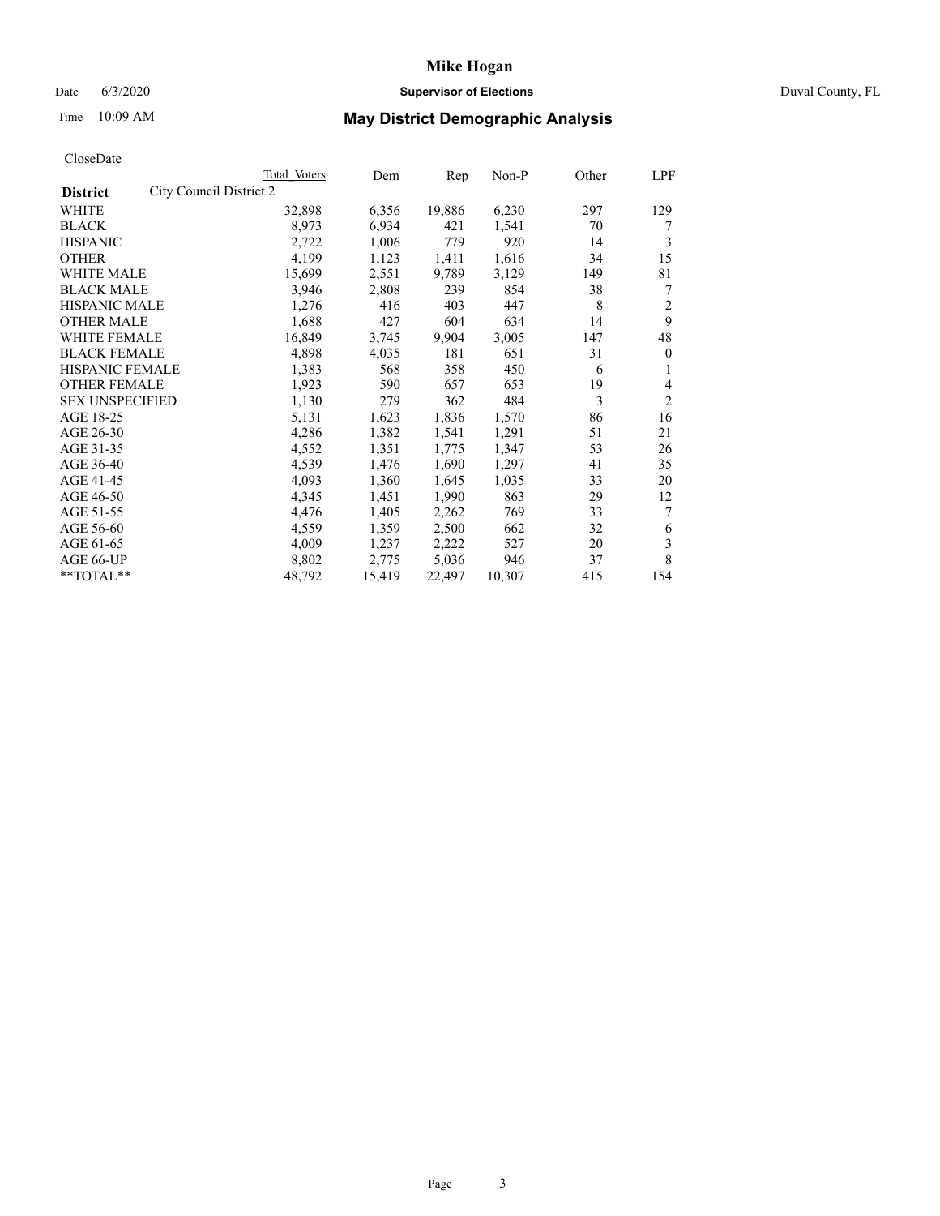# Mike Hogan

Date 6/3/2020 **Supervisor of Elections** Duval County, FL

Time 10:09 AM **May District Demographic Analysis**

CloseDate

| | Total Voters | Dem | Rep | Non-P | Other | LPF |
|---|---|---|---|---|---|---|
| **District** City Council District 2 | | | | | | |
| WHITE | 32,898 | 6,356 | 19,886 | 6,230 | 297 | 129 |
| BLACK | 8,973 | 6,934 | 421 | 1,541 | 70 | 7 |
| HISPANIC | 2,722 | 1,006 | 779 | 920 | 14 | 3 |
| OTHER | 4,199 | 1,123 | 1,411 | 1,616 | 34 | 15 |
| WHITE MALE | 15,699 | 2,551 | 9,789 | 3,129 | 149 | 81 |
| BLACK MALE | 3,946 | 2,808 | 239 | 854 | 38 | 7 |
| HISPANIC MALE | 1,276 | 416 | 403 | 447 | 8 | 2 |
| OTHER MALE | 1,688 | 427 | 604 | 634 | 14 | 9 |
| WHITE FEMALE | 16,849 | 3,745 | 9,904 | 3,005 | 147 | 48 |
| BLACK FEMALE | 4,898 | 4,035 | 181 | 651 | 31 | 0 |
| HISPANIC FEMALE | 1,383 | 568 | 358 | 450 | 6 | 1 |
| OTHER FEMALE | 1,923 | 590 | 657 | 653 | 19 | 4 |
| SEX UNSPECIFIED | 1,130 | 279 | 362 | 484 | 3 | 2 |
| AGE 18-25 | 5,131 | 1,623 | 1,836 | 1,570 | 86 | 16 |
| AGE 26-30 | 4,286 | 1,382 | 1,541 | 1,291 | 51 | 21 |
| AGE 31-35 | 4,552 | 1,351 | 1,775 | 1,347 | 53 | 26 |
| AGE 36-40 | 4,539 | 1,476 | 1,690 | 1,297 | 41 | 35 |
| AGE 41-45 | 4,093 | 1,360 | 1,645 | 1,035 | 33 | 20 |
| AGE 46-50 | 4,345 | 1,451 | 1,990 | 863 | 29 | 12 |
| AGE 51-55 | 4,476 | 1,405 | 2,262 | 769 | 33 | 7 |
| AGE 56-60 | 4,559 | 1,359 | 2,500 | 662 | 32 | 6 |
| AGE 61-65 | 4,009 | 1,237 | 2,222 | 527 | 20 | 3 |
| AGE 66-UP | 8,802 | 2,775 | 5,036 | 946 | 37 | 8 |
| **TOTAL** | 48,792 | 15,419 | 22,497 | 10,307 | 415 | 154 |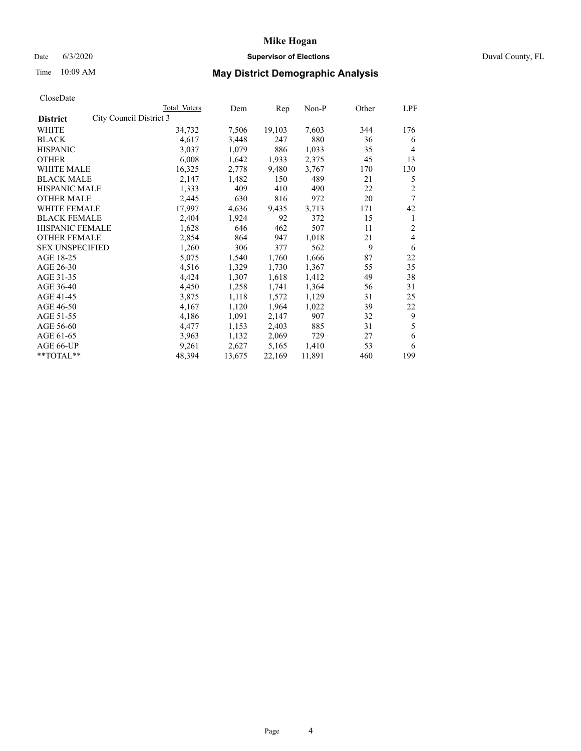# Mike Hogan

Date 6/3/2020 **Supervisor of Elections** Duval County, FL

Time 10:09 AM **May District Demographic Analysis**

CloseDate

| **District** City Council District 3 | Total Voters | Dem | Rep | Non-P | Other | LPF |
|---|---|---|---|---|---|---|
| WHITE | 34,732 | 7,506 | 19,103 | 7,603 | 344 | 176 |
| BLACK | 4,617 | 3,448 | 247 | 880 | 36 | 6 |
| HISPANIC | 3,037 | 1,079 | 886 | 1,033 | 35 | 4 |
| OTHER | 6,008 | 1,642 | 1,933 | 2,375 | 45 | 13 |
| WHITE MALE | 16,325 | 2,778 | 9,480 | 3,767 | 170 | 130 |
| BLACK MALE | 2,147 | 1,482 | 150 | 489 | 21 | 5 |
| HISPANIC MALE | 1,333 | 409 | 410 | 490 | 22 | 2 |
| OTHER MALE | 2,445 | 630 | 816 | 972 | 20 | 7 |
| WHITE FEMALE | 17,997 | 4,636 | 9,435 | 3,713 | 171 | 42 |
| BLACK FEMALE | 2,404 | 1,924 | 92 | 372 | 15 | 1 |
| HISPANIC FEMALE | 1,628 | 646 | 462 | 507 | 11 | 2 |
| OTHER FEMALE | 2,854 | 864 | 947 | 1,018 | 21 | 4 |
| SEX UNSPECIFIED | 1,260 | 306 | 377 | 562 | 9 | 6 |
| AGE 18-25 | 5,075 | 1,540 | 1,760 | 1,666 | 87 | 22 |
| AGE 26-30 | 4,516 | 1,329 | 1,730 | 1,367 | 55 | 35 |
| AGE 31-35 | 4,424 | 1,307 | 1,618 | 1,412 | 49 | 38 |
| AGE 36-40 | 4,450 | 1,258 | 1,741 | 1,364 | 56 | 31 |
| AGE 41-45 | 3,875 | 1,118 | 1,572 | 1,129 | 31 | 25 |
| AGE 46-50 | 4,167 | 1,120 | 1,964 | 1,022 | 39 | 22 |
| AGE 51-55 | 4,186 | 1,091 | 2,147 | 907 | 32 | 9 |
| AGE 56-60 | 4,477 | 1,153 | 2,403 | 885 | 31 | 5 |
| AGE 61-65 | 3,963 | 1,132 | 2,069 | 729 | 27 | 6 |
| AGE 66-UP | 9,261 | 2,627 | 5,165 | 1,410 | 53 | 6 |
| **TOTAL** | 48,394 | 13,675 | 22,169 | 11,891 | 460 | 199 |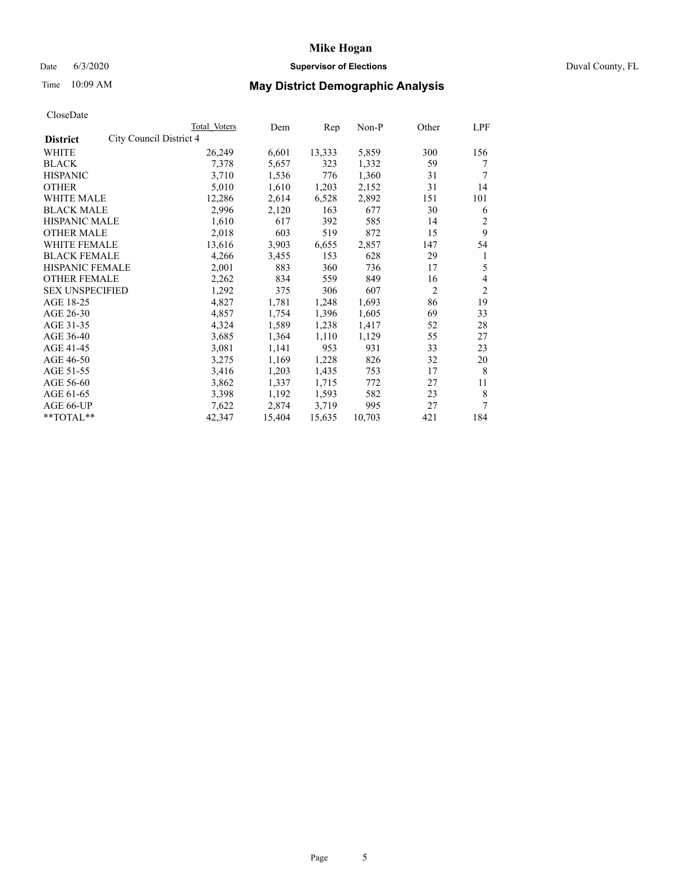# Mike Hogan

Date 6/3/2020 **Supervisor of Elections** Duval County, FL

Time 10:09 AM **May District Demographic Analysis**

CloseDate

| **District** | City Council District 4 | Total Voters | Dem | Rep | Non-P | Other | LPF |
|---|---|---|---|---|---|---|---|
| WHITE | | 26,249 | 6,601 | 13,333 | 5,859 | 300 | 156 |
| BLACK | | 7,378 | 5,657 | 323 | 1,332 | 59 | 7 |
| HISPANIC | | 3,710 | 1,536 | 776 | 1,360 | 31 | 7 |
| OTHER | | 5,010 | 1,610 | 1,203 | 2,152 | 31 | 14 |
| WHITE MALE | | 12,286 | 2,614 | 6,528 | 2,892 | 151 | 101 |
| BLACK MALE | | 2,996 | 2,120 | 163 | 677 | 30 | 6 |
| HISPANIC MALE | | 1,610 | 617 | 392 | 585 | 14 | 2 |
| OTHER MALE | | 2,018 | 603 | 519 | 872 | 15 | 9 |
| WHITE FEMALE | | 13,616 | 3,903 | 6,655 | 2,857 | 147 | 54 |
| BLACK FEMALE | | 4,266 | 3,455 | 153 | 628 | 29 | 1 |
| HISPANIC FEMALE | | 2,001 | 883 | 360 | 736 | 17 | 5 |
| OTHER FEMALE | | 2,262 | 834 | 559 | 849 | 16 | 4 |
| SEX UNSPECIFIED | | 1,292 | 375 | 306 | 607 | 2 | 2 |
| AGE 18-25 | | 4,827 | 1,781 | 1,248 | 1,693 | 86 | 19 |
| AGE 26-30 | | 4,857 | 1,754 | 1,396 | 1,605 | 69 | 33 |
| AGE 31-35 | | 4,324 | 1,589 | 1,238 | 1,417 | 52 | 28 |
| AGE 36-40 | | 3,685 | 1,364 | 1,110 | 1,129 | 55 | 27 |
| AGE 41-45 | | 3,081 | 1,141 | 953 | 931 | 33 | 23 |
| AGE 46-50 | | 3,275 | 1,169 | 1,228 | 826 | 32 | 20 |
| AGE 51-55 | | 3,416 | 1,203 | 1,435 | 753 | 17 | 8 |
| AGE 56-60 | | 3,862 | 1,337 | 1,715 | 772 | 27 | 11 |
| AGE 61-65 | | 3,398 | 1,192 | 1,593 | 582 | 23 | 8 |
| AGE 66-UP | | 7,622 | 2,874 | 3,719 | 995 | 27 | 7 |
| **TOTAL** | | 42,347 | 15,404 | 15,635 | 10,703 | 421 | 184 |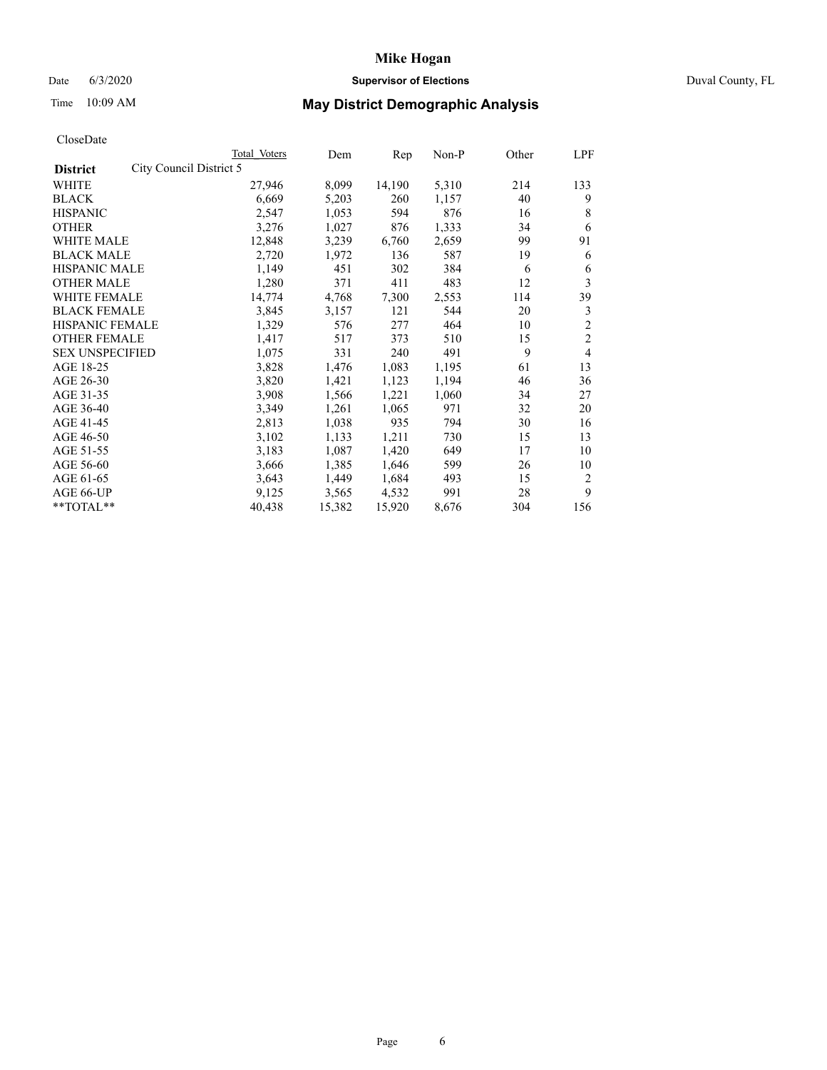# Mike Hogan

Date 6/3/2020 **Supervisor of Elections** Duval County, FL

Time 10:09 AM **May District Demographic Analysis**

CloseDate

| **District** City Council District 5 | Total Voters | Dem | Rep | Non-P | Other | LPF |
|---|---|---|---|---|---|---|
| WHITE | 27,946 | 8,099 | 14,190 | 5,310 | 214 | 133 |
| BLACK | 6,669 | 5,203 | 260 | 1,157 | 40 | 9 |
| HISPANIC | 2,547 | 1,053 | 594 | 876 | 16 | 8 |
| OTHER | 3,276 | 1,027 | 876 | 1,333 | 34 | 6 |
| WHITE MALE | 12,848 | 3,239 | 6,760 | 2,659 | 99 | 91 |
| BLACK MALE | 2,720 | 1,972 | 136 | 587 | 19 | 6 |
| HISPANIC MALE | 1,149 | 451 | 302 | 384 | 6 | 6 |
| OTHER MALE | 1,280 | 371 | 411 | 483 | 12 | 3 |
| WHITE FEMALE | 14,774 | 4,768 | 7,300 | 2,553 | 114 | 39 |
| BLACK FEMALE | 3,845 | 3,157 | 121 | 544 | 20 | 3 |
| HISPANIC FEMALE | 1,329 | 576 | 277 | 464 | 10 | 2 |
| OTHER FEMALE | 1,417 | 517 | 373 | 510 | 15 | 2 |
| SEX UNSPECIFIED | 1,075 | 331 | 240 | 491 | 9 | 4 |
| AGE 18-25 | 3,828 | 1,476 | 1,083 | 1,195 | 61 | 13 |
| AGE 26-30 | 3,820 | 1,421 | 1,123 | 1,194 | 46 | 36 |
| AGE 31-35 | 3,908 | 1,566 | 1,221 | 1,060 | 34 | 27 |
| AGE 36-40 | 3,349 | 1,261 | 1,065 | 971 | 32 | 20 |
| AGE 41-45 | 2,813 | 1,038 | 935 | 794 | 30 | 16 |
| AGE 46-50 | 3,102 | 1,133 | 1,211 | 730 | 15 | 13 |
| AGE 51-55 | 3,183 | 1,087 | 1,420 | 649 | 17 | 10 |
| AGE 56-60 | 3,666 | 1,385 | 1,646 | 599 | 26 | 10 |
| AGE 61-65 | 3,643 | 1,449 | 1,684 | 493 | 15 | 2 |
| AGE 66-UP | 9,125 | 3,565 | 4,532 | 991 | 28 | 9 |
| **TOTAL** | 40,438 | 15,382 | 15,920 | 8,676 | 304 | 156 |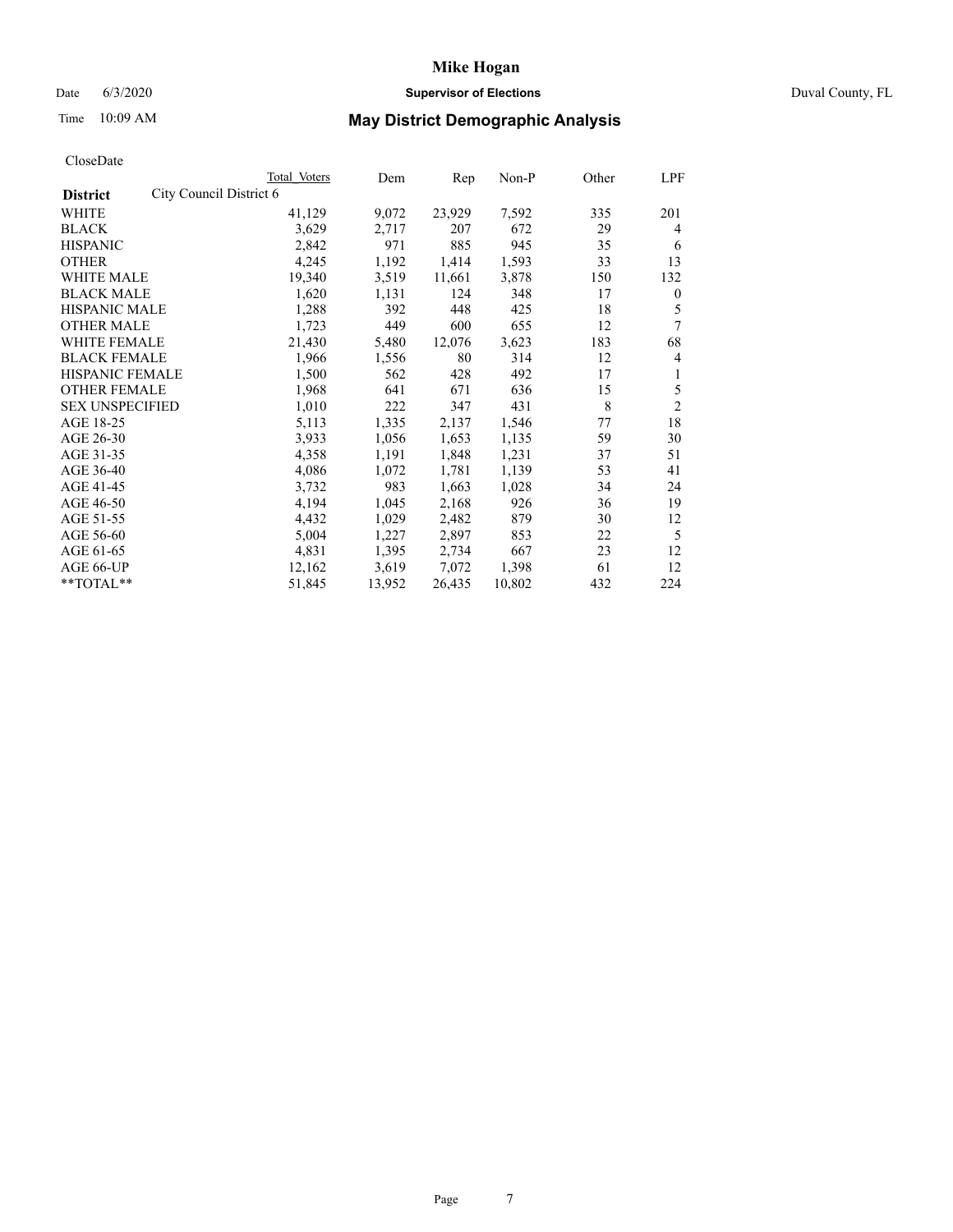# Mike Hogan

Date 6/3/2020 **Supervisor of Elections** Duval County, FL

Time 10:09 AM **May District Demographic Analysis**

CloseDate

| District | City Council District 6 | Total Voters | Dem | Rep | Non-P | Other | LPF |
|---|---|---|---|---|---|---|---|
| WHITE | | 41,129 | 9,072 | 23,929 | 7,592 | 335 | 201 |
| BLACK | | 3,629 | 2,717 | 207 | 672 | 29 | 4 |
| HISPANIC | | 2,842 | 971 | 885 | 945 | 35 | 6 |
| OTHER | | 4,245 | 1,192 | 1,414 | 1,593 | 33 | 13 |
| WHITE MALE | | 19,340 | 3,519 | 11,661 | 3,878 | 150 | 132 |
| BLACK MALE | | 1,620 | 1,131 | 124 | 348 | 17 | 0 |
| HISPANIC MALE | | 1,288 | 392 | 448 | 425 | 18 | 5 |
| OTHER MALE | | 1,723 | 449 | 600 | 655 | 12 | 7 |
| WHITE FEMALE | | 21,430 | 5,480 | 12,076 | 3,623 | 183 | 68 |
| BLACK FEMALE | | 1,966 | 1,556 | 80 | 314 | 12 | 4 |
| HISPANIC FEMALE | | 1,500 | 562 | 428 | 492 | 17 | 1 |
| OTHER FEMALE | | 1,968 | 641 | 671 | 636 | 15 | 5 |
| SEX UNSPECIFIED | | 1,010 | 222 | 347 | 431 | 8 | 2 |
| AGE 18-25 | | 5,113 | 1,335 | 2,137 | 1,546 | 77 | 18 |
| AGE 26-30 | | 3,933 | 1,056 | 1,653 | 1,135 | 59 | 30 |
| AGE 31-35 | | 4,358 | 1,191 | 1,848 | 1,231 | 37 | 51 |
| AGE 36-40 | | 4,086 | 1,072 | 1,781 | 1,139 | 53 | 41 |
| AGE 41-45 | | 3,732 | 983 | 1,663 | 1,028 | 34 | 24 |
| AGE 46-50 | | 4,194 | 1,045 | 2,168 | 926 | 36 | 19 |
| AGE 51-55 | | 4,432 | 1,029 | 2,482 | 879 | 30 | 12 |
| AGE 56-60 | | 5,004 | 1,227 | 2,897 | 853 | 22 | 5 |
| AGE 61-65 | | 4,831 | 1,395 | 2,734 | 667 | 23 | 12 |
| AGE 66-UP | | 12,162 | 3,619 | 7,072 | 1,398 | 61 | 12 |
| **TOTAL** | | 51,845 | 13,952 | 26,435 | 10,802 | 432 | 224 |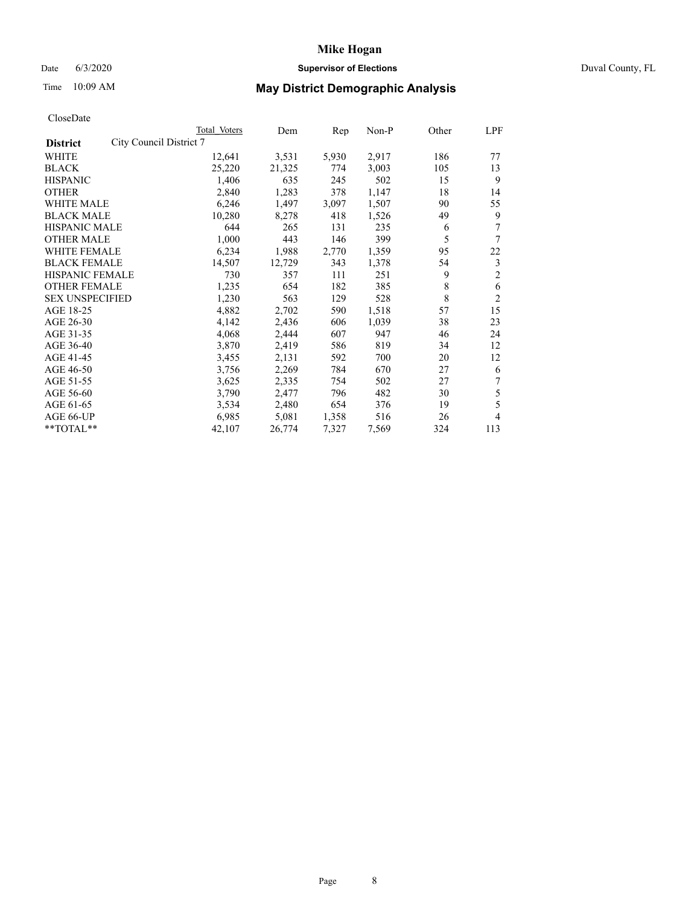# Mike Hogan

Date 6/3/2020 **Supervisor of Elections** Duval County, FL

Time 10:09 AM

## May District Demographic Analysis

CloseDate

| **District** City Council District 7 | Total Voters | Dem | Rep | Non-P | Other | LPF |
|---|---|---|---|---|---|---|
| WHITE | 12,641 | 3,531 | 5,930 | 2,917 | 186 | 77 |
| BLACK | 25,220 | 21,325 | 774 | 3,003 | 105 | 13 |
| HISPANIC | 1,406 | 635 | 245 | 502 | 15 | 9 |
| OTHER | 2,840 | 1,283 | 378 | 1,147 | 18 | 14 |
| WHITE MALE | 6,246 | 1,497 | 3,097 | 1,507 | 90 | 55 |
| BLACK MALE | 10,280 | 8,278 | 418 | 1,526 | 49 | 9 |
| HISPANIC MALE | 644 | 265 | 131 | 235 | 6 | 7 |
| OTHER MALE | 1,000 | 443 | 146 | 399 | 5 | 7 |
| WHITE FEMALE | 6,234 | 1,988 | 2,770 | 1,359 | 95 | 22 |
| BLACK FEMALE | 14,507 | 12,729 | 343 | 1,378 | 54 | 3 |
| HISPANIC FEMALE | 730 | 357 | 111 | 251 | 9 | 2 |
| OTHER FEMALE | 1,235 | 654 | 182 | 385 | 8 | 6 |
| SEX UNSPECIFIED | 1,230 | 563 | 129 | 528 | 8 | 2 |
| AGE 18-25 | 4,882 | 2,702 | 590 | 1,518 | 57 | 15 |
| AGE 26-30 | 4,142 | 2,436 | 606 | 1,039 | 38 | 23 |
| AGE 31-35 | 4,068 | 2,444 | 607 | 947 | 46 | 24 |
| AGE 36-40 | 3,870 | 2,419 | 586 | 819 | 34 | 12 |
| AGE 41-45 | 3,455 | 2,131 | 592 | 700 | 20 | 12 |
| AGE 46-50 | 3,756 | 2,269 | 784 | 670 | 27 | 6 |
| AGE 51-55 | 3,625 | 2,335 | 754 | 502 | 27 | 7 |
| AGE 56-60 | 3,790 | 2,477 | 796 | 482 | 30 | 5 |
| AGE 61-65 | 3,534 | 2,480 | 654 | 376 | 19 | 5 |
| AGE 66-UP | 6,985 | 5,081 | 1,358 | 516 | 26 | 4 |
| **TOTAL** | 42,107 | 26,774 | 7,327 | 7,569 | 324 | 113 |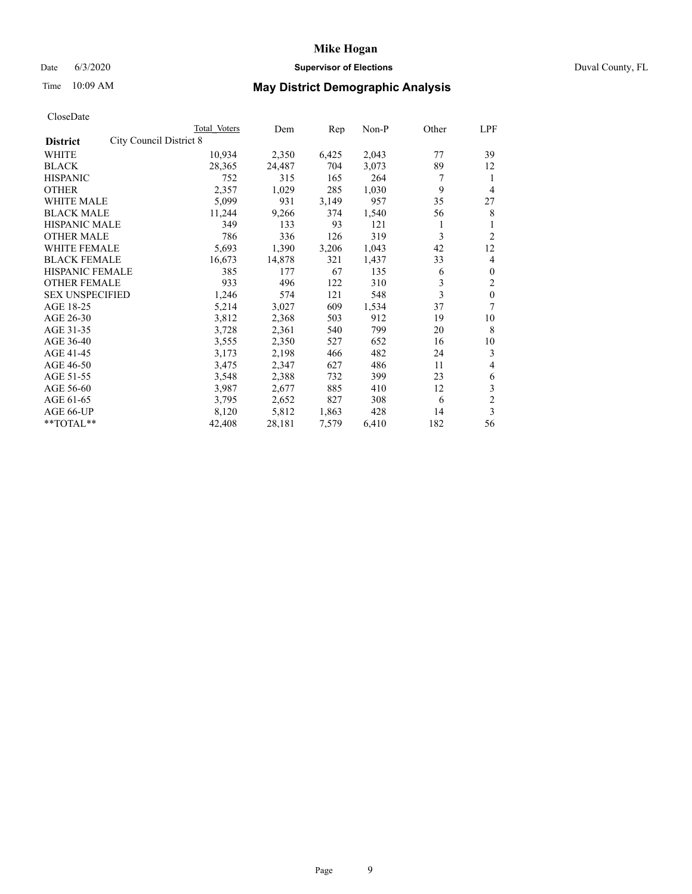# Mike Hogan

Date 6/3/2020 **Supervisor of Elections** Duval County, FL

Time 10:09 AM **May District Demographic Analysis**

CloseDate

| **District** | Total Voters | Dem | Rep | Non-P | Other | LPF |
|---|---|---|---|---|---|---|
| City Council District 8 | | | | | | |
| WHITE | 10,934 | 2,350 | 6,425 | 2,043 | 77 | 39 |
| BLACK | 28,365 | 24,487 | 704 | 3,073 | 89 | 12 |
| HISPANIC | 752 | 315 | 165 | 264 | 7 | 1 |
| OTHER | 2,357 | 1,029 | 285 | 1,030 | 9 | 4 |
| WHITE MALE | 5,099 | 931 | 3,149 | 957 | 35 | 27 |
| BLACK MALE | 11,244 | 9,266 | 374 | 1,540 | 56 | 8 |
| HISPANIC MALE | 349 | 133 | 93 | 121 | 1 | 1 |
| OTHER MALE | 786 | 336 | 126 | 319 | 3 | 2 |
| WHITE FEMALE | 5,693 | 1,390 | 3,206 | 1,043 | 42 | 12 |
| BLACK FEMALE | 16,673 | 14,878 | 321 | 1,437 | 33 | 4 |
| HISPANIC FEMALE | 385 | 177 | 67 | 135 | 6 | 0 |
| OTHER FEMALE | 933 | 496 | 122 | 310 | 3 | 2 |
| SEX UNSPECIFIED | 1,246 | 574 | 121 | 548 | 3 | 0 |
| AGE 18-25 | 5,214 | 3,027 | 609 | 1,534 | 37 | 7 |
| AGE 26-30 | 3,812 | 2,368 | 503 | 912 | 19 | 10 |
| AGE 31-35 | 3,728 | 2,361 | 540 | 799 | 20 | 8 |
| AGE 36-40 | 3,555 | 2,350 | 527 | 652 | 16 | 10 |
| AGE 41-45 | 3,173 | 2,198 | 466 | 482 | 24 | 3 |
| AGE 46-50 | 3,475 | 2,347 | 627 | 486 | 11 | 4 |
| AGE 51-55 | 3,548 | 2,388 | 732 | 399 | 23 | 6 |
| AGE 56-60 | 3,987 | 2,677 | 885 | 410 | 12 | 3 |
| AGE 61-65 | 3,795 | 2,652 | 827 | 308 | 6 | 2 |
| AGE 66-UP | 8,120 | 5,812 | 1,863 | 428 | 14 | 3 |
| **TOTAL** | 42,408 | 28,181 | 7,579 | 6,410 | 182 | 56 |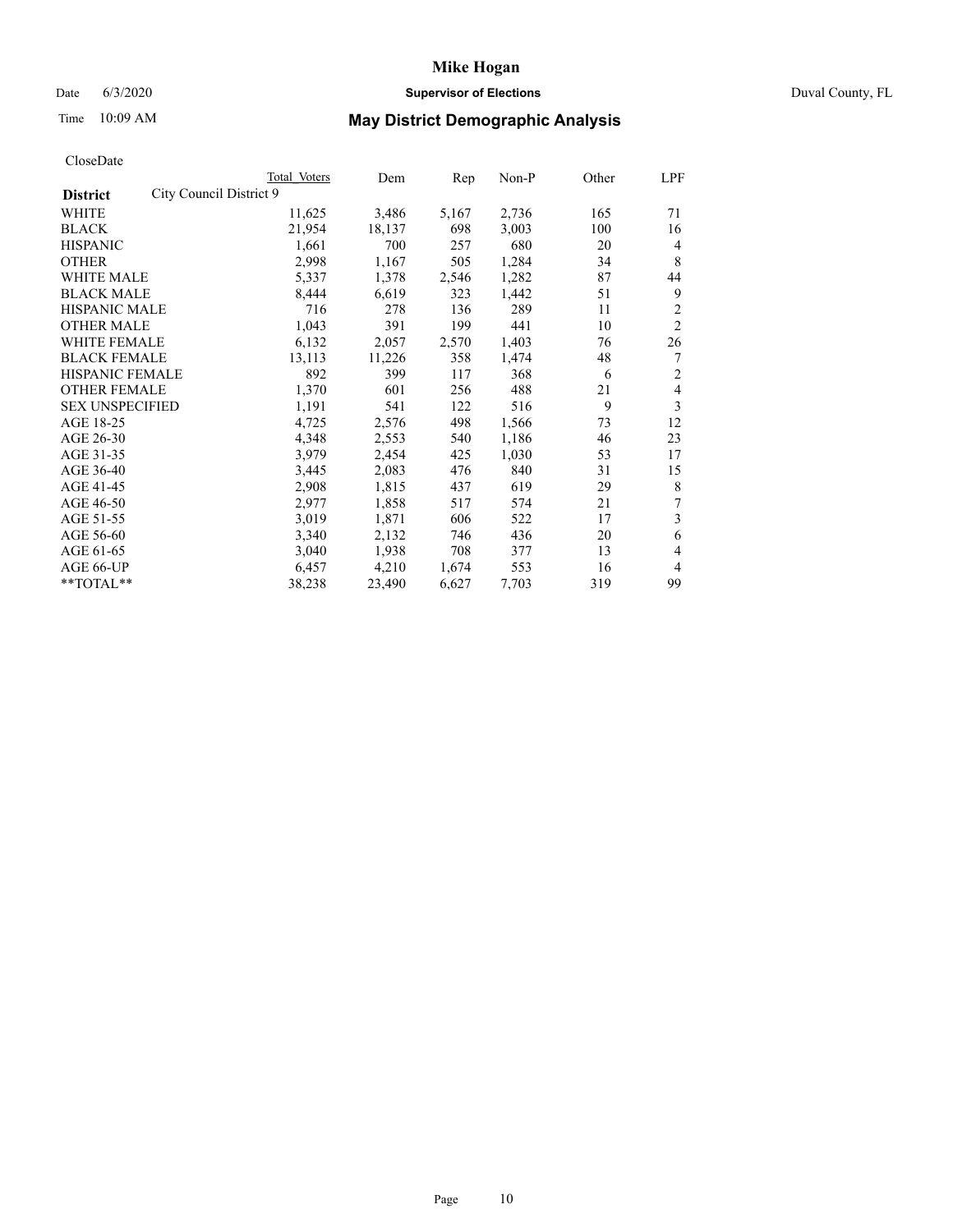# Mike Hogan

Date 6/3/2020 **Supervisor of Elections** Duval County, FL

Time 10:09 AM **May District Demographic Analysis**

CloseDate

| **District** | City Council District 9 | Total Voters | Dem | Rep | Non-P | Other | LPF |
|---|---|---|---|---|---|---|---|
| WHITE | | 11,625 | 3,486 | 5,167 | 2,736 | 165 | 71 |
| BLACK | | 21,954 | 18,137 | 698 | 3,003 | 100 | 16 |
| HISPANIC | | 1,661 | 700 | 257 | 680 | 20 | 4 |
| OTHER | | 2,998 | 1,167 | 505 | 1,284 | 34 | 8 |
| WHITE MALE | | 5,337 | 1,378 | 2,546 | 1,282 | 87 | 44 |
| BLACK MALE | | 8,444 | 6,619 | 323 | 1,442 | 51 | 9 |
| HISPANIC MALE | | 716 | 278 | 136 | 289 | 11 | 2 |
| OTHER MALE | | 1,043 | 391 | 199 | 441 | 10 | 2 |
| WHITE FEMALE | | 6,132 | 2,057 | 2,570 | 1,403 | 76 | 26 |
| BLACK FEMALE | | 13,113 | 11,226 | 358 | 1,474 | 48 | 7 |
| HISPANIC FEMALE | | 892 | 399 | 117 | 368 | 6 | 2 |
| OTHER FEMALE | | 1,370 | 601 | 256 | 488 | 21 | 4 |
| SEX UNSPECIFIED | | 1,191 | 541 | 122 | 516 | 9 | 3 |
| AGE 18-25 | | 4,725 | 2,576 | 498 | 1,566 | 73 | 12 |
| AGE 26-30 | | 4,348 | 2,553 | 540 | 1,186 | 46 | 23 |
| AGE 31-35 | | 3,979 | 2,454 | 425 | 1,030 | 53 | 17 |
| AGE 36-40 | | 3,445 | 2,083 | 476 | 840 | 31 | 15 |
| AGE 41-45 | | 2,908 | 1,815 | 437 | 619 | 29 | 8 |
| AGE 46-50 | | 2,977 | 1,858 | 517 | 574 | 21 | 7 |
| AGE 51-55 | | 3,019 | 1,871 | 606 | 522 | 17 | 3 |
| AGE 56-60 | | 3,340 | 2,132 | 746 | 436 | 20 | 6 |
| AGE 61-65 | | 3,040 | 1,938 | 708 | 377 | 13 | 4 |
| AGE 66-UP | | 6,457 | 4,210 | 1,674 | 553 | 16 | 4 |
| **TOTAL** | | 38,238 | 23,490 | 6,627 | 7,703 | 319 | 99 |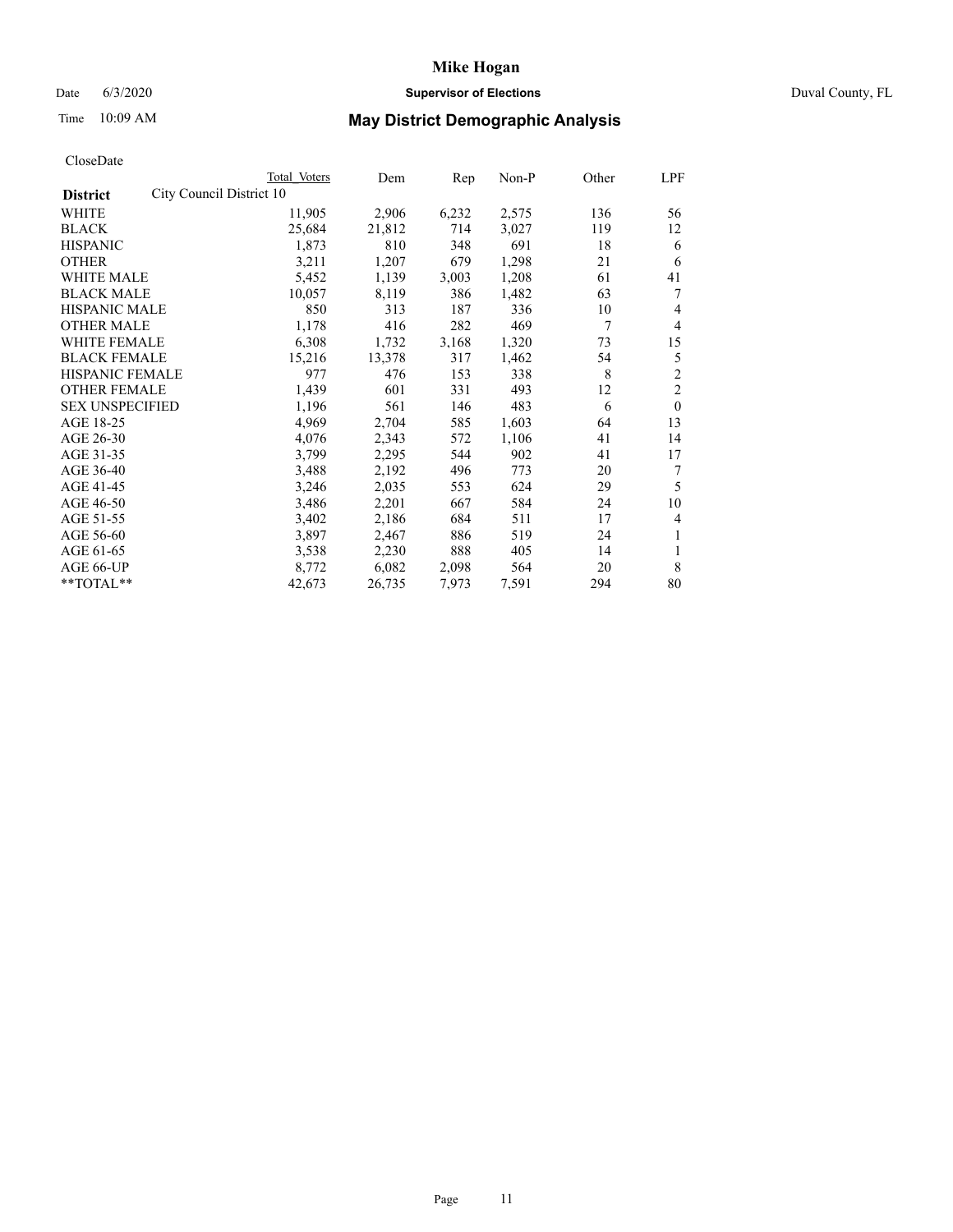CloseDate

| District | City Council District 10 | Total Voters | Dem | Rep | Non-P | Other | LPF |
|---|---|---|---|---|---|---|---|
| WHITE | | 11,905 | 2,906 | 6,232 | 2,575 | 136 | 56 |
| BLACK | | 25,684 | 21,812 | 714 | 3,027 | 119 | 12 |
| HISPANIC | | 1,873 | 810 | 348 | 691 | 18 | 6 |
| OTHER | | 3,211 | 1,207 | 679 | 1,298 | 21 | 6 |
| WHITE MALE | | 5,452 | 1,139 | 3,003 | 1,208 | 61 | 41 |
| BLACK MALE | | 10,057 | 8,119 | 386 | 1,482 | 63 | 7 |
| HISPANIC MALE | | 850 | 313 | 187 | 336 | 10 | 4 |
| OTHER MALE | | 1,178 | 416 | 282 | 469 | 7 | 4 |
| WHITE FEMALE | | 6,308 | 1,732 | 3,168 | 1,320 | 73 | 15 |
| BLACK FEMALE | | 15,216 | 13,378 | 317 | 1,462 | 54 | 5 |
| HISPANIC FEMALE | | 977 | 476 | 153 | 338 | 8 | 2 |
| OTHER FEMALE | | 1,439 | 601 | 331 | 493 | 12 | 2 |
| SEX UNSPECIFIED | | 1,196 | 561 | 146 | 483 | 6 | 0 |
| AGE 18-25 | | 4,969 | 2,704 | 585 | 1,603 | 64 | 13 |
| AGE 26-30 | | 4,076 | 2,343 | 572 | 1,106 | 41 | 14 |
| AGE 31-35 | | 3,799 | 2,295 | 544 | 902 | 41 | 17 |
| AGE 36-40 | | 3,488 | 2,192 | 496 | 773 | 20 | 7 |
| AGE 41-45 | | 3,246 | 2,035 | 553 | 624 | 29 | 5 |
| AGE 46-50 | | 3,486 | 2,201 | 667 | 584 | 24 | 10 |
| AGE 51-55 | | 3,402 | 2,186 | 684 | 511 | 17 | 4 |
| AGE 56-60 | | 3,897 | 2,467 | 886 | 519 | 24 | 1 |
| AGE 61-65 | | 3,538 | 2,230 | 888 | 405 | 14 | 1 |
| AGE 66-UP | | 8,772 | 6,082 | 2,098 | 564 | 20 | 8 |
| **TOTAL** | | 42,673 | 26,735 | 7,973 | 7,591 | 294 | 80 |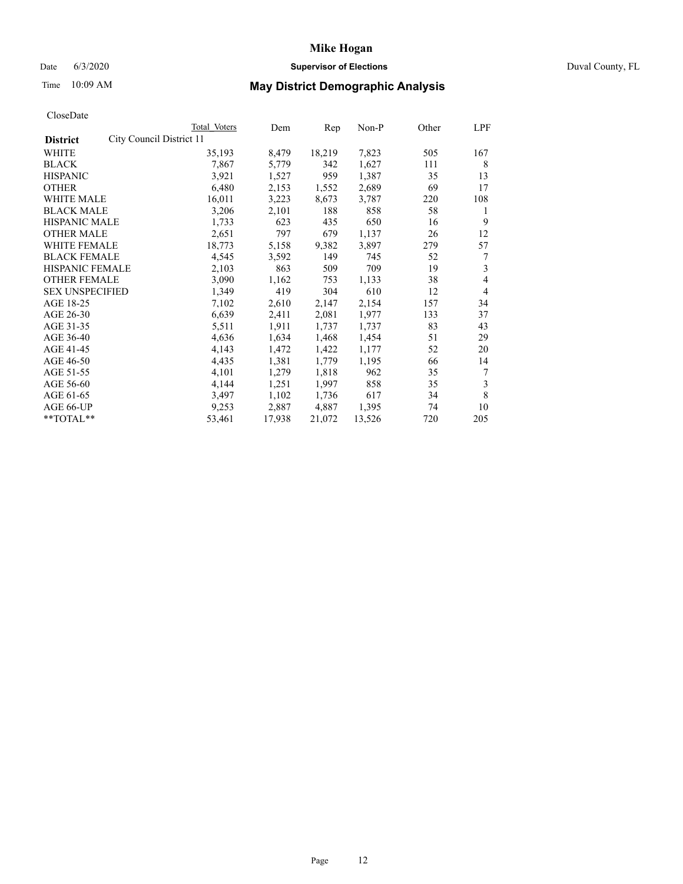# Mike Hogan

Date 6/3/2020 **Supervisor of Elections** Duval County, FL

Time 10:09 AM **May District Demographic Analysis**

CloseDate

| District | City Council District 11 | Total Voters | Dem | Rep | Non-P | Other | LPF |
|---|---|---|---|---|---|---|---|
| WHITE | | 35,193 | 8,479 | 18,219 | 7,823 | 505 | 167 |
| BLACK | | 7,867 | 5,779 | 342 | 1,627 | 111 | 8 |
| HISPANIC | | 3,921 | 1,527 | 959 | 1,387 | 35 | 13 |
| OTHER | | 6,480 | 2,153 | 1,552 | 2,689 | 69 | 17 |
| WHITE MALE | | 16,011 | 3,223 | 8,673 | 3,787 | 220 | 108 |
| BLACK MALE | | 3,206 | 2,101 | 188 | 858 | 58 | 1 |
| HISPANIC MALE | | 1,733 | 623 | 435 | 650 | 16 | 9 |
| OTHER MALE | | 2,651 | 797 | 679 | 1,137 | 26 | 12 |
| WHITE FEMALE | | 18,773 | 5,158 | 9,382 | 3,897 | 279 | 57 |
| BLACK FEMALE | | 4,545 | 3,592 | 149 | 745 | 52 | 7 |
| HISPANIC FEMALE | | 2,103 | 863 | 509 | 709 | 19 | 3 |
| OTHER FEMALE | | 3,090 | 1,162 | 753 | 1,133 | 38 | 4 |
| SEX UNSPECIFIED | | 1,349 | 419 | 304 | 610 | 12 | 4 |
| AGE 18-25 | | 7,102 | 2,610 | 2,147 | 2,154 | 157 | 34 |
| AGE 26-30 | | 6,639 | 2,411 | 2,081 | 1,977 | 133 | 37 |
| AGE 31-35 | | 5,511 | 1,911 | 1,737 | 1,737 | 83 | 43 |
| AGE 36-40 | | 4,636 | 1,634 | 1,468 | 1,454 | 51 | 29 |
| AGE 41-45 | | 4,143 | 1,472 | 1,422 | 1,177 | 52 | 20 |
| AGE 46-50 | | 4,435 | 1,381 | 1,779 | 1,195 | 66 | 14 |
| AGE 51-55 | | 4,101 | 1,279 | 1,818 | 962 | 35 | 7 |
| AGE 56-60 | | 4,144 | 1,251 | 1,997 | 858 | 35 | 3 |
| AGE 61-65 | | 3,497 | 1,102 | 1,736 | 617 | 34 | 8 |
| AGE 66-UP | | 9,253 | 2,887 | 4,887 | 1,395 | 74 | 10 |
| **TOTAL** | | 53,461 | 17,938 | 21,072 | 13,526 | 720 | 205 |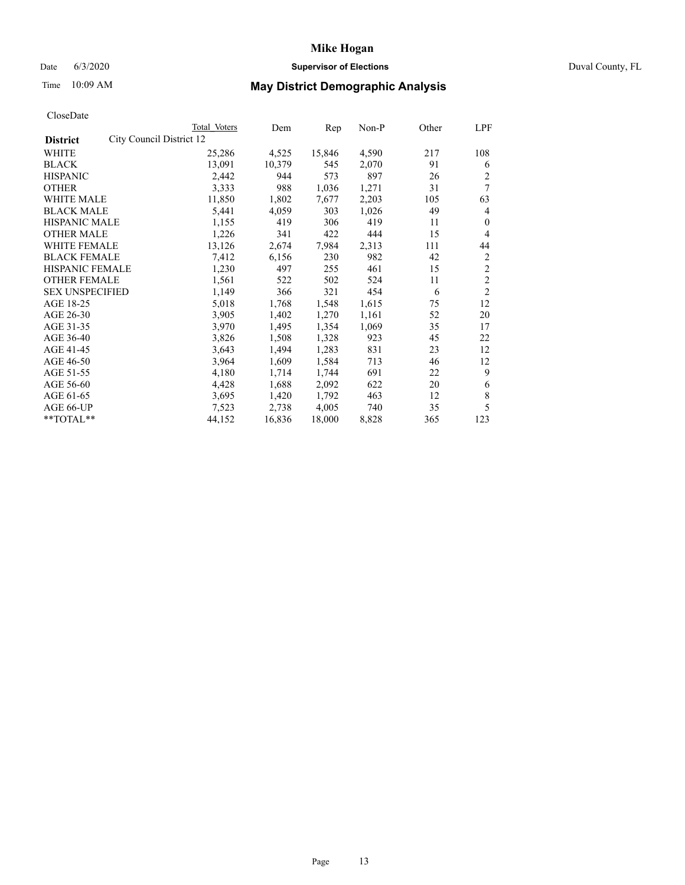# Mike Hogan

Date 6/3/2020 **Supervisor of Elections** Duval County, FL

Time 10:09 AM **May District Demographic Analysis**

CloseDate

| District | City Council District 12 Total Voters | Dem | Rep | Non-P | Other | LPF |
|---|---|---|---|---|---|---|
| WHITE | 25,286 | 4,525 | 15,846 | 4,590 | 217 | 108 |
| BLACK | 13,091 | 10,379 | 545 | 2,070 | 91 | 6 |
| HISPANIC | 2,442 | 944 | 573 | 897 | 26 | 2 |
| OTHER | 3,333 | 988 | 1,036 | 1,271 | 31 | 7 |
| WHITE MALE | 11,850 | 1,802 | 7,677 | 2,203 | 105 | 63 |
| BLACK MALE | 5,441 | 4,059 | 303 | 1,026 | 49 | 4 |
| HISPANIC MALE | 1,155 | 419 | 306 | 419 | 11 | 0 |
| OTHER MALE | 1,226 | 341 | 422 | 444 | 15 | 4 |
| WHITE FEMALE | 13,126 | 2,674 | 7,984 | 2,313 | 111 | 44 |
| BLACK FEMALE | 7,412 | 6,156 | 230 | 982 | 42 | 2 |
| HISPANIC FEMALE | 1,230 | 497 | 255 | 461 | 15 | 2 |
| OTHER FEMALE | 1,561 | 522 | 502 | 524 | 11 | 2 |
| SEX UNSPECIFIED | 1,149 | 366 | 321 | 454 | 6 | 2 |
| AGE 18-25 | 5,018 | 1,768 | 1,548 | 1,615 | 75 | 12 |
| AGE 26-30 | 3,905 | 1,402 | 1,270 | 1,161 | 52 | 20 |
| AGE 31-35 | 3,970 | 1,495 | 1,354 | 1,069 | 35 | 17 |
| AGE 36-40 | 3,826 | 1,508 | 1,328 | 923 | 45 | 22 |
| AGE 41-45 | 3,643 | 1,494 | 1,283 | 831 | 23 | 12 |
| AGE 46-50 | 3,964 | 1,609 | 1,584 | 713 | 46 | 12 |
| AGE 51-55 | 4,180 | 1,714 | 1,744 | 691 | 22 | 9 |
| AGE 56-60 | 4,428 | 1,688 | 2,092 | 622 | 20 | 6 |
| AGE 61-65 | 3,695 | 1,420 | 1,792 | 463 | 12 | 8 |
| AGE 66-UP | 7,523 | 2,738 | 4,005 | 740 | 35 | 5 |
| **TOTAL** | 44,152 | 16,836 | 18,000 | 8,828 | 365 | 123 |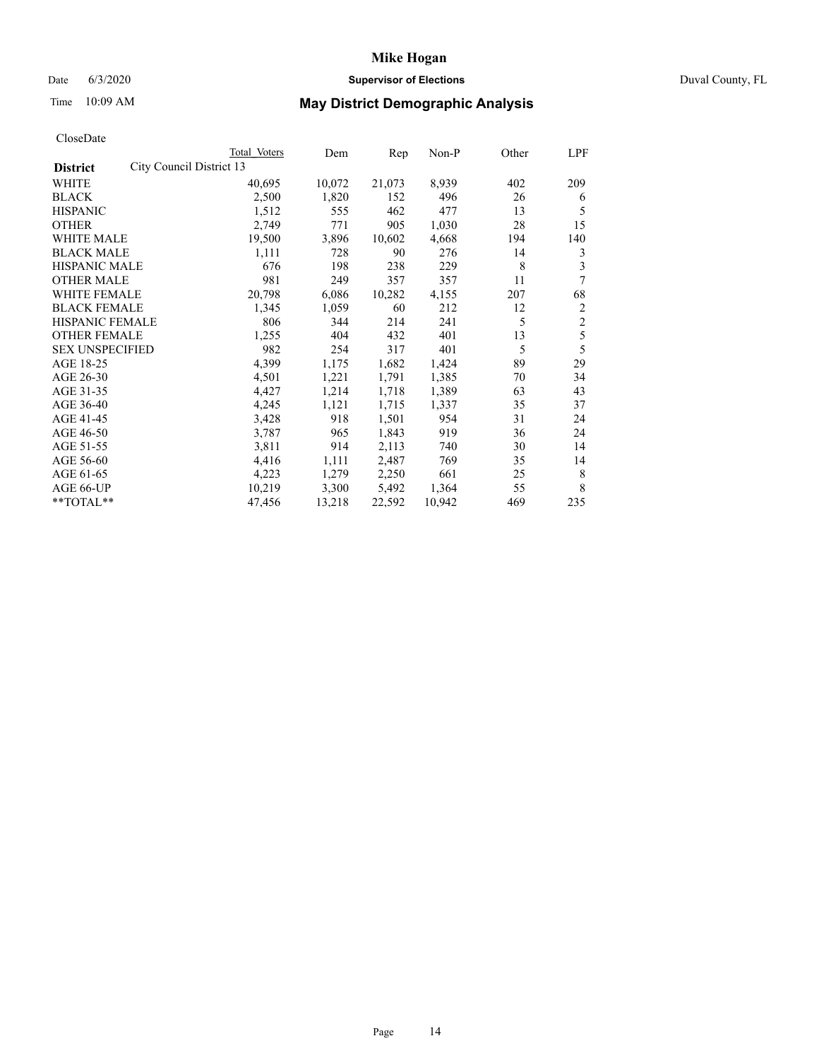# Mike Hogan

Date 6/3/2020 **Supervisor of Elections** Duval County, FL

Time 10:09 AM **May District Demographic Analysis**

CloseDate

| District | City Council District 13 | Total Voters | Dem | Rep | Non-P | Other | LPF |
|---|---|---|---|---|---|---|---|
| WHITE | | 40,695 | 10,072 | 21,073 | 8,939 | 402 | 209 |
| BLACK | | 2,500 | 1,820 | 152 | 496 | 26 | 6 |
| HISPANIC | | 1,512 | 555 | 462 | 477 | 13 | 5 |
| OTHER | | 2,749 | 771 | 905 | 1,030 | 28 | 15 |
| WHITE MALE | | 19,500 | 3,896 | 10,602 | 4,668 | 194 | 140 |
| BLACK MALE | | 1,111 | 728 | 90 | 276 | 14 | 3 |
| HISPANIC MALE | | 676 | 198 | 238 | 229 | 8 | 3 |
| OTHER MALE | | 981 | 249 | 357 | 357 | 11 | 7 |
| WHITE FEMALE | | 20,798 | 6,086 | 10,282 | 4,155 | 207 | 68 |
| BLACK FEMALE | | 1,345 | 1,059 | 60 | 212 | 12 | 2 |
| HISPANIC FEMALE | | 806 | 344 | 214 | 241 | 5 | 2 |
| OTHER FEMALE | | 1,255 | 404 | 432 | 401 | 13 | 5 |
| SEX UNSPECIFIED | | 982 | 254 | 317 | 401 | 5 | 5 |
| AGE 18-25 | | 4,399 | 1,175 | 1,682 | 1,424 | 89 | 29 |
| AGE 26-30 | | 4,501 | 1,221 | 1,791 | 1,385 | 70 | 34 |
| AGE 31-35 | | 4,427 | 1,214 | 1,718 | 1,389 | 63 | 43 |
| AGE 36-40 | | 4,245 | 1,121 | 1,715 | 1,337 | 35 | 37 |
| AGE 41-45 | | 3,428 | 918 | 1,501 | 954 | 31 | 24 |
| AGE 46-50 | | 3,787 | 965 | 1,843 | 919 | 36 | 24 |
| AGE 51-55 | | 3,811 | 914 | 2,113 | 740 | 30 | 14 |
| AGE 56-60 | | 4,416 | 1,111 | 2,487 | 769 | 35 | 14 |
| AGE 61-65 | | 4,223 | 1,279 | 2,250 | 661 | 25 | 8 |
| AGE 66-UP | | 10,219 | 3,300 | 5,492 | 1,364 | 55 | 8 |
| **TOTAL** | | 47,456 | 13,218 | 22,592 | 10,942 | 469 | 235 |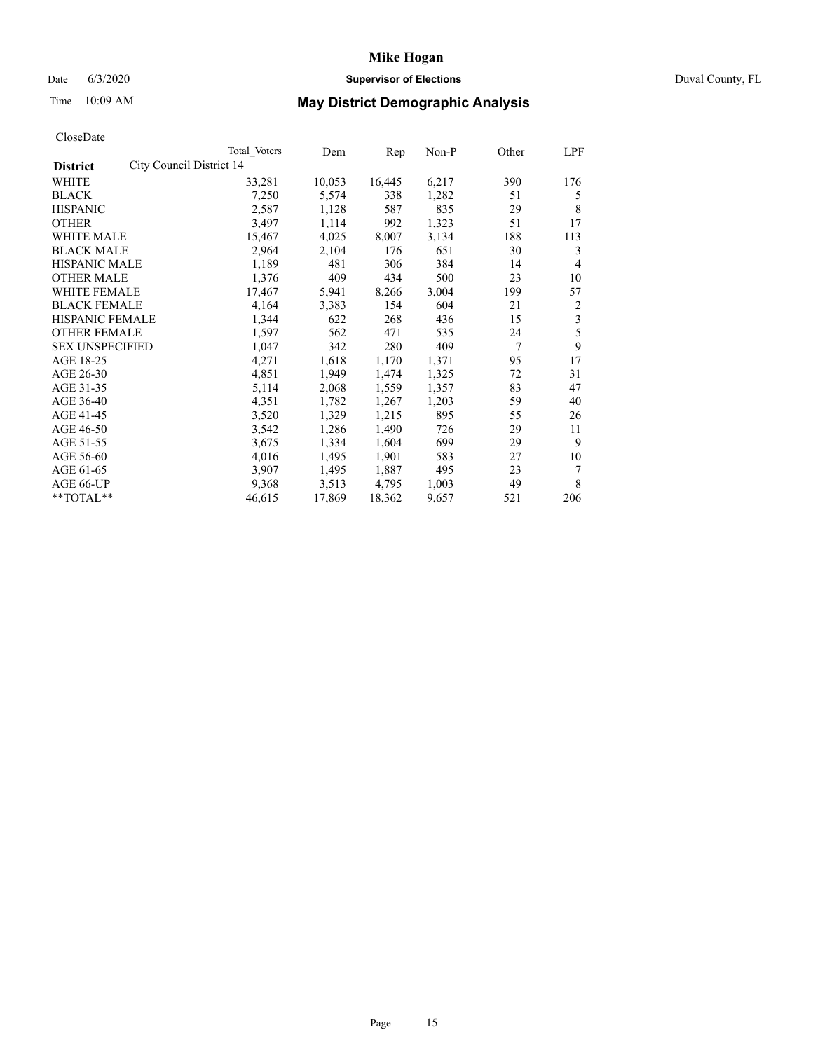# Mike Hogan

Date 6/3/2020 **Supervisor of Elections** Duval County, FL

Time 10:09 AM **May District Demographic Analysis**

CloseDate

| | Total Voters | Dem | Rep | Non-P | Other | LPF |
|---|---|---|---|---|---|---|
| **District** City Council District 14 | | | | | | |
| WHITE | 33,281 | 10,053 | 16,445 | 6,217 | 390 | 176 |
| BLACK | 7,250 | 5,574 | 338 | 1,282 | 51 | 5 |
| HISPANIC | 2,587 | 1,128 | 587 | 835 | 29 | 8 |
| OTHER | 3,497 | 1,114 | 992 | 1,323 | 51 | 17 |
| WHITE MALE | 15,467 | 4,025 | 8,007 | 3,134 | 188 | 113 |
| BLACK MALE | 2,964 | 2,104 | 176 | 651 | 30 | 3 |
| HISPANIC MALE | 1,189 | 481 | 306 | 384 | 14 | 4 |
| OTHER MALE | 1,376 | 409 | 434 | 500 | 23 | 10 |
| WHITE FEMALE | 17,467 | 5,941 | 8,266 | 3,004 | 199 | 57 |
| BLACK FEMALE | 4,164 | 3,383 | 154 | 604 | 21 | 2 |
| HISPANIC FEMALE | 1,344 | 622 | 268 | 436 | 15 | 3 |
| OTHER FEMALE | 1,597 | 562 | 471 | 535 | 24 | 5 |
| SEX UNSPECIFIED | 1,047 | 342 | 280 | 409 | 7 | 9 |
| AGE 18-25 | 4,271 | 1,618 | 1,170 | 1,371 | 95 | 17 |
| AGE 26-30 | 4,851 | 1,949 | 1,474 | 1,325 | 72 | 31 |
| AGE 31-35 | 5,114 | 2,068 | 1,559 | 1,357 | 83 | 47 |
| AGE 36-40 | 4,351 | 1,782 | 1,267 | 1,203 | 59 | 40 |
| AGE 41-45 | 3,520 | 1,329 | 1,215 | 895 | 55 | 26 |
| AGE 46-50 | 3,542 | 1,286 | 1,490 | 726 | 29 | 11 |
| AGE 51-55 | 3,675 | 1,334 | 1,604 | 699 | 29 | 9 |
| AGE 56-60 | 4,016 | 1,495 | 1,901 | 583 | 27 | 10 |
| AGE 61-65 | 3,907 | 1,495 | 1,887 | 495 | 23 | 7 |
| AGE 66-UP | 9,368 | 3,513 | 4,795 | 1,003 | 49 | 8 |
| **TOTAL** | 46,615 | 17,869 | 18,362 | 9,657 | 521 | 206 |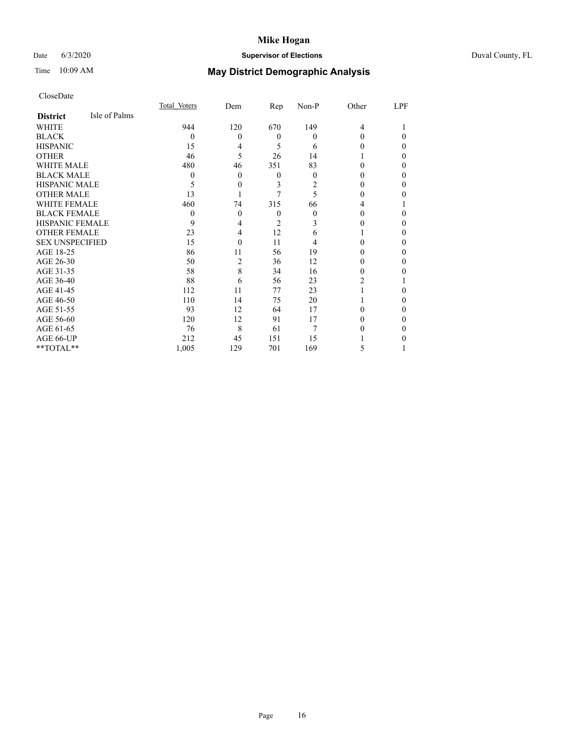# Mike Hogan

Date 6/3/2020 **Supervisor of Elections** Duval County, FL

Time 10:09 AM **May District Demographic Analysis**

CloseDate

| **District** Isle of Palms | Total Voters | Dem | Rep | Non-P | Other | LPF |
|---|---|---|---|---|---|---|
| WHITE | 944 | 120 | 670 | 149 | 4 | 1 |
| BLACK | 0 | 0 | 0 | 0 | 0 | 0 |
| HISPANIC | 15 | 4 | 5 | 6 | 0 | 0 |
| OTHER | 46 | 5 | 26 | 14 | 1 | 0 |
| WHITE MALE | 480 | 46 | 351 | 83 | 0 | 0 |
| BLACK MALE | 0 | 0 | 0 | 0 | 0 | 0 |
| HISPANIC MALE | 5 | 0 | 3 | 2 | 0 | 0 |
| OTHER MALE | 13 | 1 | 7 | 5 | 0 | 0 |
| WHITE FEMALE | 460 | 74 | 315 | 66 | 4 | 1 |
| BLACK FEMALE | 0 | 0 | 0 | 0 | 0 | 0 |
| HISPANIC FEMALE | 9 | 4 | 2 | 3 | 0 | 0 |
| OTHER FEMALE | 23 | 4 | 12 | 6 | 1 | 0 |
| SEX UNSPECIFIED | 15 | 0 | 11 | 4 | 0 | 0 |
| AGE 18-25 | 86 | 11 | 56 | 19 | 0 | 0 |
| AGE 26-30 | 50 | 2 | 36 | 12 | 0 | 0 |
| AGE 31-35 | 58 | 8 | 34 | 16 | 0 | 0 |
| AGE 36-40 | 88 | 6 | 56 | 23 | 2 | 1 |
| AGE 41-45 | 112 | 11 | 77 | 23 | 1 | 0 |
| AGE 46-50 | 110 | 14 | 75 | 20 | 1 | 0 |
| AGE 51-55 | 93 | 12 | 64 | 17 | 0 | 0 |
| AGE 56-60 | 120 | 12 | 91 | 17 | 0 | 0 |
| AGE 61-65 | 76 | 8 | 61 | 7 | 0 | 0 |
| AGE 66-UP | 212 | 45 | 151 | 15 | 1 | 0 |
| **TOTAL** | 1,005 | 129 | 701 | 169 | 5 | 1 |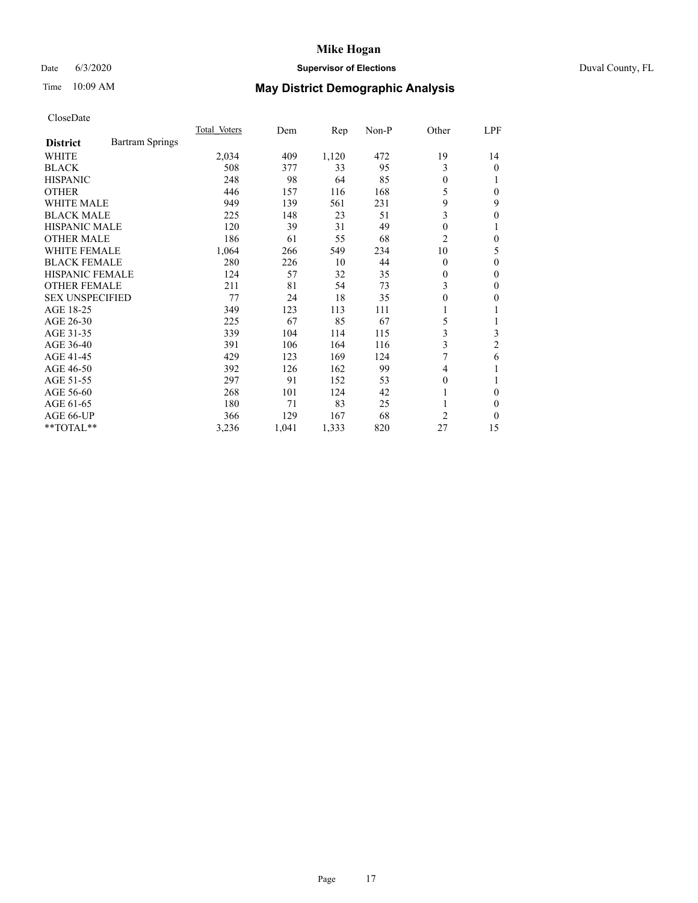# Mike Hogan

Date 6/3/2020 **Supervisor of Elections** Duval County, FL

Time 10:09 AM **May District Demographic Analysis**

CloseDate

| **District** | Bartram Springs | Total Voters | Dem | Rep | Non-P | Other | LPF |
|---|---|---|---|---|---|---|---|
| WHITE | | 2,034 | 409 | 1,120 | 472 | 19 | 14 |
| BLACK | | 508 | 377 | 33 | 95 | 3 | 0 |
| HISPANIC | | 248 | 98 | 64 | 85 | 0 | 1 |
| OTHER | | 446 | 157 | 116 | 168 | 5 | 0 |
| WHITE MALE | | 949 | 139 | 561 | 231 | 9 | 9 |
| BLACK MALE | | 225 | 148 | 23 | 51 | 3 | 0 |
| HISPANIC MALE | | 120 | 39 | 31 | 49 | 0 | 1 |
| OTHER MALE | | 186 | 61 | 55 | 68 | 2 | 0 |
| WHITE FEMALE | | 1,064 | 266 | 549 | 234 | 10 | 5 |
| BLACK FEMALE | | 280 | 226 | 10 | 44 | 0 | 0 |
| HISPANIC FEMALE | | 124 | 57 | 32 | 35 | 0 | 0 |
| OTHER FEMALE | | 211 | 81 | 54 | 73 | 3 | 0 |
| SEX UNSPECIFIED | | 77 | 24 | 18 | 35 | 0 | 0 |
| AGE 18-25 | | 349 | 123 | 113 | 111 | 1 | 1 |
| AGE 26-30 | | 225 | 67 | 85 | 67 | 5 | 1 |
| AGE 31-35 | | 339 | 104 | 114 | 115 | 3 | 3 |
| AGE 36-40 | | 391 | 106 | 164 | 116 | 3 | 2 |
| AGE 41-45 | | 429 | 123 | 169 | 124 | 7 | 6 |
| AGE 46-50 | | 392 | 126 | 162 | 99 | 4 | 1 |
| AGE 51-55 | | 297 | 91 | 152 | 53 | 0 | 1 |
| AGE 56-60 | | 268 | 101 | 124 | 42 | 1 | 0 |
| AGE 61-65 | | 180 | 71 | 83 | 25 | 1 | 0 |
| AGE 66-UP | | 366 | 129 | 167 | 68 | 2 | 0 |
| **TOTAL** | | 3,236 | 1,041 | 1,333 | 820 | 27 | 15 |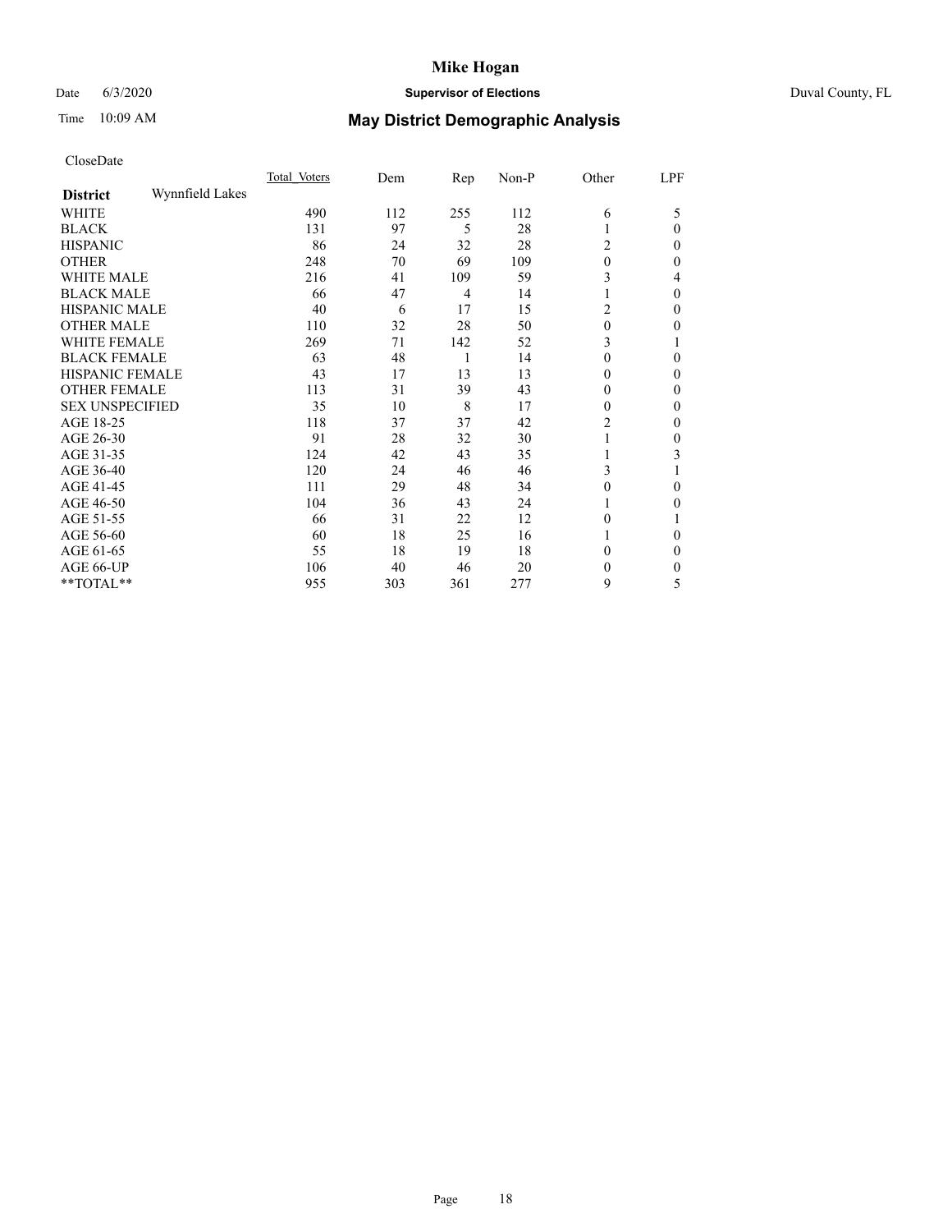# Mike Hogan

Date 6/3/2020 **Supervisor of Elections** Duval County, FL

Time 10:09 AM

## May District Demographic Analysis

CloseDate

| **District** Wynnfield Lakes | Total Voters | Dem | Rep | Non-P | Other | LPF |
|---|---|---|---|---|---|---|
| WHITE | 490 | 112 | 255 | 112 | 6 | 5 |
| BLACK | 131 | 97 | 5 | 28 | 1 | 0 |
| HISPANIC | 86 | 24 | 32 | 28 | 2 | 0 |
| OTHER | 248 | 70 | 69 | 109 | 0 | 0 |
| WHITE MALE | 216 | 41 | 109 | 59 | 3 | 4 |
| BLACK MALE | 66 | 47 | 4 | 14 | 1 | 0 |
| HISPANIC MALE | 40 | 6 | 17 | 15 | 2 | 0 |
| OTHER MALE | 110 | 32 | 28 | 50 | 0 | 0 |
| WHITE FEMALE | 269 | 71 | 142 | 52 | 3 | 1 |
| BLACK FEMALE | 63 | 48 | 1 | 14 | 0 | 0 |
| HISPANIC FEMALE | 43 | 17 | 13 | 13 | 0 | 0 |
| OTHER FEMALE | 113 | 31 | 39 | 43 | 0 | 0 |
| SEX UNSPECIFIED | 35 | 10 | 8 | 17 | 0 | 0 |
| AGE 18-25 | 118 | 37 | 37 | 42 | 2 | 0 |
| AGE 26-30 | 91 | 28 | 32 | 30 | 1 | 0 |
| AGE 31-35 | 124 | 42 | 43 | 35 | 1 | 3 |
| AGE 36-40 | 120 | 24 | 46 | 46 | 3 | 1 |
| AGE 41-45 | 111 | 29 | 48 | 34 | 0 | 0 |
| AGE 46-50 | 104 | 36 | 43 | 24 | 1 | 0 |
| AGE 51-55 | 66 | 31 | 22 | 12 | 0 | 1 |
| AGE 56-60 | 60 | 18 | 25 | 16 | 1 | 0 |
| AGE 61-65 | 55 | 18 | 19 | 18 | 0 | 0 |
| AGE 66-UP | 106 | 40 | 46 | 20 | 0 | 0 |
| **TOTAL** | 955 | 303 | 361 | 277 | 9 | 5 |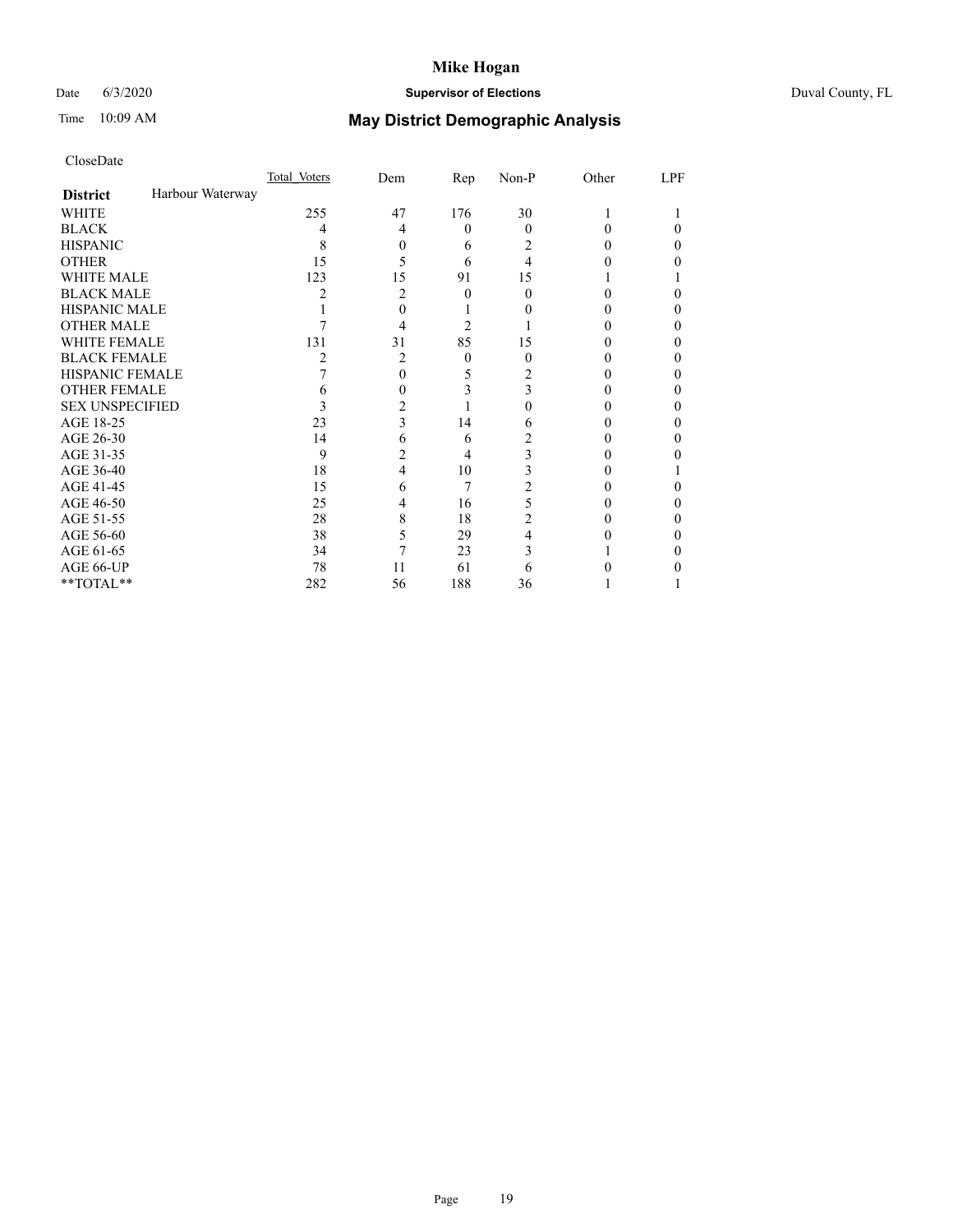# Mike Hogan

Date 6/3/2020 **Supervisor of Elections** Duval County, FL

Time 10:09 AM

## May District Demographic Analysis

CloseDate

| | Total Voters | Dem | Rep | Non-P | Other | LPF |
|---|---|---|---|---|---|---|
| **District** Harbour Waterway | | | | | | |
| WHITE | 255 | 47 | 176 | 30 | 1 | 1 |
| BLACK | 4 | 4 | 0 | 0 | 0 | 0 |
| HISPANIC | 8 | 0 | 6 | 2 | 0 | 0 |
| OTHER | 15 | 5 | 6 | 4 | 0 | 0 |
| WHITE MALE | 123 | 15 | 91 | 15 | 1 | 1 |
| BLACK MALE | 2 | 2 | 0 | 0 | 0 | 0 |
| HISPANIC MALE | 1 | 0 | 1 | 0 | 0 | 0 |
| OTHER MALE | 7 | 4 | 2 | 1 | 0 | 0 |
| WHITE FEMALE | 131 | 31 | 85 | 15 | 0 | 0 |
| BLACK FEMALE | 2 | 2 | 0 | 0 | 0 | 0 |
| HISPANIC FEMALE | 7 | 0 | 5 | 2 | 0 | 0 |
| OTHER FEMALE | 6 | 0 | 3 | 3 | 0 | 0 |
| SEX UNSPECIFIED | 3 | 2 | 1 | 0 | 0 | 0 |
| AGE 18-25 | 23 | 3 | 14 | 6 | 0 | 0 |
| AGE 26-30 | 14 | 6 | 6 | 2 | 0 | 0 |
| AGE 31-35 | 9 | 2 | 4 | 3 | 0 | 0 |
| AGE 36-40 | 18 | 4 | 10 | 3 | 0 | 1 |
| AGE 41-45 | 15 | 6 | 7 | 2 | 0 | 0 |
| AGE 46-50 | 25 | 4 | 16 | 5 | 0 | 0 |
| AGE 51-55 | 28 | 8 | 18 | 2 | 0 | 0 |
| AGE 56-60 | 38 | 5 | 29 | 4 | 0 | 0 |
| AGE 61-65 | 34 | 7 | 23 | 3 | 1 | 0 |
| AGE 66-UP | 78 | 11 | 61 | 6 | 0 | 0 |
| **TOTAL** | 282 | 56 | 188 | 36 | 1 | 1 |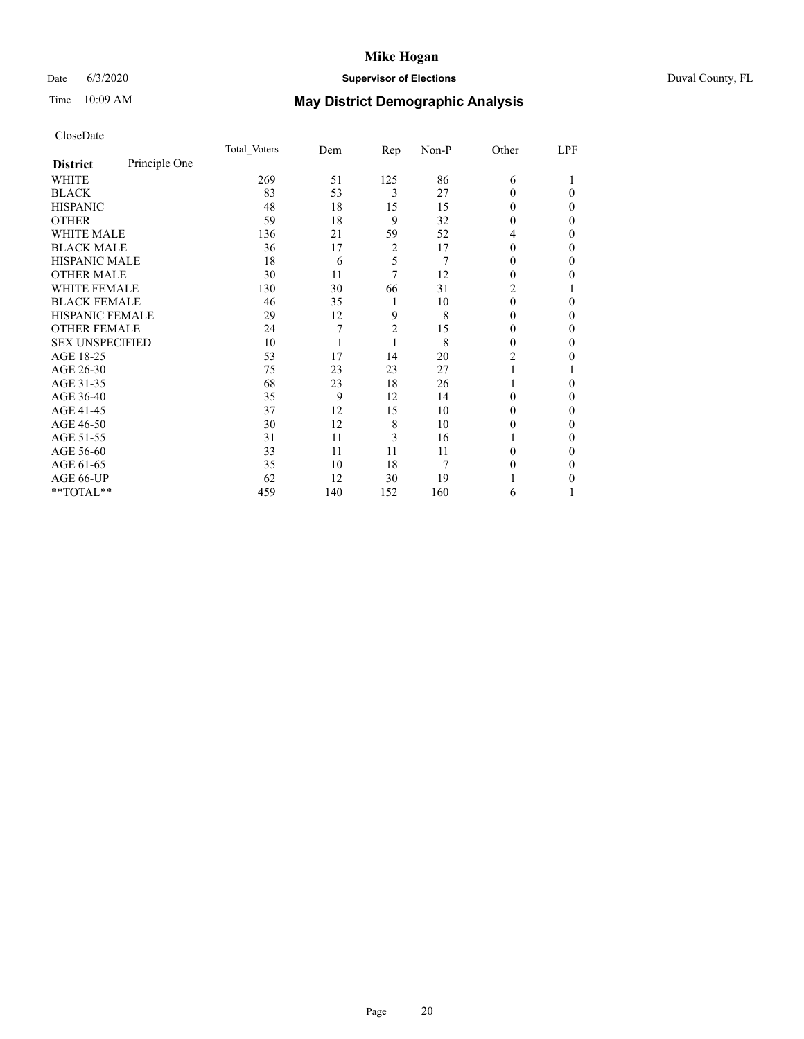# Mike Hogan

Date 6/3/2020 **Supervisor of Elections** Duval County, FL

Time 10:09 AM **May District Demographic Analysis**

CloseDate

| **District** Principle One | Total Voters | Dem | Rep | Non-P | Other | LPF |
|---|---|---|---|---|---|---|
| WHITE | 269 | 51 | 125 | 86 | 6 | 1 |
| BLACK | 83 | 53 | 3 | 27 | 0 | 0 |
| HISPANIC | 48 | 18 | 15 | 15 | 0 | 0 |
| OTHER | 59 | 18 | 9 | 32 | 0 | 0 |
| WHITE MALE | 136 | 21 | 59 | 52 | 4 | 0 |
| BLACK MALE | 36 | 17 | 2 | 17 | 0 | 0 |
| HISPANIC MALE | 18 | 6 | 5 | 7 | 0 | 0 |
| OTHER MALE | 30 | 11 | 7 | 12 | 0 | 0 |
| WHITE FEMALE | 130 | 30 | 66 | 31 | 2 | 1 |
| BLACK FEMALE | 46 | 35 | 1 | 10 | 0 | 0 |
| HISPANIC FEMALE | 29 | 12 | 9 | 8 | 0 | 0 |
| OTHER FEMALE | 24 | 7 | 2 | 15 | 0 | 0 |
| SEX UNSPECIFIED | 10 | 1 | 1 | 8 | 0 | 0 |
| AGE 18-25 | 53 | 17 | 14 | 20 | 2 | 0 |
| AGE 26-30 | 75 | 23 | 23 | 27 | 1 | 1 |
| AGE 31-35 | 68 | 23 | 18 | 26 | 1 | 0 |
| AGE 36-40 | 35 | 9 | 12 | 14 | 0 | 0 |
| AGE 41-45 | 37 | 12 | 15 | 10 | 0 | 0 |
| AGE 46-50 | 30 | 12 | 8 | 10 | 0 | 0 |
| AGE 51-55 | 31 | 11 | 3 | 16 | 1 | 0 |
| AGE 56-60 | 33 | 11 | 11 | 11 | 0 | 0 |
| AGE 61-65 | 35 | 10 | 18 | 7 | 0 | 0 |
| AGE 66-UP | 62 | 12 | 30 | 19 | 1 | 0 |
| **TOTAL** | 459 | 140 | 152 | 160 | 6 | 1 |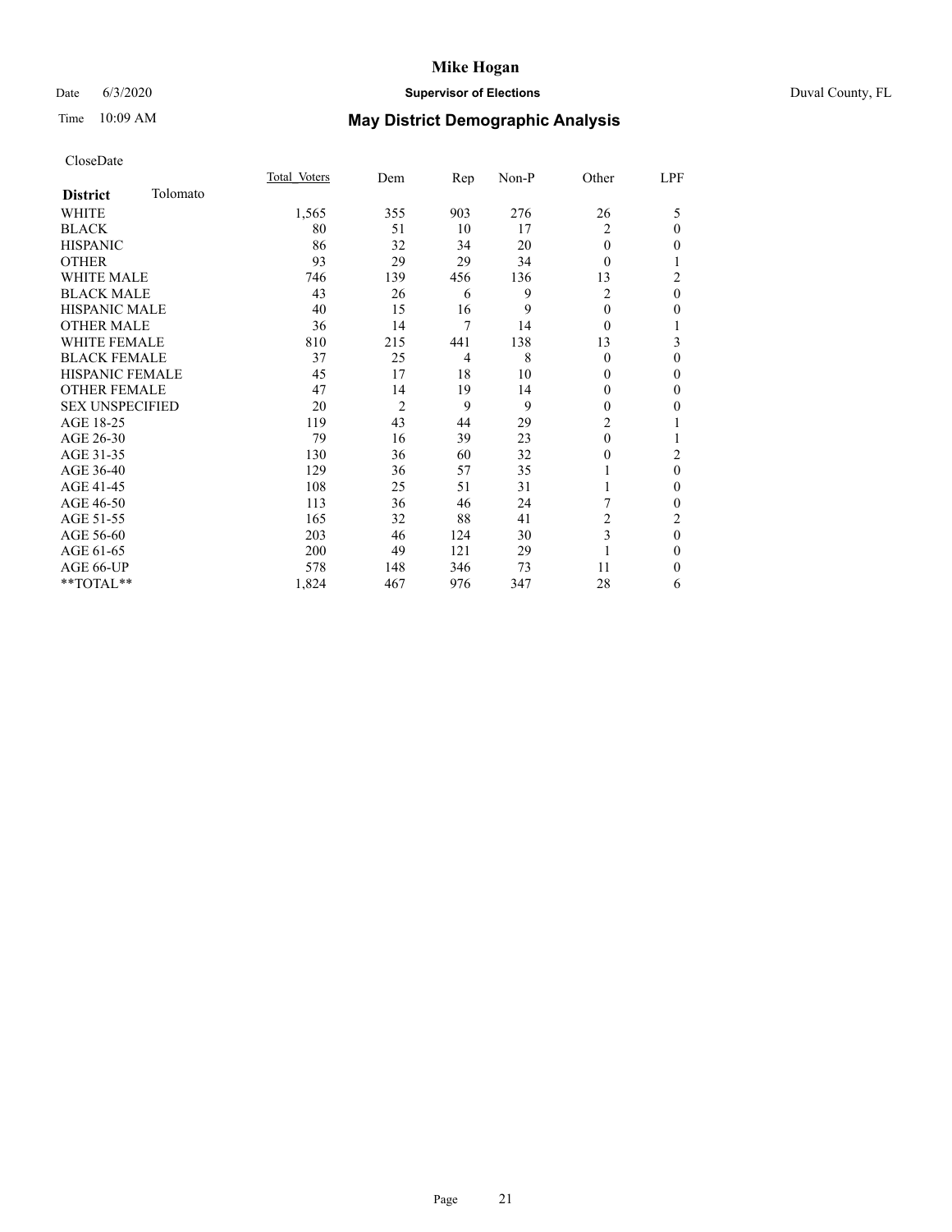# Mike Hogan

Date 6/3/2020 **Supervisor of Elections** Duval County, FL

Time 10:09 AM **May District Demographic Analysis**

CloseDate

| **District** Tolomato | Total Voters | Dem | Rep | Non-P | Other | LPF |
|---|---|---|---|---|---|---|
| WHITE | 1,565 | 355 | 903 | 276 | 26 | 5 |
| BLACK | 80 | 51 | 10 | 17 | 2 | 0 |
| HISPANIC | 86 | 32 | 34 | 20 | 0 | 0 |
| OTHER | 93 | 29 | 29 | 34 | 0 | 1 |
| WHITE MALE | 746 | 139 | 456 | 136 | 13 | 2 |
| BLACK MALE | 43 | 26 | 6 | 9 | 2 | 0 |
| HISPANIC MALE | 40 | 15 | 16 | 9 | 0 | 0 |
| OTHER MALE | 36 | 14 | 7 | 14 | 0 | 1 |
| WHITE FEMALE | 810 | 215 | 441 | 138 | 13 | 3 |
| BLACK FEMALE | 37 | 25 | 4 | 8 | 0 | 0 |
| HISPANIC FEMALE | 45 | 17 | 18 | 10 | 0 | 0 |
| OTHER FEMALE | 47 | 14 | 19 | 14 | 0 | 0 |
| SEX UNSPECIFIED | 20 | 2 | 9 | 9 | 0 | 0 |
| AGE 18-25 | 119 | 43 | 44 | 29 | 2 | 1 |
| AGE 26-30 | 79 | 16 | 39 | 23 | 0 | 1 |
| AGE 31-35 | 130 | 36 | 60 | 32 | 0 | 2 |
| AGE 36-40 | 129 | 36 | 57 | 35 | 1 | 0 |
| AGE 41-45 | 108 | 25 | 51 | 31 | 1 | 0 |
| AGE 46-50 | 113 | 36 | 46 | 24 | 7 | 0 |
| AGE 51-55 | 165 | 32 | 88 | 41 | 2 | 2 |
| AGE 56-60 | 203 | 46 | 124 | 30 | 3 | 0 |
| AGE 61-65 | 200 | 49 | 121 | 29 | 1 | 0 |
| AGE 66-UP | 578 | 148 | 346 | 73 | 11 | 0 |
| **TOTAL** | 1,824 | 467 | 976 | 347 | 28 | 6 |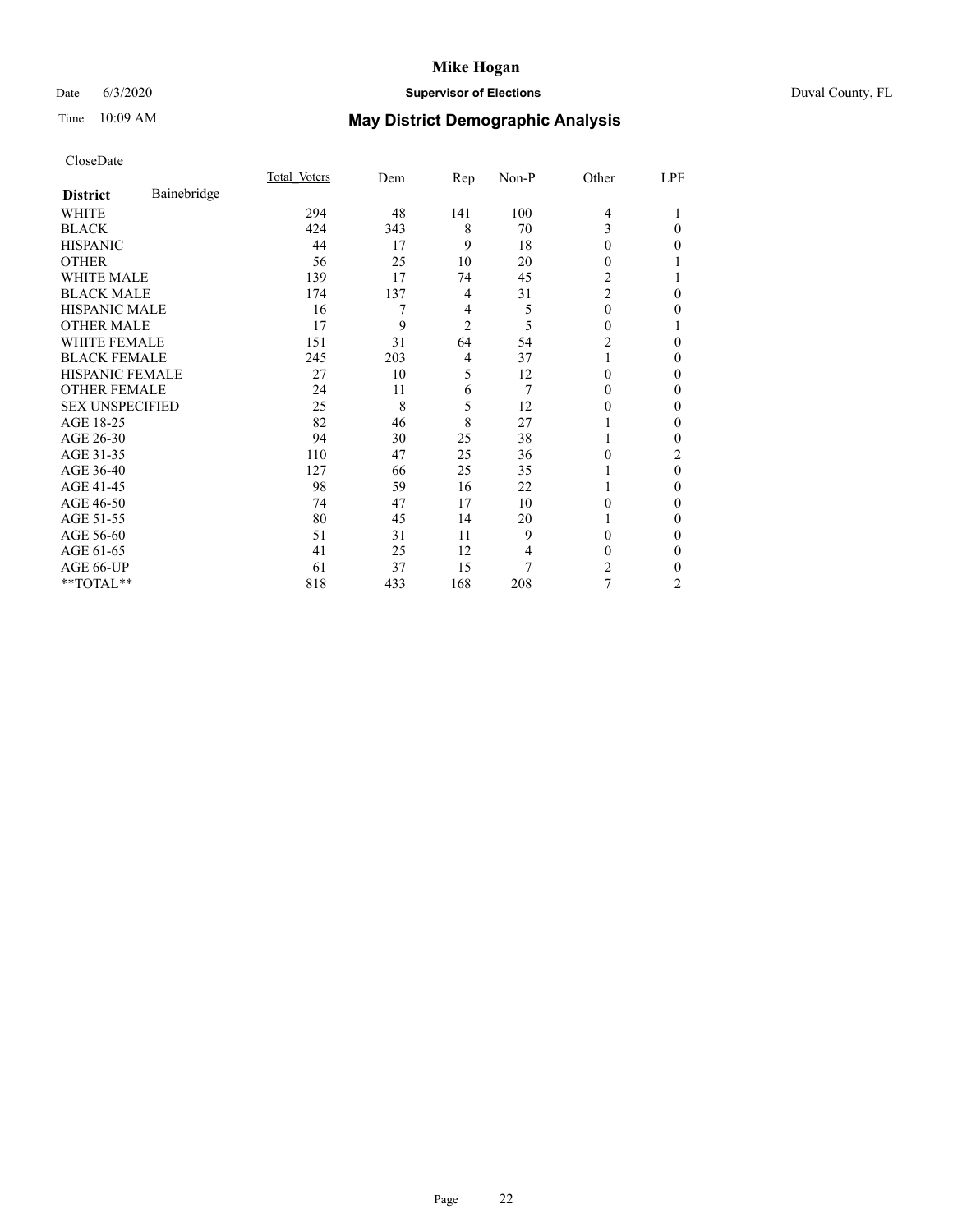# Mike Hogan

Date 6/3/2020 **Supervisor of Elections** Duval County, FL

Time 10:09 AM **May District Demographic Analysis**

CloseDate

| **District** Bainebridge | Total Voters | Dem | Rep | Non-P | Other | LPF |
|---|---|---|---|---|---|---|
| WHITE | 294 | 48 | 141 | 100 | 4 | 1 |
| BLACK | 424 | 343 | 8 | 70 | 3 | 0 |
| HISPANIC | 44 | 17 | 9 | 18 | 0 | 0 |
| OTHER | 56 | 25 | 10 | 20 | 0 | 1 |
| WHITE MALE | 139 | 17 | 74 | 45 | 2 | 1 |
| BLACK MALE | 174 | 137 | 4 | 31 | 2 | 0 |
| HISPANIC MALE | 16 | 7 | 4 | 5 | 0 | 0 |
| OTHER MALE | 17 | 9 | 2 | 5 | 0 | 1 |
| WHITE FEMALE | 151 | 31 | 64 | 54 | 2 | 0 |
| BLACK FEMALE | 245 | 203 | 4 | 37 | 1 | 0 |
| HISPANIC FEMALE | 27 | 10 | 5 | 12 | 0 | 0 |
| OTHER FEMALE | 24 | 11 | 6 | 7 | 0 | 0 |
| SEX UNSPECIFIED | 25 | 8 | 5 | 12 | 0 | 0 |
| AGE 18-25 | 82 | 46 | 8 | 27 | 1 | 0 |
| AGE 26-30 | 94 | 30 | 25 | 38 | 1 | 0 |
| AGE 31-35 | 110 | 47 | 25 | 36 | 0 | 2 |
| AGE 36-40 | 127 | 66 | 25 | 35 | 1 | 0 |
| AGE 41-45 | 98 | 59 | 16 | 22 | 1 | 0 |
| AGE 46-50 | 74 | 47 | 17 | 10 | 0 | 0 |
| AGE 51-55 | 80 | 45 | 14 | 20 | 1 | 0 |
| AGE 56-60 | 51 | 31 | 11 | 9 | 0 | 0 |
| AGE 61-65 | 41 | 25 | 12 | 4 | 0 | 0 |
| AGE 66-UP | 61 | 37 | 15 | 7 | 2 | 0 |
| **TOTAL** | 818 | 433 | 168 | 208 | 7 | 2 |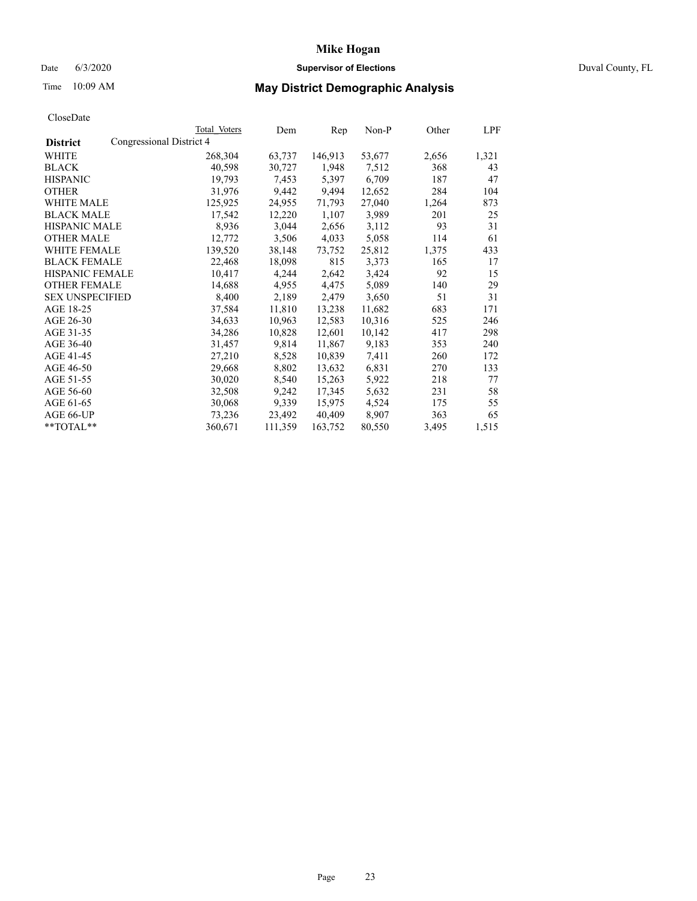# Mike Hogan

Date 6/3/2020 **Supervisor of Elections** Duval County, FL

Time 10:09 AM **May District Demographic Analysis**

CloseDate

| **District** | Congressional District 4 | Total Voters | Dem | Rep | Non-P | Other | LPF |
|---|---|---|---|---|---|---|---|
| WHITE | | 268,304 | 63,737 | 146,913 | 53,677 | 2,656 | 1,321 |
| BLACK | | 40,598 | 30,727 | 1,948 | 7,512 | 368 | 43 |
| HISPANIC | | 19,793 | 7,453 | 5,397 | 6,709 | 187 | 47 |
| OTHER | | 31,976 | 9,442 | 9,494 | 12,652 | 284 | 104 |
| WHITE MALE | | 125,925 | 24,955 | 71,793 | 27,040 | 1,264 | 873 |
| BLACK MALE | | 17,542 | 12,220 | 1,107 | 3,989 | 201 | 25 |
| HISPANIC MALE | | 8,936 | 3,044 | 2,656 | 3,112 | 93 | 31 |
| OTHER MALE | | 12,772 | 3,506 | 4,033 | 5,058 | 114 | 61 |
| WHITE FEMALE | | 139,520 | 38,148 | 73,752 | 25,812 | 1,375 | 433 |
| BLACK FEMALE | | 22,468 | 18,098 | 815 | 3,373 | 165 | 17 |
| HISPANIC FEMALE | | 10,417 | 4,244 | 2,642 | 3,424 | 92 | 15 |
| OTHER FEMALE | | 14,688 | 4,955 | 4,475 | 5,089 | 140 | 29 |
| SEX UNSPECIFIED | | 8,400 | 2,189 | 2,479 | 3,650 | 51 | 31 |
| AGE 18-25 | | 37,584 | 11,810 | 13,238 | 11,682 | 683 | 171 |
| AGE 26-30 | | 34,633 | 10,963 | 12,583 | 10,316 | 525 | 246 |
| AGE 31-35 | | 34,286 | 10,828 | 12,601 | 10,142 | 417 | 298 |
| AGE 36-40 | | 31,457 | 9,814 | 11,867 | 9,183 | 353 | 240 |
| AGE 41-45 | | 27,210 | 8,528 | 10,839 | 7,411 | 260 | 172 |
| AGE 46-50 | | 29,668 | 8,802 | 13,632 | 6,831 | 270 | 133 |
| AGE 51-55 | | 30,020 | 8,540 | 15,263 | 5,922 | 218 | 77 |
| AGE 56-60 | | 32,508 | 9,242 | 17,345 | 5,632 | 231 | 58 |
| AGE 61-65 | | 30,068 | 9,339 | 15,975 | 4,524 | 175 | 55 |
| AGE 66-UP | | 73,236 | 23,492 | 40,409 | 8,907 | 363 | 65 |
| **TOTAL** | | 360,671 | 111,359 | 163,752 | 80,550 | 3,495 | 1,515 |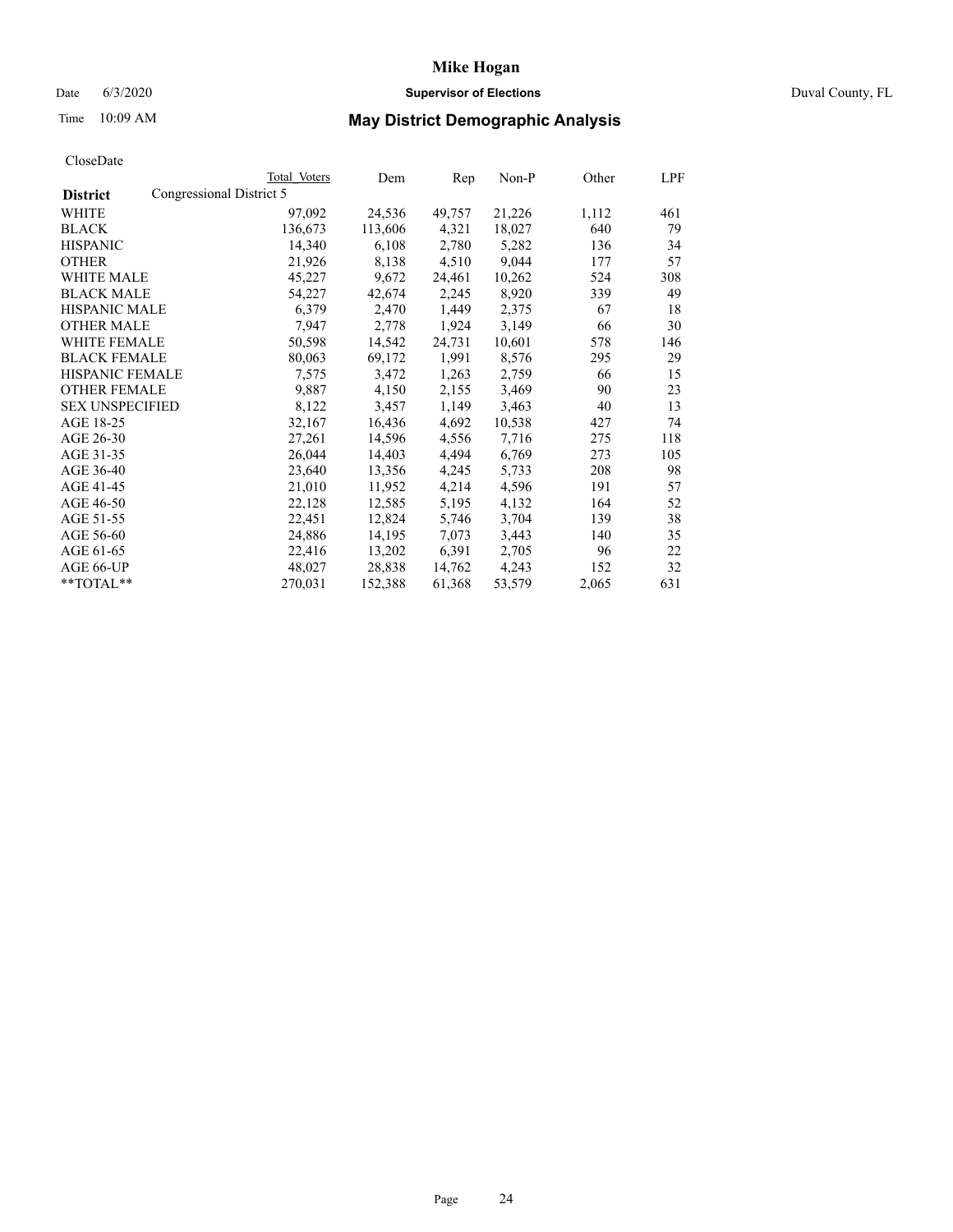# Mike Hogan

Date 6/3/2020 **Supervisor of Elections** Duval County, FL

Time 10:09 AM **May District Demographic Analysis**

CloseDate

| | Total Voters | Dem | Rep | Non-P | Other | LPF |
|---|---|---|---|---|---|---|
| **District** Congressional District 5 | | | | | | |
| WHITE | 97,092 | 24,536 | 49,757 | 21,226 | 1,112 | 461 |
| BLACK | 136,673 | 113,606 | 4,321 | 18,027 | 640 | 79 |
| HISPANIC | 14,340 | 6,108 | 2,780 | 5,282 | 136 | 34 |
| OTHER | 21,926 | 8,138 | 4,510 | 9,044 | 177 | 57 |
| WHITE MALE | 45,227 | 9,672 | 24,461 | 10,262 | 524 | 308 |
| BLACK MALE | 54,227 | 42,674 | 2,245 | 8,920 | 339 | 49 |
| HISPANIC MALE | 6,379 | 2,470 | 1,449 | 2,375 | 67 | 18 |
| OTHER MALE | 7,947 | 2,778 | 1,924 | 3,149 | 66 | 30 |
| WHITE FEMALE | 50,598 | 14,542 | 24,731 | 10,601 | 578 | 146 |
| BLACK FEMALE | 80,063 | 69,172 | 1,991 | 8,576 | 295 | 29 |
| HISPANIC FEMALE | 7,575 | 3,472 | 1,263 | 2,759 | 66 | 15 |
| OTHER FEMALE | 9,887 | 4,150 | 2,155 | 3,469 | 90 | 23 |
| SEX UNSPECIFIED | 8,122 | 3,457 | 1,149 | 3,463 | 40 | 13 |
| AGE 18-25 | 32,167 | 16,436 | 4,692 | 10,538 | 427 | 74 |
| AGE 26-30 | 27,261 | 14,596 | 4,556 | 7,716 | 275 | 118 |
| AGE 31-35 | 26,044 | 14,403 | 4,494 | 6,769 | 273 | 105 |
| AGE 36-40 | 23,640 | 13,356 | 4,245 | 5,733 | 208 | 98 |
| AGE 41-45 | 21,010 | 11,952 | 4,214 | 4,596 | 191 | 57 |
| AGE 46-50 | 22,128 | 12,585 | 5,195 | 4,132 | 164 | 52 |
| AGE 51-55 | 22,451 | 12,824 | 5,746 | 3,704 | 139 | 38 |
| AGE 56-60 | 24,886 | 14,195 | 7,073 | 3,443 | 140 | 35 |
| AGE 61-65 | 22,416 | 13,202 | 6,391 | 2,705 | 96 | 22 |
| AGE 66-UP | 48,027 | 28,838 | 14,762 | 4,243 | 152 | 32 |
| **TOTAL** | 270,031 | 152,388 | 61,368 | 53,579 | 2,065 | 631 |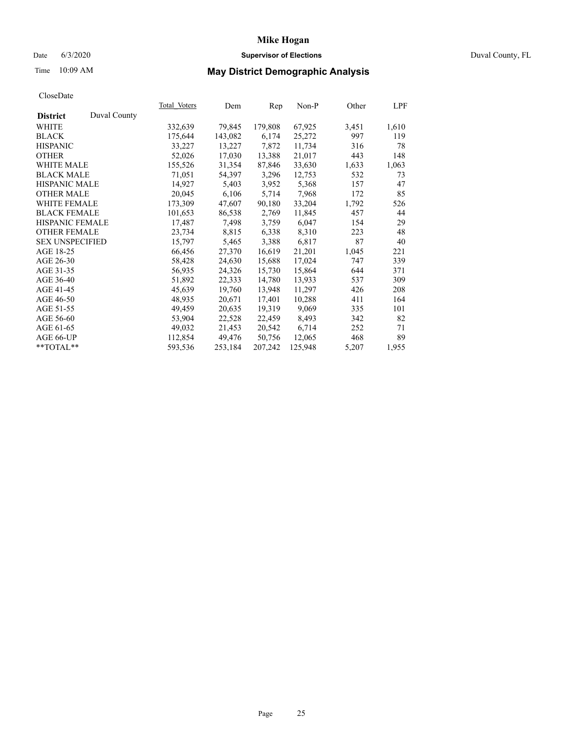# Mike Hogan

Date 6/3/2020 **Supervisor of Elections** Duval County, FL

Time 10:09 AM **May District Demographic Analysis**

CloseDate

| **District** Duval County | Total Voters | Dem | Rep | Non-P | Other | LPF |
|---|---|---|---|---|---|---|
| WHITE | 332,639 | 79,845 | 179,808 | 67,925 | 3,451 | 1,610 |
| BLACK | 175,644 | 143,082 | 6,174 | 25,272 | 997 | 119 |
| HISPANIC | 33,227 | 13,227 | 7,872 | 11,734 | 316 | 78 |
| OTHER | 52,026 | 17,030 | 13,388 | 21,017 | 443 | 148 |
| WHITE MALE | 155,526 | 31,354 | 87,846 | 33,630 | 1,633 | 1,063 |
| BLACK MALE | 71,051 | 54,397 | 3,296 | 12,753 | 532 | 73 |
| HISPANIC MALE | 14,927 | 5,403 | 3,952 | 5,368 | 157 | 47 |
| OTHER MALE | 20,045 | 6,106 | 5,714 | 7,968 | 172 | 85 |
| WHITE FEMALE | 173,309 | 47,607 | 90,180 | 33,204 | 1,792 | 526 |
| BLACK FEMALE | 101,653 | 86,538 | 2,769 | 11,845 | 457 | 44 |
| HISPANIC FEMALE | 17,487 | 7,498 | 3,759 | 6,047 | 154 | 29 |
| OTHER FEMALE | 23,734 | 8,815 | 6,338 | 8,310 | 223 | 48 |
| SEX UNSPECIFIED | 15,797 | 5,465 | 3,388 | 6,817 | 87 | 40 |
| AGE 18-25 | 66,456 | 27,370 | 16,619 | 21,201 | 1,045 | 221 |
| AGE 26-30 | 58,428 | 24,630 | 15,688 | 17,024 | 747 | 339 |
| AGE 31-35 | 56,935 | 24,326 | 15,730 | 15,864 | 644 | 371 |
| AGE 36-40 | 51,892 | 22,333 | 14,780 | 13,933 | 537 | 309 |
| AGE 41-45 | 45,639 | 19,760 | 13,948 | 11,297 | 426 | 208 |
| AGE 46-50 | 48,935 | 20,671 | 17,401 | 10,288 | 411 | 164 |
| AGE 51-55 | 49,459 | 20,635 | 19,319 | 9,069 | 335 | 101 |
| AGE 56-60 | 53,904 | 22,528 | 22,459 | 8,493 | 342 | 82 |
| AGE 61-65 | 49,032 | 21,453 | 20,542 | 6,714 | 252 | 71 |
| AGE 66-UP | 112,854 | 49,476 | 50,756 | 12,065 | 468 | 89 |
| **TOTAL** | 593,536 | 253,184 | 207,242 | 125,948 | 5,207 | 1,955 |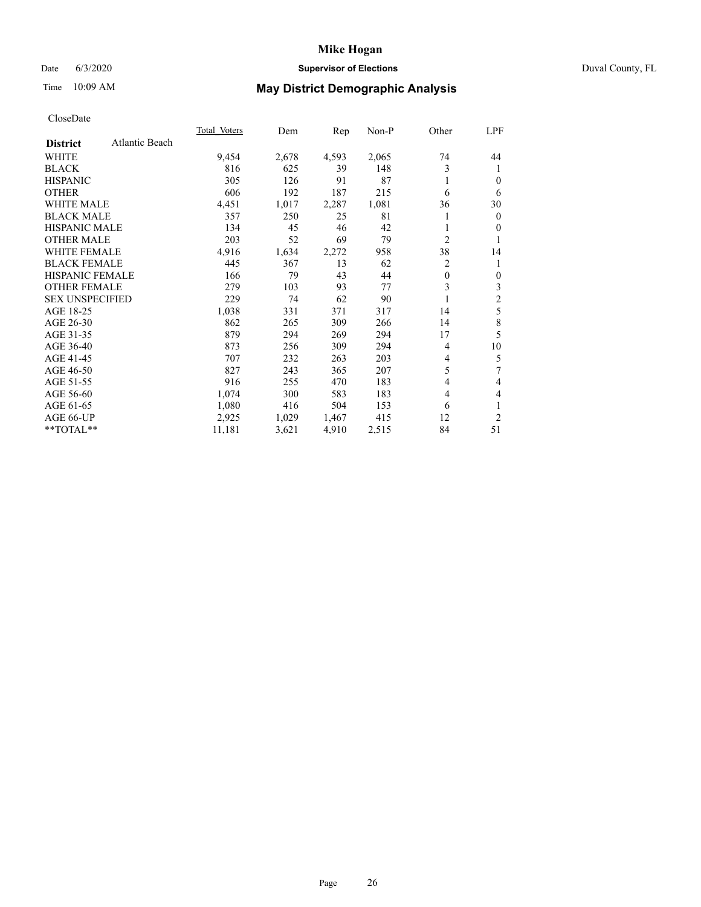Date 6/3/2020 — **Supervisor of Elections** — Duval County, FL

Time 10:09 AM — **May District Demographic Analysis**

CloseDate

| **District** Atlantic Beach | Total Voters | Dem | Rep | Non-P | Other | LPF |
|---|---|---|---|---|---|---|
| WHITE | 9,454 | 2,678 | 4,593 | 2,065 | 74 | 44 |
| BLACK | 816 | 625 | 39 | 148 | 3 | 1 |
| HISPANIC | 305 | 126 | 91 | 87 | 1 | 0 |
| OTHER | 606 | 192 | 187 | 215 | 6 | 6 |
| WHITE MALE | 4,451 | 1,017 | 2,287 | 1,081 | 36 | 30 |
| BLACK MALE | 357 | 250 | 25 | 81 | 1 | 0 |
| HISPANIC MALE | 134 | 45 | 46 | 42 | 1 | 0 |
| OTHER MALE | 203 | 52 | 69 | 79 | 2 | 1 |
| WHITE FEMALE | 4,916 | 1,634 | 2,272 | 958 | 38 | 14 |
| BLACK FEMALE | 445 | 367 | 13 | 62 | 2 | 1 |
| HISPANIC FEMALE | 166 | 79 | 43 | 44 | 0 | 0 |
| OTHER FEMALE | 279 | 103 | 93 | 77 | 3 | 3 |
| SEX UNSPECIFIED | 229 | 74 | 62 | 90 | 1 | 2 |
| AGE 18-25 | 1,038 | 331 | 371 | 317 | 14 | 5 |
| AGE 26-30 | 862 | 265 | 309 | 266 | 14 | 8 |
| AGE 31-35 | 879 | 294 | 269 | 294 | 17 | 5 |
| AGE 36-40 | 873 | 256 | 309 | 294 | 4 | 10 |
| AGE 41-45 | 707 | 232 | 263 | 203 | 4 | 5 |
| AGE 46-50 | 827 | 243 | 365 | 207 | 5 | 7 |
| AGE 51-55 | 916 | 255 | 470 | 183 | 4 | 4 |
| AGE 56-60 | 1,074 | 300 | 583 | 183 | 4 | 4 |
| AGE 61-65 | 1,080 | 416 | 504 | 153 | 6 | 1 |
| AGE 66-UP | 2,925 | 1,029 | 1,467 | 415 | 12 | 2 |
| **TOTAL** | 11,181 | 3,621 | 4,910 | 2,515 | 84 | 51 |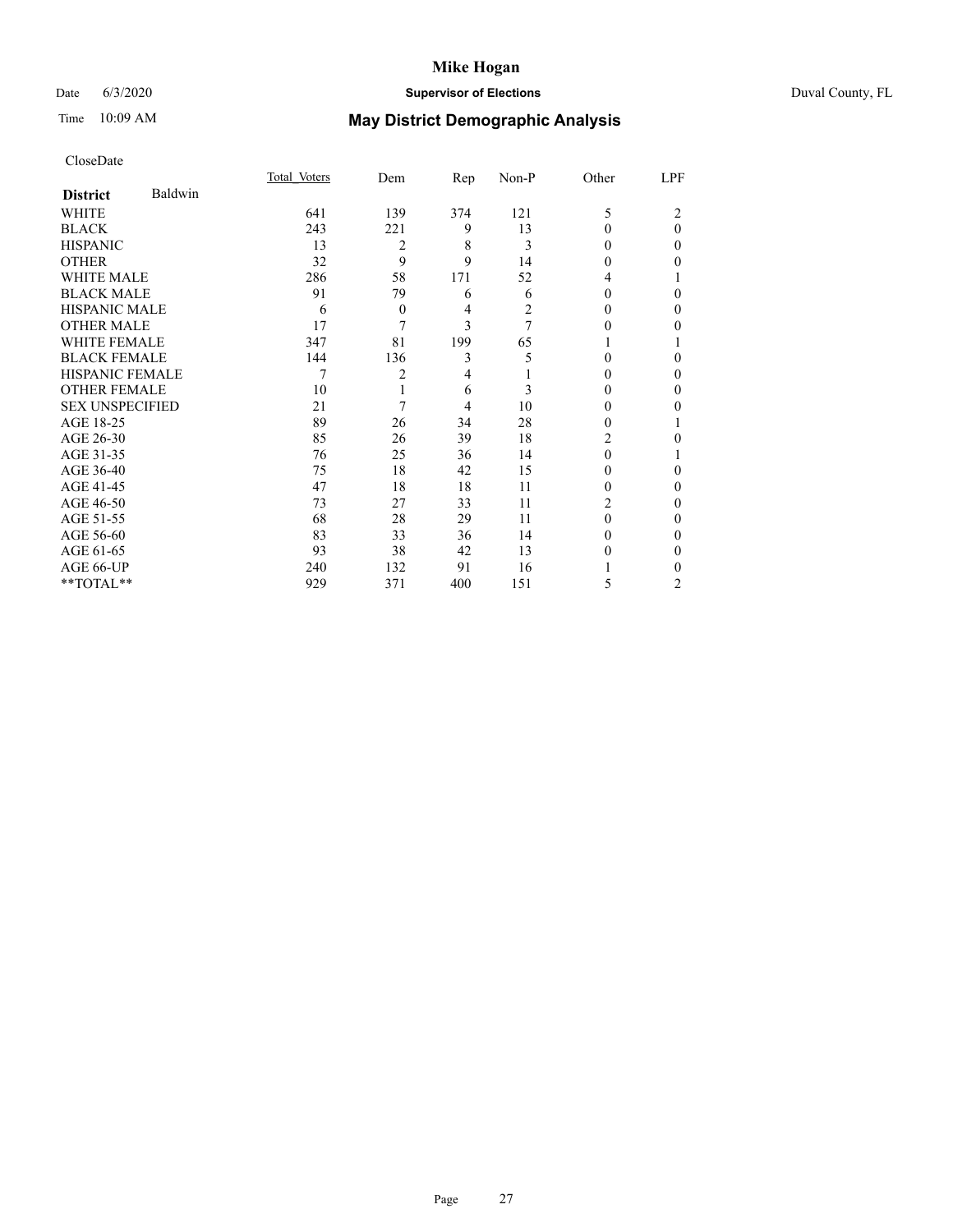# Mike Hogan

Date 6/3/2020 **Supervisor of Elections** Duval County, FL

Time 10:09 AM **May District Demographic Analysis**

CloseDate

| **District** Baldwin | Total Voters | Dem | Rep | Non-P | Other | LPF |
|---|---|---|---|---|---|---|
| WHITE | 641 | 139 | 374 | 121 | 5 | 2 |
| BLACK | 243 | 221 | 9 | 13 | 0 | 0 |
| HISPANIC | 13 | 2 | 8 | 3 | 0 | 0 |
| OTHER | 32 | 9 | 9 | 14 | 0 | 0 |
| WHITE MALE | 286 | 58 | 171 | 52 | 4 | 1 |
| BLACK MALE | 91 | 79 | 6 | 6 | 0 | 0 |
| HISPANIC MALE | 6 | 0 | 4 | 2 | 0 | 0 |
| OTHER MALE | 17 | 7 | 3 | 7 | 0 | 0 |
| WHITE FEMALE | 347 | 81 | 199 | 65 | 1 | 1 |
| BLACK FEMALE | 144 | 136 | 3 | 5 | 0 | 0 |
| HISPANIC FEMALE | 7 | 2 | 4 | 1 | 0 | 0 |
| OTHER FEMALE | 10 | 1 | 6 | 3 | 0 | 0 |
| SEX UNSPECIFIED | 21 | 7 | 4 | 10 | 0 | 0 |
| AGE 18-25 | 89 | 26 | 34 | 28 | 0 | 1 |
| AGE 26-30 | 85 | 26 | 39 | 18 | 2 | 0 |
| AGE 31-35 | 76 | 25 | 36 | 14 | 0 | 1 |
| AGE 36-40 | 75 | 18 | 42 | 15 | 0 | 0 |
| AGE 41-45 | 47 | 18 | 18 | 11 | 0 | 0 |
| AGE 46-50 | 73 | 27 | 33 | 11 | 2 | 0 |
| AGE 51-55 | 68 | 28 | 29 | 11 | 0 | 0 |
| AGE 56-60 | 83 | 33 | 36 | 14 | 0 | 0 |
| AGE 61-65 | 93 | 38 | 42 | 13 | 0 | 0 |
| AGE 66-UP | 240 | 132 | 91 | 16 | 1 | 0 |
| **TOTAL** | 929 | 371 | 400 | 151 | 5 | 2 |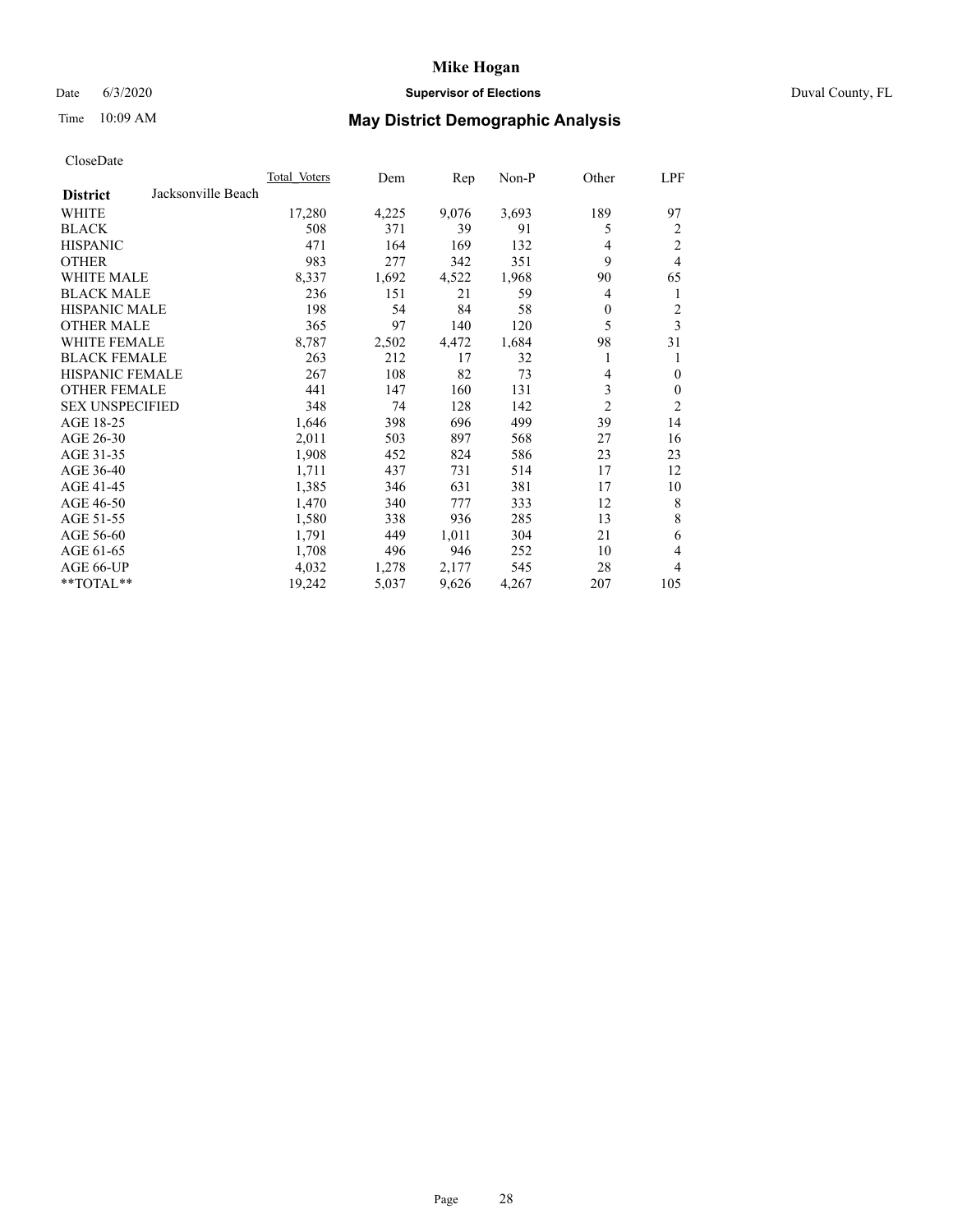# Mike Hogan

Date 6/3/2020 **Supervisor of Elections** Duval County, FL

Time 10:09 AM **May District Demographic Analysis**

CloseDate

| **District** Jacksonville Beach | Total Voters | Dem | Rep | Non-P | Other | LPF |
|---|---|---|---|---|---|---|
| WHITE | 17,280 | 4,225 | 9,076 | 3,693 | 189 | 97 |
| BLACK | 508 | 371 | 39 | 91 | 5 | 2 |
| HISPANIC | 471 | 164 | 169 | 132 | 4 | 2 |
| OTHER | 983 | 277 | 342 | 351 | 9 | 4 |
| WHITE MALE | 8,337 | 1,692 | 4,522 | 1,968 | 90 | 65 |
| BLACK MALE | 236 | 151 | 21 | 59 | 4 | 1 |
| HISPANIC MALE | 198 | 54 | 84 | 58 | 0 | 2 |
| OTHER MALE | 365 | 97 | 140 | 120 | 5 | 3 |
| WHITE FEMALE | 8,787 | 2,502 | 4,472 | 1,684 | 98 | 31 |
| BLACK FEMALE | 263 | 212 | 17 | 32 | 1 | 1 |
| HISPANIC FEMALE | 267 | 108 | 82 | 73 | 4 | 0 |
| OTHER FEMALE | 441 | 147 | 160 | 131 | 3 | 0 |
| SEX UNSPECIFIED | 348 | 74 | 128 | 142 | 2 | 2 |
| AGE 18-25 | 1,646 | 398 | 696 | 499 | 39 | 14 |
| AGE 26-30 | 2,011 | 503 | 897 | 568 | 27 | 16 |
| AGE 31-35 | 1,908 | 452 | 824 | 586 | 23 | 23 |
| AGE 36-40 | 1,711 | 437 | 731 | 514 | 17 | 12 |
| AGE 41-45 | 1,385 | 346 | 631 | 381 | 17 | 10 |
| AGE 46-50 | 1,470 | 340 | 777 | 333 | 12 | 8 |
| AGE 51-55 | 1,580 | 338 | 936 | 285 | 13 | 8 |
| AGE 56-60 | 1,791 | 449 | 1,011 | 304 | 21 | 6 |
| AGE 61-65 | 1,708 | 496 | 946 | 252 | 10 | 4 |
| AGE 66-UP | 4,032 | 1,278 | 2,177 | 545 | 28 | 4 |
| **TOTAL** | 19,242 | 5,037 | 9,626 | 4,267 | 207 | 105 |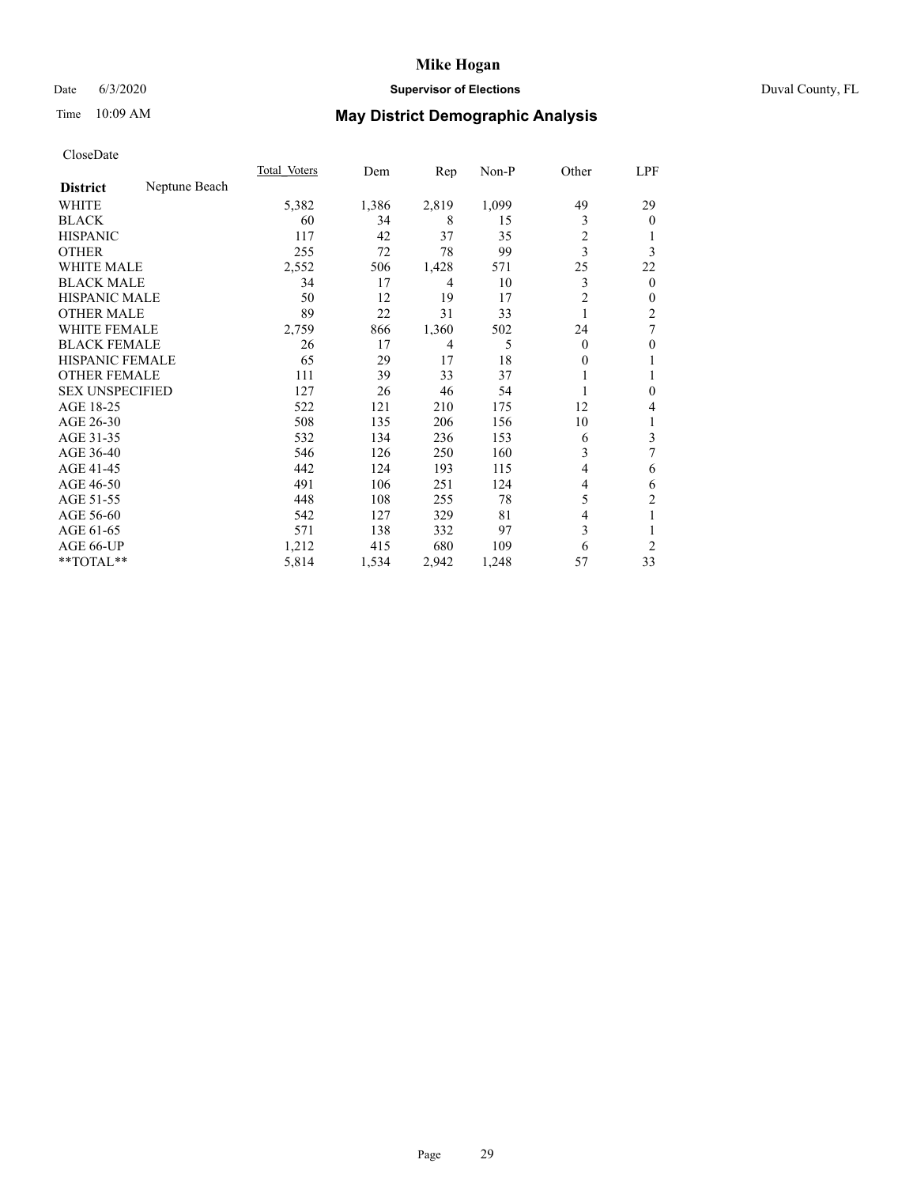# Mike Hogan

Date 6/3/2020 **Supervisor of Elections** Duval County, FL

Time 10:09 AM **May District Demographic Analysis**

CloseDate

| **District** Neptune Beach | Total Voters | Dem | Rep | Non-P | Other | LPF |
|---|---|---|---|---|---|---|
| WHITE | 5,382 | 1,386 | 2,819 | 1,099 | 49 | 29 |
| BLACK | 60 | 34 | 8 | 15 | 3 | 0 |
| HISPANIC | 117 | 42 | 37 | 35 | 2 | 1 |
| OTHER | 255 | 72 | 78 | 99 | 3 | 3 |
| WHITE MALE | 2,552 | 506 | 1,428 | 571 | 25 | 22 |
| BLACK MALE | 34 | 17 | 4 | 10 | 3 | 0 |
| HISPANIC MALE | 50 | 12 | 19 | 17 | 2 | 0 |
| OTHER MALE | 89 | 22 | 31 | 33 | 1 | 2 |
| WHITE FEMALE | 2,759 | 866 | 1,360 | 502 | 24 | 7 |
| BLACK FEMALE | 26 | 17 | 4 | 5 | 0 | 0 |
| HISPANIC FEMALE | 65 | 29 | 17 | 18 | 0 | 1 |
| OTHER FEMALE | 111 | 39 | 33 | 37 | 1 | 1 |
| SEX UNSPECIFIED | 127 | 26 | 46 | 54 | 1 | 0 |
| AGE 18-25 | 522 | 121 | 210 | 175 | 12 | 4 |
| AGE 26-30 | 508 | 135 | 206 | 156 | 10 | 1 |
| AGE 31-35 | 532 | 134 | 236 | 153 | 6 | 3 |
| AGE 36-40 | 546 | 126 | 250 | 160 | 3 | 7 |
| AGE 41-45 | 442 | 124 | 193 | 115 | 4 | 6 |
| AGE 46-50 | 491 | 106 | 251 | 124 | 4 | 6 |
| AGE 51-55 | 448 | 108 | 255 | 78 | 5 | 2 |
| AGE 56-60 | 542 | 127 | 329 | 81 | 4 | 1 |
| AGE 61-65 | 571 | 138 | 332 | 97 | 3 | 1 |
| AGE 66-UP | 1,212 | 415 | 680 | 109 | 6 | 2 |
| **TOTAL** | 5,814 | 1,534 | 2,942 | 1,248 | 57 | 33 |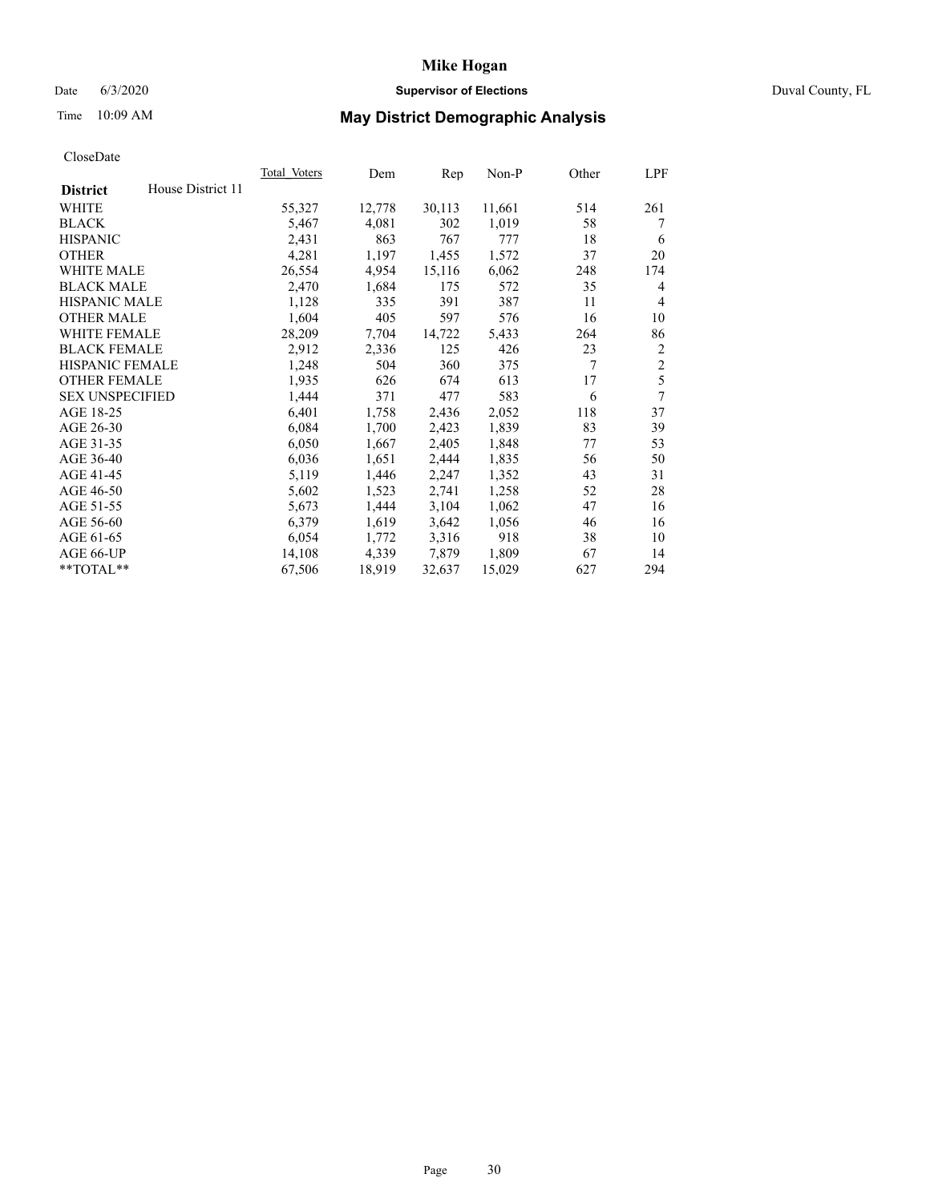# Mike Hogan

Date 6/3/2020 **Supervisor of Elections** Duval County, FL

Time 10:09 AM **May District Demographic Analysis**

CloseDate

| **District** House District 11 | Total Voters | Dem | Rep | Non-P | Other | LPF |
|---|---|---|---|---|---|---|
| WHITE | 55,327 | 12,778 | 30,113 | 11,661 | 514 | 261 |
| BLACK | 5,467 | 4,081 | 302 | 1,019 | 58 | 7 |
| HISPANIC | 2,431 | 863 | 767 | 777 | 18 | 6 |
| OTHER | 4,281 | 1,197 | 1,455 | 1,572 | 37 | 20 |
| WHITE MALE | 26,554 | 4,954 | 15,116 | 6,062 | 248 | 174 |
| BLACK MALE | 2,470 | 1,684 | 175 | 572 | 35 | 4 |
| HISPANIC MALE | 1,128 | 335 | 391 | 387 | 11 | 4 |
| OTHER MALE | 1,604 | 405 | 597 | 576 | 16 | 10 |
| WHITE FEMALE | 28,209 | 7,704 | 14,722 | 5,433 | 264 | 86 |
| BLACK FEMALE | 2,912 | 2,336 | 125 | 426 | 23 | 2 |
| HISPANIC FEMALE | 1,248 | 504 | 360 | 375 | 7 | 2 |
| OTHER FEMALE | 1,935 | 626 | 674 | 613 | 17 | 5 |
| SEX UNSPECIFIED | 1,444 | 371 | 477 | 583 | 6 | 7 |
| AGE 18-25 | 6,401 | 1,758 | 2,436 | 2,052 | 118 | 37 |
| AGE 26-30 | 6,084 | 1,700 | 2,423 | 1,839 | 83 | 39 |
| AGE 31-35 | 6,050 | 1,667 | 2,405 | 1,848 | 77 | 53 |
| AGE 36-40 | 6,036 | 1,651 | 2,444 | 1,835 | 56 | 50 |
| AGE 41-45 | 5,119 | 1,446 | 2,247 | 1,352 | 43 | 31 |
| AGE 46-50 | 5,602 | 1,523 | 2,741 | 1,258 | 52 | 28 |
| AGE 51-55 | 5,673 | 1,444 | 3,104 | 1,062 | 47 | 16 |
| AGE 56-60 | 6,379 | 1,619 | 3,642 | 1,056 | 46 | 16 |
| AGE 61-65 | 6,054 | 1,772 | 3,316 | 918 | 38 | 10 |
| AGE 66-UP | 14,108 | 4,339 | 7,879 | 1,809 | 67 | 14 |
| **TOTAL** | 67,506 | 18,919 | 32,637 | 15,029 | 627 | 294 |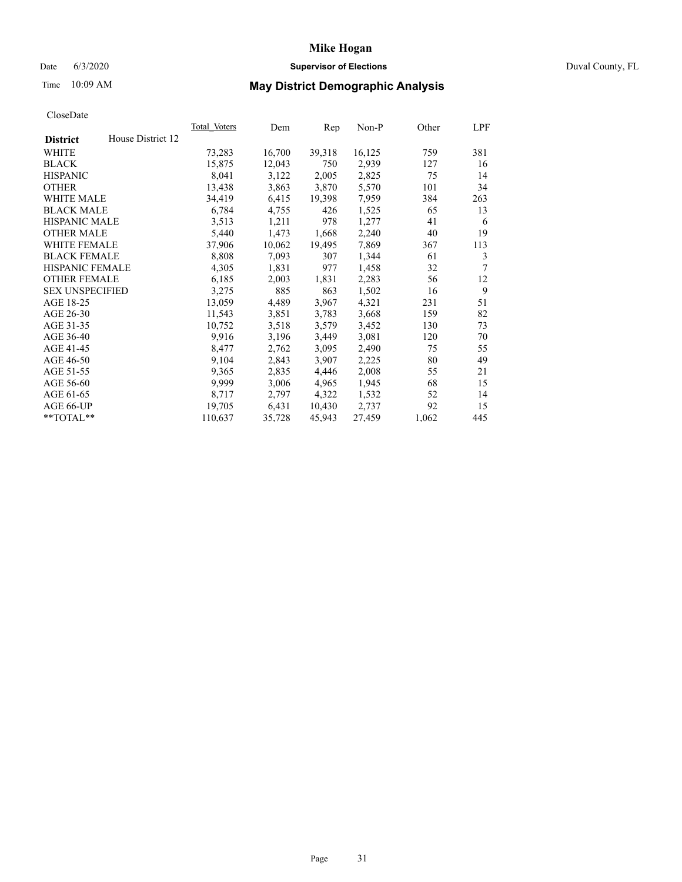# Mike Hogan

Date 6/3/2020 **Supervisor of Elections** Duval County, FL

Time 10:09 AM **May District Demographic Analysis**

CloseDate

| **District** House District 12 | Total Voters | Dem | Rep | Non-P | Other | LPF |
|---|---|---|---|---|---|---|
| WHITE | 73,283 | 16,700 | 39,318 | 16,125 | 759 | 381 |
| BLACK | 15,875 | 12,043 | 750 | 2,939 | 127 | 16 |
| HISPANIC | 8,041 | 3,122 | 2,005 | 2,825 | 75 | 14 |
| OTHER | 13,438 | 3,863 | 3,870 | 5,570 | 101 | 34 |
| WHITE MALE | 34,419 | 6,415 | 19,398 | 7,959 | 384 | 263 |
| BLACK MALE | 6,784 | 4,755 | 426 | 1,525 | 65 | 13 |
| HISPANIC MALE | 3,513 | 1,211 | 978 | 1,277 | 41 | 6 |
| OTHER MALE | 5,440 | 1,473 | 1,668 | 2,240 | 40 | 19 |
| WHITE FEMALE | 37,906 | 10,062 | 19,495 | 7,869 | 367 | 113 |
| BLACK FEMALE | 8,808 | 7,093 | 307 | 1,344 | 61 | 3 |
| HISPANIC FEMALE | 4,305 | 1,831 | 977 | 1,458 | 32 | 7 |
| OTHER FEMALE | 6,185 | 2,003 | 1,831 | 2,283 | 56 | 12 |
| SEX UNSPECIFIED | 3,275 | 885 | 863 | 1,502 | 16 | 9 |
| AGE 18-25 | 13,059 | 4,489 | 3,967 | 4,321 | 231 | 51 |
| AGE 26-30 | 11,543 | 3,851 | 3,783 | 3,668 | 159 | 82 |
| AGE 31-35 | 10,752 | 3,518 | 3,579 | 3,452 | 130 | 73 |
| AGE 36-40 | 9,916 | 3,196 | 3,449 | 3,081 | 120 | 70 |
| AGE 41-45 | 8,477 | 2,762 | 3,095 | 2,490 | 75 | 55 |
| AGE 46-50 | 9,104 | 2,843 | 3,907 | 2,225 | 80 | 49 |
| AGE 51-55 | 9,365 | 2,835 | 4,446 | 2,008 | 55 | 21 |
| AGE 56-60 | 9,999 | 3,006 | 4,965 | 1,945 | 68 | 15 |
| AGE 61-65 | 8,717 | 2,797 | 4,322 | 1,532 | 52 | 14 |
| AGE 66-UP | 19,705 | 6,431 | 10,430 | 2,737 | 92 | 15 |
| **TOTAL** | 110,637 | 35,728 | 45,943 | 27,459 | 1,062 | 445 |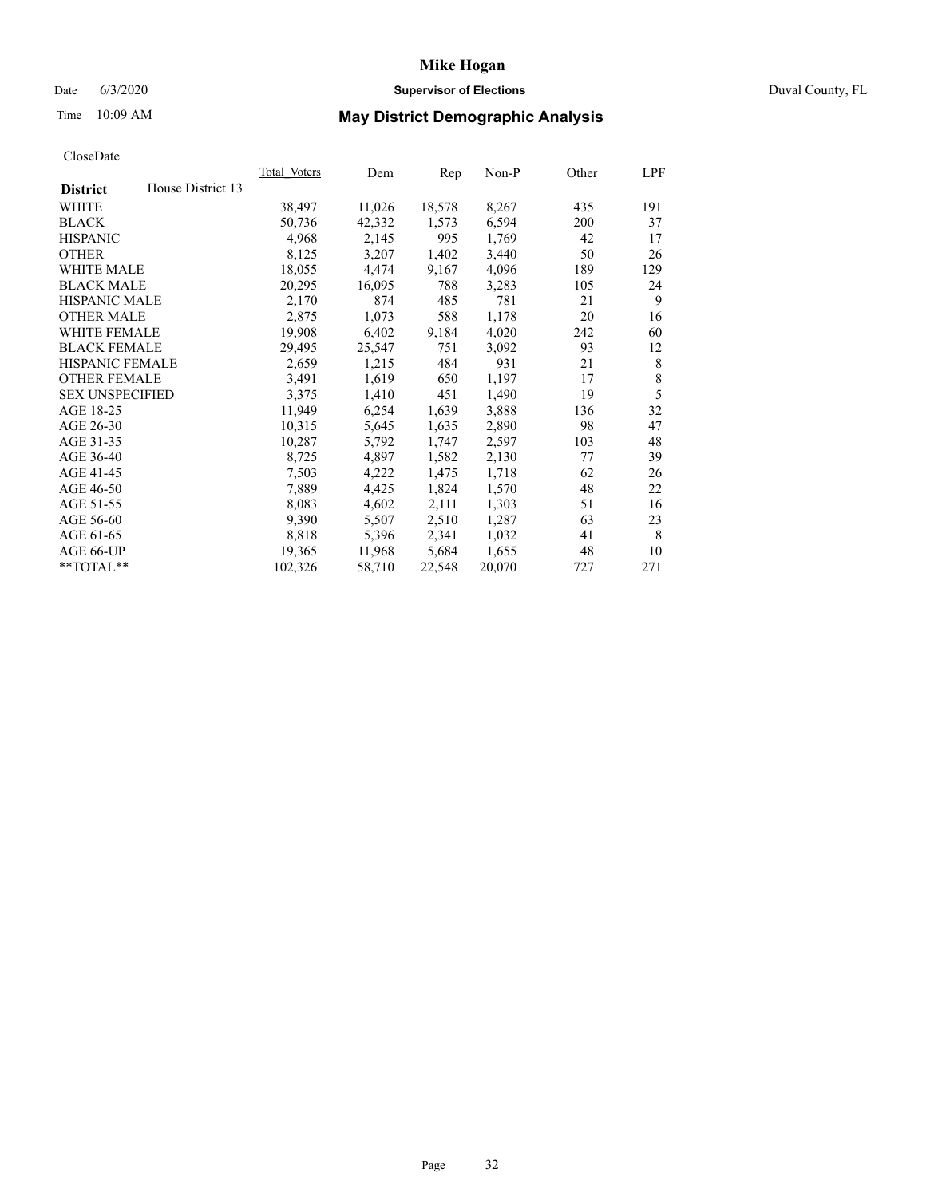# Mike Hogan

Date 6/3/2020 **Supervisor of Elections** Duval County, FL

Time 10:09 AM **May District Demographic Analysis**

CloseDate

| **District** House District 13 | Total Voters | Dem | Rep | Non-P | Other | LPF |
|---|---|---|---|---|---|---|
| WHITE | 38,497 | 11,026 | 18,578 | 8,267 | 435 | 191 |
| BLACK | 50,736 | 42,332 | 1,573 | 6,594 | 200 | 37 |
| HISPANIC | 4,968 | 2,145 | 995 | 1,769 | 42 | 17 |
| OTHER | 8,125 | 3,207 | 1,402 | 3,440 | 50 | 26 |
| WHITE MALE | 18,055 | 4,474 | 9,167 | 4,096 | 189 | 129 |
| BLACK MALE | 20,295 | 16,095 | 788 | 3,283 | 105 | 24 |
| HISPANIC MALE | 2,170 | 874 | 485 | 781 | 21 | 9 |
| OTHER MALE | 2,875 | 1,073 | 588 | 1,178 | 20 | 16 |
| WHITE FEMALE | 19,908 | 6,402 | 9,184 | 4,020 | 242 | 60 |
| BLACK FEMALE | 29,495 | 25,547 | 751 | 3,092 | 93 | 12 |
| HISPANIC FEMALE | 2,659 | 1,215 | 484 | 931 | 21 | 8 |
| OTHER FEMALE | 3,491 | 1,619 | 650 | 1,197 | 17 | 8 |
| SEX UNSPECIFIED | 3,375 | 1,410 | 451 | 1,490 | 19 | 5 |
| AGE 18-25 | 11,949 | 6,254 | 1,639 | 3,888 | 136 | 32 |
| AGE 26-30 | 10,315 | 5,645 | 1,635 | 2,890 | 98 | 47 |
| AGE 31-35 | 10,287 | 5,792 | 1,747 | 2,597 | 103 | 48 |
| AGE 36-40 | 8,725 | 4,897 | 1,582 | 2,130 | 77 | 39 |
| AGE 41-45 | 7,503 | 4,222 | 1,475 | 1,718 | 62 | 26 |
| AGE 46-50 | 7,889 | 4,425 | 1,824 | 1,570 | 48 | 22 |
| AGE 51-55 | 8,083 | 4,602 | 2,111 | 1,303 | 51 | 16 |
| AGE 56-60 | 9,390 | 5,507 | 2,510 | 1,287 | 63 | 23 |
| AGE 61-65 | 8,818 | 5,396 | 2,341 | 1,032 | 41 | 8 |
| AGE 66-UP | 19,365 | 11,968 | 5,684 | 1,655 | 48 | 10 |
| **TOTAL** | 102,326 | 58,710 | 22,548 | 20,070 | 727 | 271 |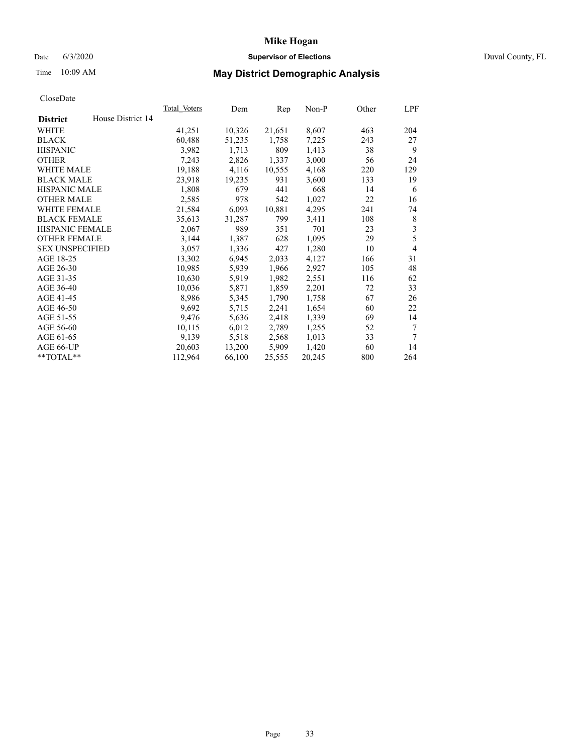CloseDate

| District | House District 14 | Total_Voters | Dem | Rep | Non-P | Other | LPF |
|---|---|---|---|---|---|---|---|
| WHITE | | 41,251 | 10,326 | 21,651 | 8,607 | 463 | 204 |
| BLACK | | 60,488 | 51,235 | 1,758 | 7,225 | 243 | 27 |
| HISPANIC | | 3,982 | 1,713 | 809 | 1,413 | 38 | 9 |
| OTHER | | 7,243 | 2,826 | 1,337 | 3,000 | 56 | 24 |
| WHITE MALE | | 19,188 | 4,116 | 10,555 | 4,168 | 220 | 129 |
| BLACK MALE | | 23,918 | 19,235 | 931 | 3,600 | 133 | 19 |
| HISPANIC MALE | | 1,808 | 679 | 441 | 668 | 14 | 6 |
| OTHER MALE | | 2,585 | 978 | 542 | 1,027 | 22 | 16 |
| WHITE FEMALE | | 21,584 | 6,093 | 10,881 | 4,295 | 241 | 74 |
| BLACK FEMALE | | 35,613 | 31,287 | 799 | 3,411 | 108 | 8 |
| HISPANIC FEMALE | | 2,067 | 989 | 351 | 701 | 23 | 3 |
| OTHER FEMALE | | 3,144 | 1,387 | 628 | 1,095 | 29 | 5 |
| SEX UNSPECIFIED | | 3,057 | 1,336 | 427 | 1,280 | 10 | 4 |
| AGE 18-25 | | 13,302 | 6,945 | 2,033 | 4,127 | 166 | 31 |
| AGE 26-30 | | 10,985 | 5,939 | 1,966 | 2,927 | 105 | 48 |
| AGE 31-35 | | 10,630 | 5,919 | 1,982 | 2,551 | 116 | 62 |
| AGE 36-40 | | 10,036 | 5,871 | 1,859 | 2,201 | 72 | 33 |
| AGE 41-45 | | 8,986 | 5,345 | 1,790 | 1,758 | 67 | 26 |
| AGE 46-50 | | 9,692 | 5,715 | 2,241 | 1,654 | 60 | 22 |
| AGE 51-55 | | 9,476 | 5,636 | 2,418 | 1,339 | 69 | 14 |
| AGE 56-60 | | 10,115 | 6,012 | 2,789 | 1,255 | 52 | 7 |
| AGE 61-65 | | 9,139 | 5,518 | 2,568 | 1,013 | 33 | 7 |
| AGE 66-UP | | 20,603 | 13,200 | 5,909 | 1,420 | 60 | 14 |
| **TOTAL** | | 112,964 | 66,100 | 25,555 | 20,245 | 800 | 264 |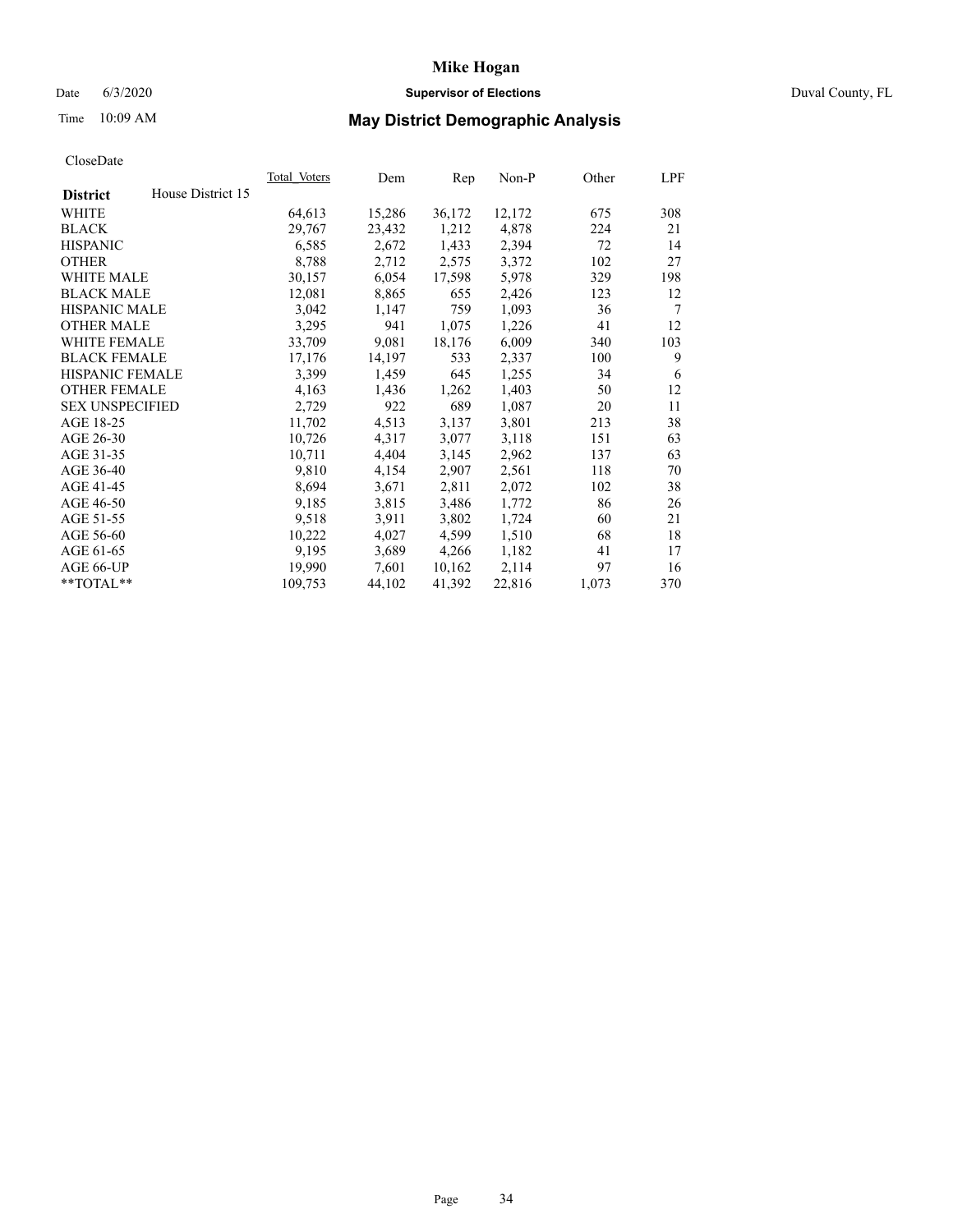# Mike Hogan

Date 6/3/2020 **Supervisor of Elections** Duval County, FL

Time 10:09 AM **May District Demographic Analysis**

CloseDate

| **District** House District 15 | Total Voters | Dem | Rep | Non-P | Other | LPF |
|---|---|---|---|---|---|---|
| WHITE | 64,613 | 15,286 | 36,172 | 12,172 | 675 | 308 |
| BLACK | 29,767 | 23,432 | 1,212 | 4,878 | 224 | 21 |
| HISPANIC | 6,585 | 2,672 | 1,433 | 2,394 | 72 | 14 |
| OTHER | 8,788 | 2,712 | 2,575 | 3,372 | 102 | 27 |
| WHITE MALE | 30,157 | 6,054 | 17,598 | 5,978 | 329 | 198 |
| BLACK MALE | 12,081 | 8,865 | 655 | 2,426 | 123 | 12 |
| HISPANIC MALE | 3,042 | 1,147 | 759 | 1,093 | 36 | 7 |
| OTHER MALE | 3,295 | 941 | 1,075 | 1,226 | 41 | 12 |
| WHITE FEMALE | 33,709 | 9,081 | 18,176 | 6,009 | 340 | 103 |
| BLACK FEMALE | 17,176 | 14,197 | 533 | 2,337 | 100 | 9 |
| HISPANIC FEMALE | 3,399 | 1,459 | 645 | 1,255 | 34 | 6 |
| OTHER FEMALE | 4,163 | 1,436 | 1,262 | 1,403 | 50 | 12 |
| SEX UNSPECIFIED | 2,729 | 922 | 689 | 1,087 | 20 | 11 |
| AGE 18-25 | 11,702 | 4,513 | 3,137 | 3,801 | 213 | 38 |
| AGE 26-30 | 10,726 | 4,317 | 3,077 | 3,118 | 151 | 63 |
| AGE 31-35 | 10,711 | 4,404 | 3,145 | 2,962 | 137 | 63 |
| AGE 36-40 | 9,810 | 4,154 | 2,907 | 2,561 | 118 | 70 |
| AGE 41-45 | 8,694 | 3,671 | 2,811 | 2,072 | 102 | 38 |
| AGE 46-50 | 9,185 | 3,815 | 3,486 | 1,772 | 86 | 26 |
| AGE 51-55 | 9,518 | 3,911 | 3,802 | 1,724 | 60 | 21 |
| AGE 56-60 | 10,222 | 4,027 | 4,599 | 1,510 | 68 | 18 |
| AGE 61-65 | 9,195 | 3,689 | 4,266 | 1,182 | 41 | 17 |
| AGE 66-UP | 19,990 | 7,601 | 10,162 | 2,114 | 97 | 16 |
| **TOTAL** | 109,753 | 44,102 | 41,392 | 22,816 | 1,073 | 370 |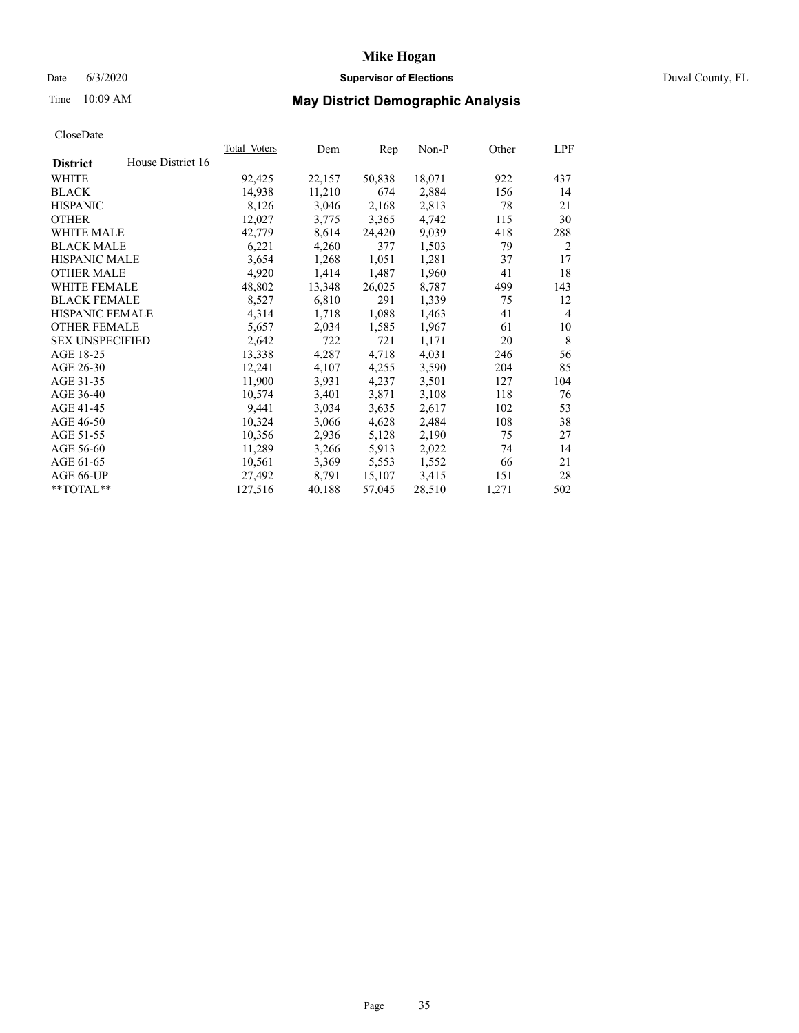CloseDate

| District | House District 16 | Total_Voters | Dem | Rep | Non-P | Other | LPF |
|---|---|---|---|---|---|---|---|
| WHITE | | 92,425 | 22,157 | 50,838 | 18,071 | 922 | 437 |
| BLACK | | 14,938 | 11,210 | 674 | 2,884 | 156 | 14 |
| HISPANIC | | 8,126 | 3,046 | 2,168 | 2,813 | 78 | 21 |
| OTHER | | 12,027 | 3,775 | 3,365 | 4,742 | 115 | 30 |
| WHITE MALE | | 42,779 | 8,614 | 24,420 | 9,039 | 418 | 288 |
| BLACK MALE | | 6,221 | 4,260 | 377 | 1,503 | 79 | 2 |
| HISPANIC MALE | | 3,654 | 1,268 | 1,051 | 1,281 | 37 | 17 |
| OTHER MALE | | 4,920 | 1,414 | 1,487 | 1,960 | 41 | 18 |
| WHITE FEMALE | | 48,802 | 13,348 | 26,025 | 8,787 | 499 | 143 |
| BLACK FEMALE | | 8,527 | 6,810 | 291 | 1,339 | 75 | 12 |
| HISPANIC FEMALE | | 4,314 | 1,718 | 1,088 | 1,463 | 41 | 4 |
| OTHER FEMALE | | 5,657 | 2,034 | 1,585 | 1,967 | 61 | 10 |
| SEX UNSPECIFIED | | 2,642 | 722 | 721 | 1,171 | 20 | 8 |
| AGE 18-25 | | 13,338 | 4,287 | 4,718 | 4,031 | 246 | 56 |
| AGE 26-30 | | 12,241 | 4,107 | 4,255 | 3,590 | 204 | 85 |
| AGE 31-35 | | 11,900 | 3,931 | 4,237 | 3,501 | 127 | 104 |
| AGE 36-40 | | 10,574 | 3,401 | 3,871 | 3,108 | 118 | 76 |
| AGE 41-45 | | 9,441 | 3,034 | 3,635 | 2,617 | 102 | 53 |
| AGE 46-50 | | 10,324 | 3,066 | 4,628 | 2,484 | 108 | 38 |
| AGE 51-55 | | 10,356 | 2,936 | 5,128 | 2,190 | 75 | 27 |
| AGE 56-60 | | 11,289 | 3,266 | 5,913 | 2,022 | 74 | 14 |
| AGE 61-65 | | 10,561 | 3,369 | 5,553 | 1,552 | 66 | 21 |
| AGE 66-UP | | 27,492 | 8,791 | 15,107 | 3,415 | 151 | 28 |
| **TOTAL** | | 127,516 | 40,188 | 57,045 | 28,510 | 1,271 | 502 |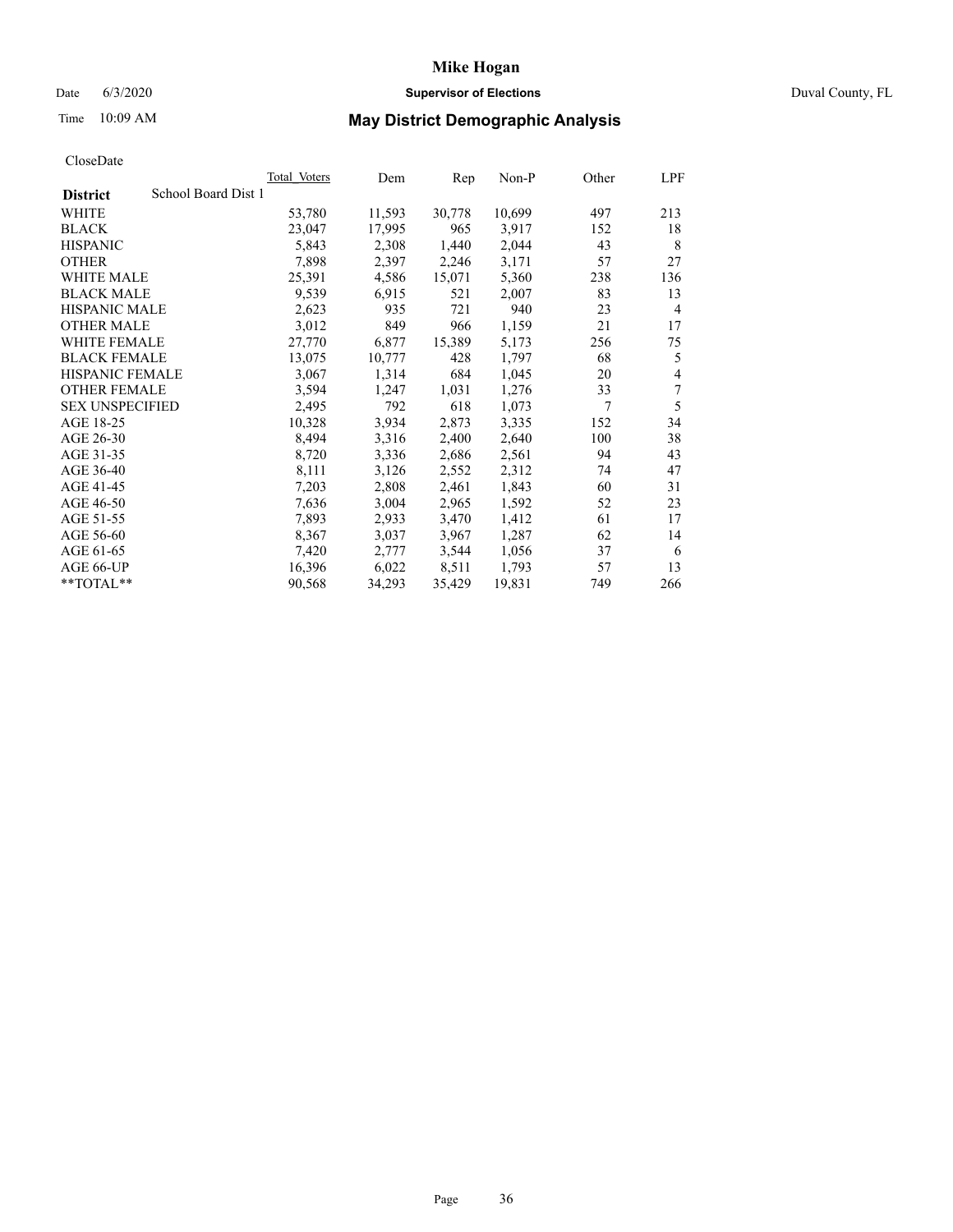# May District Demographic Analysis

CloseDate

| District | School Board Dist 1 | Total Voters | Dem | Rep | Non-P | Other | LPF |
|---|---|---|---|---|---|---|---|
| WHITE | | 53,780 | 11,593 | 30,778 | 10,699 | 497 | 213 |
| BLACK | | 23,047 | 17,995 | 965 | 3,917 | 152 | 18 |
| HISPANIC | | 5,843 | 2,308 | 1,440 | 2,044 | 43 | 8 |
| OTHER | | 7,898 | 2,397 | 2,246 | 3,171 | 57 | 27 |
| WHITE MALE | | 25,391 | 4,586 | 15,071 | 5,360 | 238 | 136 |
| BLACK MALE | | 9,539 | 6,915 | 521 | 2,007 | 83 | 13 |
| HISPANIC MALE | | 2,623 | 935 | 721 | 940 | 23 | 4 |
| OTHER MALE | | 3,012 | 849 | 966 | 1,159 | 21 | 17 |
| WHITE FEMALE | | 27,770 | 6,877 | 15,389 | 5,173 | 256 | 75 |
| BLACK FEMALE | | 13,075 | 10,777 | 428 | 1,797 | 68 | 5 |
| HISPANIC FEMALE | | 3,067 | 1,314 | 684 | 1,045 | 20 | 4 |
| OTHER FEMALE | | 3,594 | 1,247 | 1,031 | 1,276 | 33 | 7 |
| SEX UNSPECIFIED | | 2,495 | 792 | 618 | 1,073 | 7 | 5 |
| AGE 18-25 | | 10,328 | 3,934 | 2,873 | 3,335 | 152 | 34 |
| AGE 26-30 | | 8,494 | 3,316 | 2,400 | 2,640 | 100 | 38 |
| AGE 31-35 | | 8,720 | 3,336 | 2,686 | 2,561 | 94 | 43 |
| AGE 36-40 | | 8,111 | 3,126 | 2,552 | 2,312 | 74 | 47 |
| AGE 41-45 | | 7,203 | 2,808 | 2,461 | 1,843 | 60 | 31 |
| AGE 46-50 | | 7,636 | 3,004 | 2,965 | 1,592 | 52 | 23 |
| AGE 51-55 | | 7,893 | 2,933 | 3,470 | 1,412 | 61 | 17 |
| AGE 56-60 | | 8,367 | 3,037 | 3,967 | 1,287 | 62 | 14 |
| AGE 61-65 | | 7,420 | 2,777 | 3,544 | 1,056 | 37 | 6 |
| AGE 66-UP | | 16,396 | 6,022 | 8,511 | 1,793 | 57 | 13 |
| **TOTAL** | | 90,568 | 34,293 | 35,429 | 19,831 | 749 | 266 |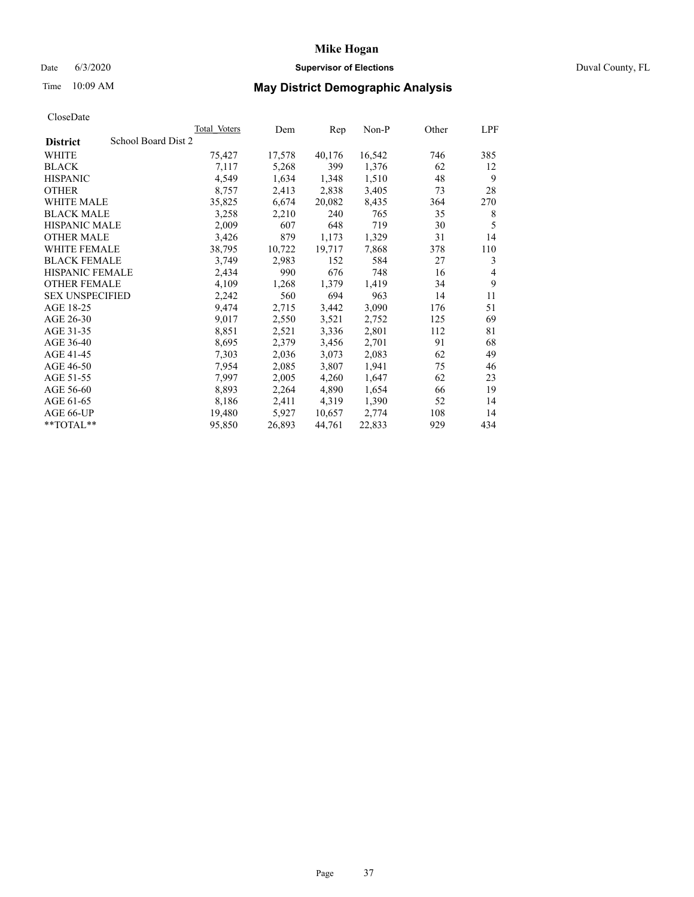# Mike Hogan

Date 6/3/2020 **Supervisor of Elections** Duval County, FL

Time 10:09 AM **May District Demographic Analysis**

CloseDate

| District | School Board Dist 2 | Total Voters | Dem | Rep | Non-P | Other | LPF |
|---|---|---|---|---|---|---|---|
| WHITE | | 75,427 | 17,578 | 40,176 | 16,542 | 746 | 385 |
| BLACK | | 7,117 | 5,268 | 399 | 1,376 | 62 | 12 |
| HISPANIC | | 4,549 | 1,634 | 1,348 | 1,510 | 48 | 9 |
| OTHER | | 8,757 | 2,413 | 2,838 | 3,405 | 73 | 28 |
| WHITE MALE | | 35,825 | 6,674 | 20,082 | 8,435 | 364 | 270 |
| BLACK MALE | | 3,258 | 2,210 | 240 | 765 | 35 | 8 |
| HISPANIC MALE | | 2,009 | 607 | 648 | 719 | 30 | 5 |
| OTHER MALE | | 3,426 | 879 | 1,173 | 1,329 | 31 | 14 |
| WHITE FEMALE | | 38,795 | 10,722 | 19,717 | 7,868 | 378 | 110 |
| BLACK FEMALE | | 3,749 | 2,983 | 152 | 584 | 27 | 3 |
| HISPANIC FEMALE | | 2,434 | 990 | 676 | 748 | 16 | 4 |
| OTHER FEMALE | | 4,109 | 1,268 | 1,379 | 1,419 | 34 | 9 |
| SEX UNSPECIFIED | | 2,242 | 560 | 694 | 963 | 14 | 11 |
| AGE 18-25 | | 9,474 | 2,715 | 3,442 | 3,090 | 176 | 51 |
| AGE 26-30 | | 9,017 | 2,550 | 3,521 | 2,752 | 125 | 69 |
| AGE 31-35 | | 8,851 | 2,521 | 3,336 | 2,801 | 112 | 81 |
| AGE 36-40 | | 8,695 | 2,379 | 3,456 | 2,701 | 91 | 68 |
| AGE 41-45 | | 7,303 | 2,036 | 3,073 | 2,083 | 62 | 49 |
| AGE 46-50 | | 7,954 | 2,085 | 3,807 | 1,941 | 75 | 46 |
| AGE 51-55 | | 7,997 | 2,005 | 4,260 | 1,647 | 62 | 23 |
| AGE 56-60 | | 8,893 | 2,264 | 4,890 | 1,654 | 66 | 19 |
| AGE 61-65 | | 8,186 | 2,411 | 4,319 | 1,390 | 52 | 14 |
| AGE 66-UP | | 19,480 | 5,927 | 10,657 | 2,774 | 108 | 14 |
| **TOTAL** | | 95,850 | 26,893 | 44,761 | 22,833 | 929 | 434 |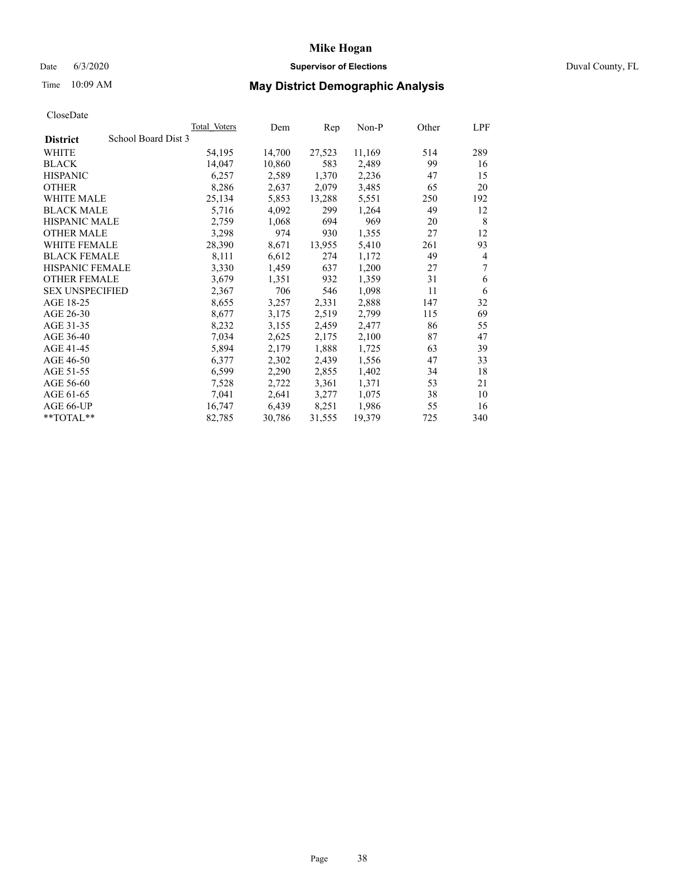# Mike Hogan

Date 6/3/2020 **Supervisor of Elections** Duval County, FL

Time 10:09 AM **May District Demographic Analysis**

CloseDate

| **District** School Board Dist 3 | Total Voters | Dem | Rep | Non-P | Other | LPF |
|---|---|---|---|---|---|---|
| WHITE | 54,195 | 14,700 | 27,523 | 11,169 | 514 | 289 |
| BLACK | 14,047 | 10,860 | 583 | 2,489 | 99 | 16 |
| HISPANIC | 6,257 | 2,589 | 1,370 | 2,236 | 47 | 15 |
| OTHER | 8,286 | 2,637 | 2,079 | 3,485 | 65 | 20 |
| WHITE MALE | 25,134 | 5,853 | 13,288 | 5,551 | 250 | 192 |
| BLACK MALE | 5,716 | 4,092 | 299 | 1,264 | 49 | 12 |
| HISPANIC MALE | 2,759 | 1,068 | 694 | 969 | 20 | 8 |
| OTHER MALE | 3,298 | 974 | 930 | 1,355 | 27 | 12 |
| WHITE FEMALE | 28,390 | 8,671 | 13,955 | 5,410 | 261 | 93 |
| BLACK FEMALE | 8,111 | 6,612 | 274 | 1,172 | 49 | 4 |
| HISPANIC FEMALE | 3,330 | 1,459 | 637 | 1,200 | 27 | 7 |
| OTHER FEMALE | 3,679 | 1,351 | 932 | 1,359 | 31 | 6 |
| SEX UNSPECIFIED | 2,367 | 706 | 546 | 1,098 | 11 | 6 |
| AGE 18-25 | 8,655 | 3,257 | 2,331 | 2,888 | 147 | 32 |
| AGE 26-30 | 8,677 | 3,175 | 2,519 | 2,799 | 115 | 69 |
| AGE 31-35 | 8,232 | 3,155 | 2,459 | 2,477 | 86 | 55 |
| AGE 36-40 | 7,034 | 2,625 | 2,175 | 2,100 | 87 | 47 |
| AGE 41-45 | 5,894 | 2,179 | 1,888 | 1,725 | 63 | 39 |
| AGE 46-50 | 6,377 | 2,302 | 2,439 | 1,556 | 47 | 33 |
| AGE 51-55 | 6,599 | 2,290 | 2,855 | 1,402 | 34 | 18 |
| AGE 56-60 | 7,528 | 2,722 | 3,361 | 1,371 | 53 | 21 |
| AGE 61-65 | 7,041 | 2,641 | 3,277 | 1,075 | 38 | 10 |
| AGE 66-UP | 16,747 | 6,439 | 8,251 | 1,986 | 55 | 16 |
| **TOTAL** | 82,785 | 30,786 | 31,555 | 19,379 | 725 | 340 |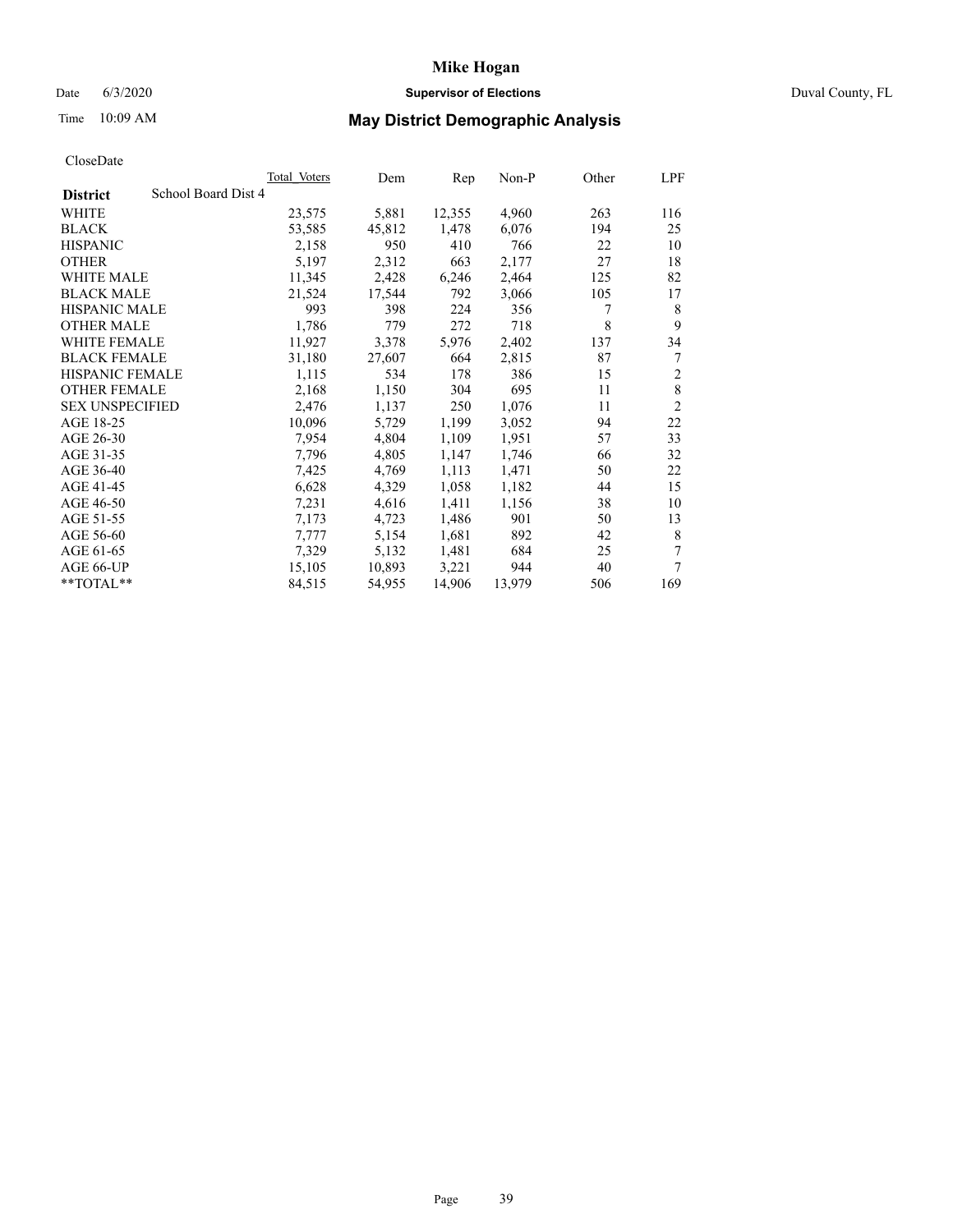# Mike Hogan

Date 6/3/2020 **Supervisor of Elections** Duval County, FL

Time 10:09 AM **May District Demographic Analysis**

CloseDate

| District | School Board Dist 4 | Total Voters | Dem | Rep | Non-P | Other | LPF |
|---|---|---|---|---|---|---|---|
| WHITE | | 23,575 | 5,881 | 12,355 | 4,960 | 263 | 116 |
| BLACK | | 53,585 | 45,812 | 1,478 | 6,076 | 194 | 25 |
| HISPANIC | | 2,158 | 950 | 410 | 766 | 22 | 10 |
| OTHER | | 5,197 | 2,312 | 663 | 2,177 | 27 | 18 |
| WHITE MALE | | 11,345 | 2,428 | 6,246 | 2,464 | 125 | 82 |
| BLACK MALE | | 21,524 | 17,544 | 792 | 3,066 | 105 | 17 |
| HISPANIC MALE | | 993 | 398 | 224 | 356 | 7 | 8 |
| OTHER MALE | | 1,786 | 779 | 272 | 718 | 8 | 9 |
| WHITE FEMALE | | 11,927 | 3,378 | 5,976 | 2,402 | 137 | 34 |
| BLACK FEMALE | | 31,180 | 27,607 | 664 | 2,815 | 87 | 7 |
| HISPANIC FEMALE | | 1,115 | 534 | 178 | 386 | 15 | 2 |
| OTHER FEMALE | | 2,168 | 1,150 | 304 | 695 | 11 | 8 |
| SEX UNSPECIFIED | | 2,476 | 1,137 | 250 | 1,076 | 11 | 2 |
| AGE 18-25 | | 10,096 | 5,729 | 1,199 | 3,052 | 94 | 22 |
| AGE 26-30 | | 7,954 | 4,804 | 1,109 | 1,951 | 57 | 33 |
| AGE 31-35 | | 7,796 | 4,805 | 1,147 | 1,746 | 66 | 32 |
| AGE 36-40 | | 7,425 | 4,769 | 1,113 | 1,471 | 50 | 22 |
| AGE 41-45 | | 6,628 | 4,329 | 1,058 | 1,182 | 44 | 15 |
| AGE 46-50 | | 7,231 | 4,616 | 1,411 | 1,156 | 38 | 10 |
| AGE 51-55 | | 7,173 | 4,723 | 1,486 | 901 | 50 | 13 |
| AGE 56-60 | | 7,777 | 5,154 | 1,681 | 892 | 42 | 8 |
| AGE 61-65 | | 7,329 | 5,132 | 1,481 | 684 | 25 | 7 |
| AGE 66-UP | | 15,105 | 10,893 | 3,221 | 944 | 40 | 7 |
| **TOTAL** | | 84,515 | 54,955 | 14,906 | 13,979 | 506 | 169 |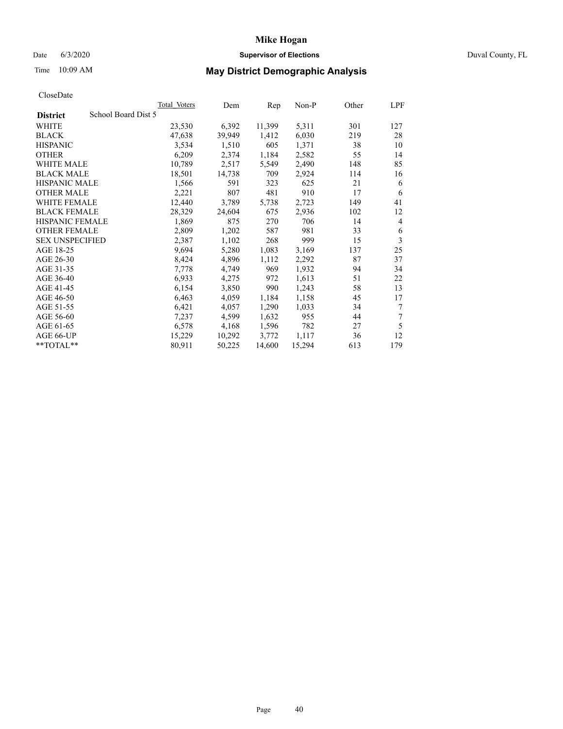# Mike Hogan

Date 6/3/2020 **Supervisor of Elections** Duval County, FL

Time 10:09 AM **May District Demographic Analysis**

CloseDate

| District | School Board Dist 5 | Total Voters | Dem | Rep | Non-P | Other | LPF |
|---|---|---|---|---|---|---|---|
| WHITE | | 23,530 | 6,392 | 11,399 | 5,311 | 301 | 127 |
| BLACK | | 47,638 | 39,949 | 1,412 | 6,030 | 219 | 28 |
| HISPANIC | | 3,534 | 1,510 | 605 | 1,371 | 38 | 10 |
| OTHER | | 6,209 | 2,374 | 1,184 | 2,582 | 55 | 14 |
| WHITE MALE | | 10,789 | 2,517 | 5,549 | 2,490 | 148 | 85 |
| BLACK MALE | | 18,501 | 14,738 | 709 | 2,924 | 114 | 16 |
| HISPANIC MALE | | 1,566 | 591 | 323 | 625 | 21 | 6 |
| OTHER MALE | | 2,221 | 807 | 481 | 910 | 17 | 6 |
| WHITE FEMALE | | 12,440 | 3,789 | 5,738 | 2,723 | 149 | 41 |
| BLACK FEMALE | | 28,329 | 24,604 | 675 | 2,936 | 102 | 12 |
| HISPANIC FEMALE | | 1,869 | 875 | 270 | 706 | 14 | 4 |
| OTHER FEMALE | | 2,809 | 1,202 | 587 | 981 | 33 | 6 |
| SEX UNSPECIFIED | | 2,387 | 1,102 | 268 | 999 | 15 | 3 |
| AGE 18-25 | | 9,694 | 5,280 | 1,083 | 3,169 | 137 | 25 |
| AGE 26-30 | | 8,424 | 4,896 | 1,112 | 2,292 | 87 | 37 |
| AGE 31-35 | | 7,778 | 4,749 | 969 | 1,932 | 94 | 34 |
| AGE 36-40 | | 6,933 | 4,275 | 972 | 1,613 | 51 | 22 |
| AGE 41-45 | | 6,154 | 3,850 | 990 | 1,243 | 58 | 13 |
| AGE 46-50 | | 6,463 | 4,059 | 1,184 | 1,158 | 45 | 17 |
| AGE 51-55 | | 6,421 | 4,057 | 1,290 | 1,033 | 34 | 7 |
| AGE 56-60 | | 7,237 | 4,599 | 1,632 | 955 | 44 | 7 |
| AGE 61-65 | | 6,578 | 4,168 | 1,596 | 782 | 27 | 5 |
| AGE 66-UP | | 15,229 | 10,292 | 3,772 | 1,117 | 36 | 12 |
| **TOTAL** | | 80,911 | 50,225 | 14,600 | 15,294 | 613 | 179 |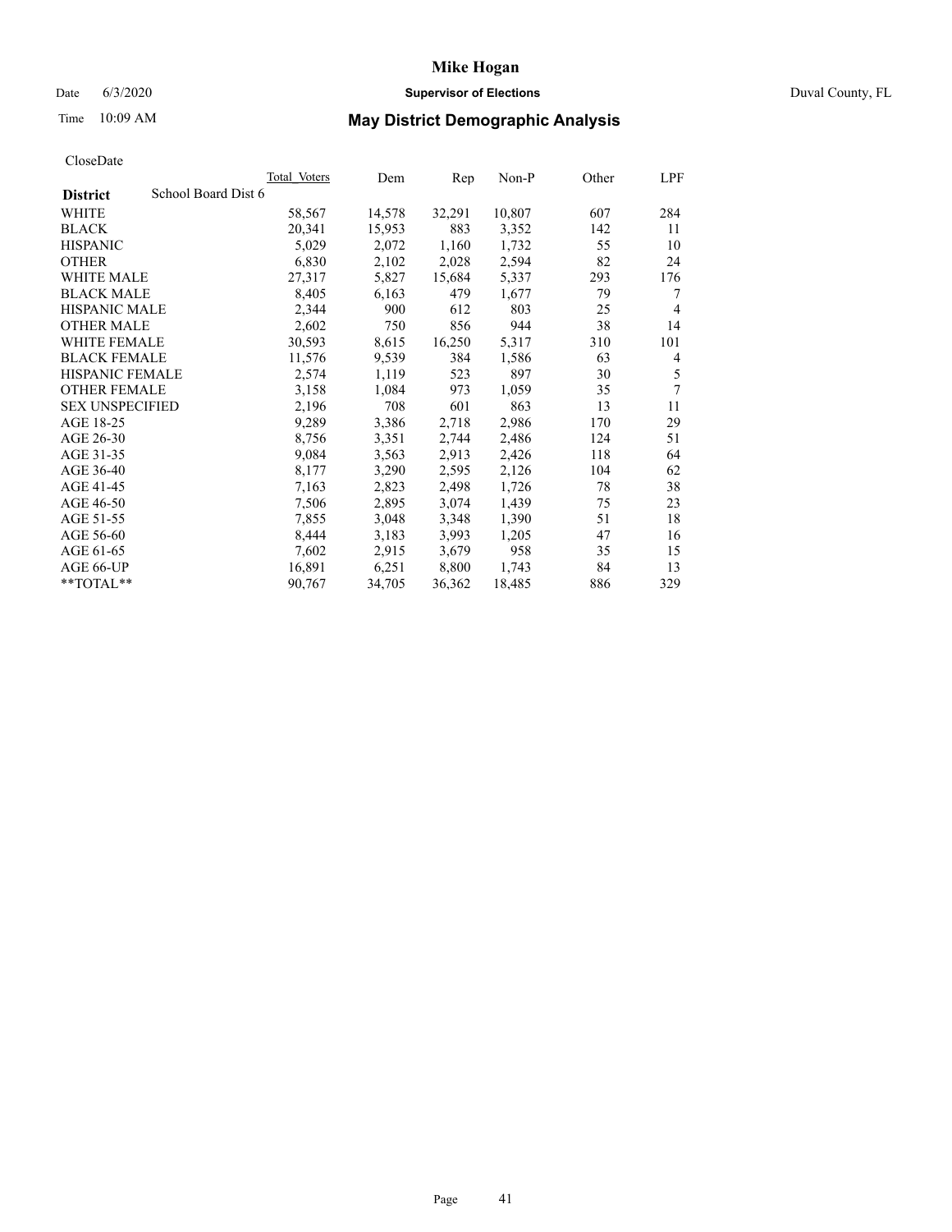# Mike Hogan

Date 6/3/2020 **Supervisor of Elections** Duval County, FL

Time 10:09 AM **May District Demographic Analysis**

CloseDate

| **District** School Board Dist 6 | Total Voters | Dem | Rep | Non-P | Other | LPF |
|---|---|---|---|---|---|---|
| WHITE | 58,567 | 14,578 | 32,291 | 10,807 | 607 | 284 |
| BLACK | 20,341 | 15,953 | 883 | 3,352 | 142 | 11 |
| HISPANIC | 5,029 | 2,072 | 1,160 | 1,732 | 55 | 10 |
| OTHER | 6,830 | 2,102 | 2,028 | 2,594 | 82 | 24 |
| WHITE MALE | 27,317 | 5,827 | 15,684 | 5,337 | 293 | 176 |
| BLACK MALE | 8,405 | 6,163 | 479 | 1,677 | 79 | 7 |
| HISPANIC MALE | 2,344 | 900 | 612 | 803 | 25 | 4 |
| OTHER MALE | 2,602 | 750 | 856 | 944 | 38 | 14 |
| WHITE FEMALE | 30,593 | 8,615 | 16,250 | 5,317 | 310 | 101 |
| BLACK FEMALE | 11,576 | 9,539 | 384 | 1,586 | 63 | 4 |
| HISPANIC FEMALE | 2,574 | 1,119 | 523 | 897 | 30 | 5 |
| OTHER FEMALE | 3,158 | 1,084 | 973 | 1,059 | 35 | 7 |
| SEX UNSPECIFIED | 2,196 | 708 | 601 | 863 | 13 | 11 |
| AGE 18-25 | 9,289 | 3,386 | 2,718 | 2,986 | 170 | 29 |
| AGE 26-30 | 8,756 | 3,351 | 2,744 | 2,486 | 124 | 51 |
| AGE 31-35 | 9,084 | 3,563 | 2,913 | 2,426 | 118 | 64 |
| AGE 36-40 | 8,177 | 3,290 | 2,595 | 2,126 | 104 | 62 |
| AGE 41-45 | 7,163 | 2,823 | 2,498 | 1,726 | 78 | 38 |
| AGE 46-50 | 7,506 | 2,895 | 3,074 | 1,439 | 75 | 23 |
| AGE 51-55 | 7,855 | 3,048 | 3,348 | 1,390 | 51 | 18 |
| AGE 56-60 | 8,444 | 3,183 | 3,993 | 1,205 | 47 | 16 |
| AGE 61-65 | 7,602 | 2,915 | 3,679 | 958 | 35 | 15 |
| AGE 66-UP | 16,891 | 6,251 | 8,800 | 1,743 | 84 | 13 |
| **TOTAL** | 90,767 | 34,705 | 36,362 | 18,485 | 886 | 329 |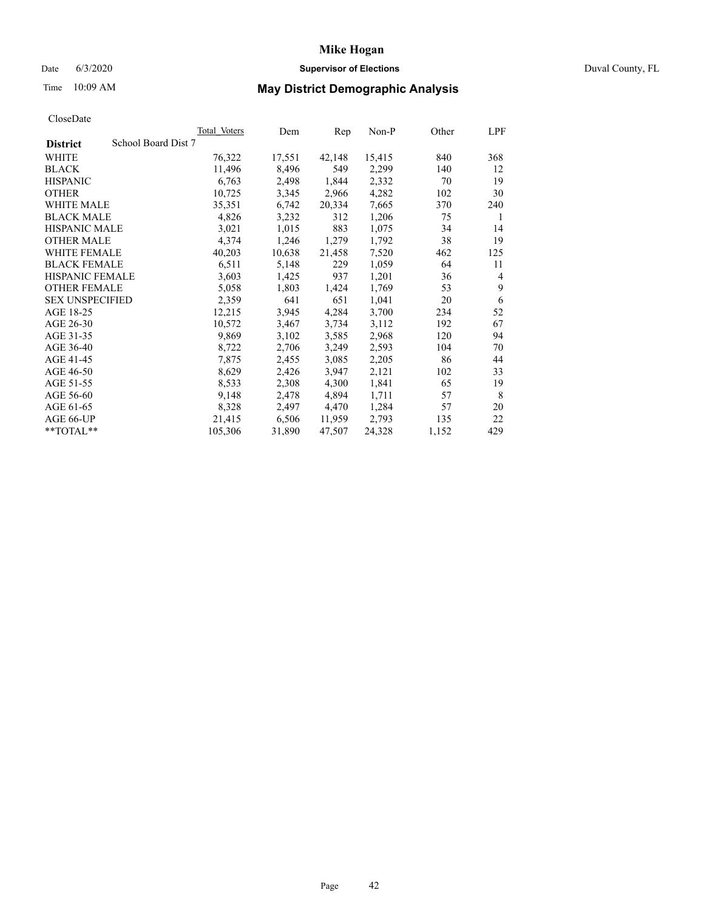# Mike Hogan

Date 6/3/2020 **Supervisor of Elections** Duval County, FL

Time 10:09 AM **May District Demographic Analysis**

CloseDate

| District | School Board Dist 7 | Total Voters | Dem | Rep | Non-P | Other | LPF |
|---|---|---|---|---|---|---|---|
| WHITE | | 76,322 | 17,551 | 42,148 | 15,415 | 840 | 368 |
| BLACK | | 11,496 | 8,496 | 549 | 2,299 | 140 | 12 |
| HISPANIC | | 6,763 | 2,498 | 1,844 | 2,332 | 70 | 19 |
| OTHER | | 10,725 | 3,345 | 2,966 | 4,282 | 102 | 30 |
| WHITE MALE | | 35,351 | 6,742 | 20,334 | 7,665 | 370 | 240 |
| BLACK MALE | | 4,826 | 3,232 | 312 | 1,206 | 75 | 1 |
| HISPANIC MALE | | 3,021 | 1,015 | 883 | 1,075 | 34 | 14 |
| OTHER MALE | | 4,374 | 1,246 | 1,279 | 1,792 | 38 | 19 |
| WHITE FEMALE | | 40,203 | 10,638 | 21,458 | 7,520 | 462 | 125 |
| BLACK FEMALE | | 6,511 | 5,148 | 229 | 1,059 | 64 | 11 |
| HISPANIC FEMALE | | 3,603 | 1,425 | 937 | 1,201 | 36 | 4 |
| OTHER FEMALE | | 5,058 | 1,803 | 1,424 | 1,769 | 53 | 9 |
| SEX UNSPECIFIED | | 2,359 | 641 | 651 | 1,041 | 20 | 6 |
| AGE 18-25 | | 12,215 | 3,945 | 4,284 | 3,700 | 234 | 52 |
| AGE 26-30 | | 10,572 | 3,467 | 3,734 | 3,112 | 192 | 67 |
| AGE 31-35 | | 9,869 | 3,102 | 3,585 | 2,968 | 120 | 94 |
| AGE 36-40 | | 8,722 | 2,706 | 3,249 | 2,593 | 104 | 70 |
| AGE 41-45 | | 7,875 | 2,455 | 3,085 | 2,205 | 86 | 44 |
| AGE 46-50 | | 8,629 | 2,426 | 3,947 | 2,121 | 102 | 33 |
| AGE 51-55 | | 8,533 | 2,308 | 4,300 | 1,841 | 65 | 19 |
| AGE 56-60 | | 9,148 | 2,478 | 4,894 | 1,711 | 57 | 8 |
| AGE 61-65 | | 8,328 | 2,497 | 4,470 | 1,284 | 57 | 20 |
| AGE 66-UP | | 21,415 | 6,506 | 11,959 | 2,793 | 135 | 22 |
| **TOTAL** | | 105,306 | 31,890 | 47,507 | 24,328 | 1,152 | 429 |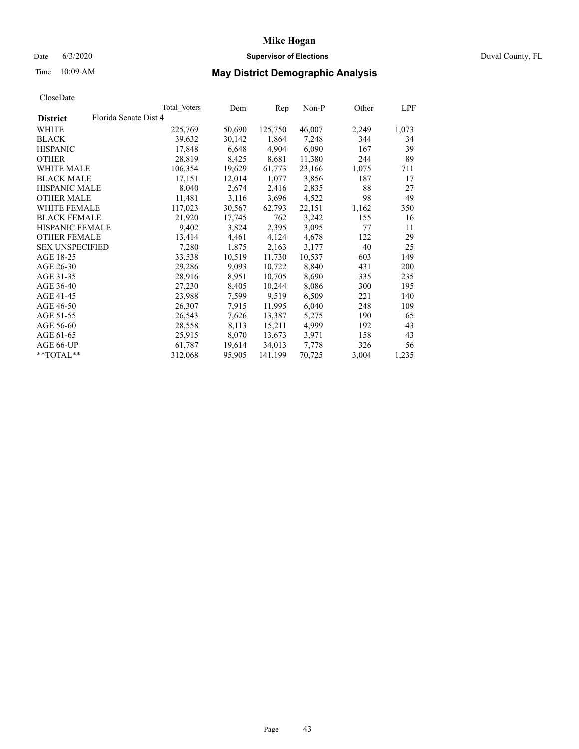# Mike Hogan

Date 6/3/2020 **Supervisor of Elections** Duval County, FL

Time 10:09 AM **May District Demographic Analysis**

CloseDate

| | Total Voters | Dem | Rep | Non-P | Other | LPF |
|---|---|---|---|---|---|---|
| **District** Florida Senate Dist 4 | | | | | | |
| WHITE | 225,769 | 50,690 | 125,750 | 46,007 | 2,249 | 1,073 |
| BLACK | 39,632 | 30,142 | 1,864 | 7,248 | 344 | 34 |
| HISPANIC | 17,848 | 6,648 | 4,904 | 6,090 | 167 | 39 |
| OTHER | 28,819 | 8,425 | 8,681 | 11,380 | 244 | 89 |
| WHITE MALE | 106,354 | 19,629 | 61,773 | 23,166 | 1,075 | 711 |
| BLACK MALE | 17,151 | 12,014 | 1,077 | 3,856 | 187 | 17 |
| HISPANIC MALE | 8,040 | 2,674 | 2,416 | 2,835 | 88 | 27 |
| OTHER MALE | 11,481 | 3,116 | 3,696 | 4,522 | 98 | 49 |
| WHITE FEMALE | 117,023 | 30,567 | 62,793 | 22,151 | 1,162 | 350 |
| BLACK FEMALE | 21,920 | 17,745 | 762 | 3,242 | 155 | 16 |
| HISPANIC FEMALE | 9,402 | 3,824 | 2,395 | 3,095 | 77 | 11 |
| OTHER FEMALE | 13,414 | 4,461 | 4,124 | 4,678 | 122 | 29 |
| SEX UNSPECIFIED | 7,280 | 1,875 | 2,163 | 3,177 | 40 | 25 |
| AGE 18-25 | 33,538 | 10,519 | 11,730 | 10,537 | 603 | 149 |
| AGE 26-30 | 29,286 | 9,093 | 10,722 | 8,840 | 431 | 200 |
| AGE 31-35 | 28,916 | 8,951 | 10,705 | 8,690 | 335 | 235 |
| AGE 36-40 | 27,230 | 8,405 | 10,244 | 8,086 | 300 | 195 |
| AGE 41-45 | 23,988 | 7,599 | 9,519 | 6,509 | 221 | 140 |
| AGE 46-50 | 26,307 | 7,915 | 11,995 | 6,040 | 248 | 109 |
| AGE 51-55 | 26,543 | 7,626 | 13,387 | 5,275 | 190 | 65 |
| AGE 56-60 | 28,558 | 8,113 | 15,211 | 4,999 | 192 | 43 |
| AGE 61-65 | 25,915 | 8,070 | 13,673 | 3,971 | 158 | 43 |
| AGE 66-UP | 61,787 | 19,614 | 34,013 | 7,778 | 326 | 56 |
| **TOTAL** | 312,068 | 95,905 | 141,199 | 70,725 | 3,004 | 1,235 |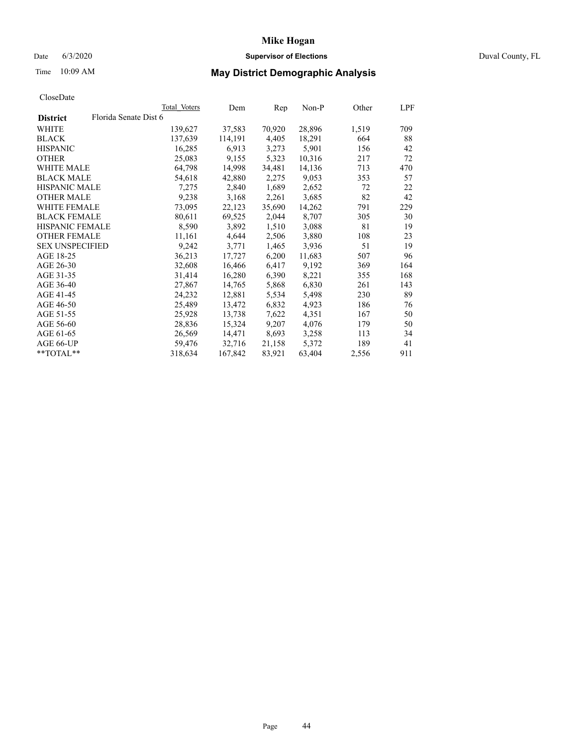# Mike Hogan

Date 6/3/2020 **Supervisor of Elections** Duval County, FL

Time 10:09 AM **May District Demographic Analysis**

CloseDate

| District | Florida Senate Dist 6 | Total Voters | Dem | Rep | Non-P | Other | LPF |
|---|---|---|---|---|---|---|---|
| WHITE | | 139,627 | 37,583 | 70,920 | 28,896 | 1,519 | 709 |
| BLACK | | 137,639 | 114,191 | 4,405 | 18,291 | 664 | 88 |
| HISPANIC | | 16,285 | 6,913 | 3,273 | 5,901 | 156 | 42 |
| OTHER | | 25,083 | 9,155 | 5,323 | 10,316 | 217 | 72 |
| WHITE MALE | | 64,798 | 14,998 | 34,481 | 14,136 | 713 | 470 |
| BLACK MALE | | 54,618 | 42,880 | 2,275 | 9,053 | 353 | 57 |
| HISPANIC MALE | | 7,275 | 2,840 | 1,689 | 2,652 | 72 | 22 |
| OTHER MALE | | 9,238 | 3,168 | 2,261 | 3,685 | 82 | 42 |
| WHITE FEMALE | | 73,095 | 22,123 | 35,690 | 14,262 | 791 | 229 |
| BLACK FEMALE | | 80,611 | 69,525 | 2,044 | 8,707 | 305 | 30 |
| HISPANIC FEMALE | | 8,590 | 3,892 | 1,510 | 3,088 | 81 | 19 |
| OTHER FEMALE | | 11,161 | 4,644 | 2,506 | 3,880 | 108 | 23 |
| SEX UNSPECIFIED | | 9,242 | 3,771 | 1,465 | 3,936 | 51 | 19 |
| AGE 18-25 | | 36,213 | 17,727 | 6,200 | 11,683 | 507 | 96 |
| AGE 26-30 | | 32,608 | 16,466 | 6,417 | 9,192 | 369 | 164 |
| AGE 31-35 | | 31,414 | 16,280 | 6,390 | 8,221 | 355 | 168 |
| AGE 36-40 | | 27,867 | 14,765 | 5,868 | 6,830 | 261 | 143 |
| AGE 41-45 | | 24,232 | 12,881 | 5,534 | 5,498 | 230 | 89 |
| AGE 46-50 | | 25,489 | 13,472 | 6,832 | 4,923 | 186 | 76 |
| AGE 51-55 | | 25,928 | 13,738 | 7,622 | 4,351 | 167 | 50 |
| AGE 56-60 | | 28,836 | 15,324 | 9,207 | 4,076 | 179 | 50 |
| AGE 61-65 | | 26,569 | 14,471 | 8,693 | 3,258 | 113 | 34 |
| AGE 66-UP | | 59,476 | 32,716 | 21,158 | 5,372 | 189 | 41 |
| **TOTAL** | | 318,634 | 167,842 | 83,921 | 63,404 | 2,556 | 911 |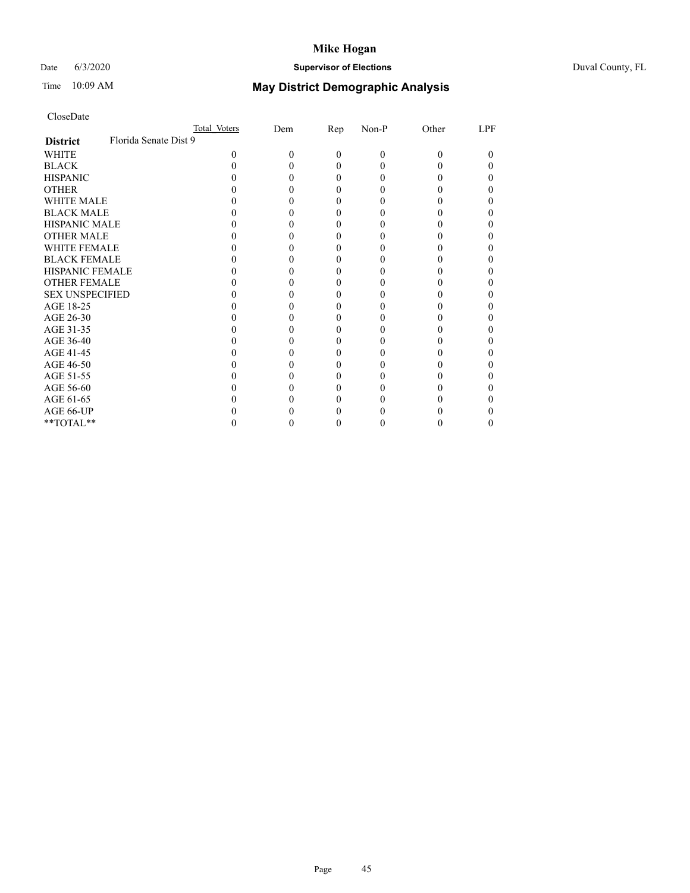# Mike Hogan

Date 6/3/2020 **Supervisor of Elections** Duval County, FL

Time 10:09 AM **May District Demographic Analysis**

CloseDate

| **District** Florida Senate Dist 9 | Total Voters | Dem | Rep | Non-P | Other | LPF |
|---|---|---|---|---|---|---|
| WHITE | 0 | 0 | 0 | 0 | 0 | 0 |
| BLACK | 0 | 0 | 0 | 0 | 0 | 0 |
| HISPANIC | 0 | 0 | 0 | 0 | 0 | 0 |
| OTHER | 0 | 0 | 0 | 0 | 0 | 0 |
| WHITE MALE | 0 | 0 | 0 | 0 | 0 | 0 |
| BLACK MALE | 0 | 0 | 0 | 0 | 0 | 0 |
| HISPANIC MALE | 0 | 0 | 0 | 0 | 0 | 0 |
| OTHER MALE | 0 | 0 | 0 | 0 | 0 | 0 |
| WHITE FEMALE | 0 | 0 | 0 | 0 | 0 | 0 |
| BLACK FEMALE | 0 | 0 | 0 | 0 | 0 | 0 |
| HISPANIC FEMALE | 0 | 0 | 0 | 0 | 0 | 0 |
| OTHER FEMALE | 0 | 0 | 0 | 0 | 0 | 0 |
| SEX UNSPECIFIED | 0 | 0 | 0 | 0 | 0 | 0 |
| AGE 18-25 | 0 | 0 | 0 | 0 | 0 | 0 |
| AGE 26-30 | 0 | 0 | 0 | 0 | 0 | 0 |
| AGE 31-35 | 0 | 0 | 0 | 0 | 0 | 0 |
| AGE 36-40 | 0 | 0 | 0 | 0 | 0 | 0 |
| AGE 41-45 | 0 | 0 | 0 | 0 | 0 | 0 |
| AGE 46-50 | 0 | 0 | 0 | 0 | 0 | 0 |
| AGE 51-55 | 0 | 0 | 0 | 0 | 0 | 0 |
| AGE 56-60 | 0 | 0 | 0 | 0 | 0 | 0 |
| AGE 61-65 | 0 | 0 | 0 | 0 | 0 | 0 |
| AGE 66-UP | 0 | 0 | 0 | 0 | 0 | 0 |
| **TOTAL** | 0 | 0 | 0 | 0 | 0 | 0 |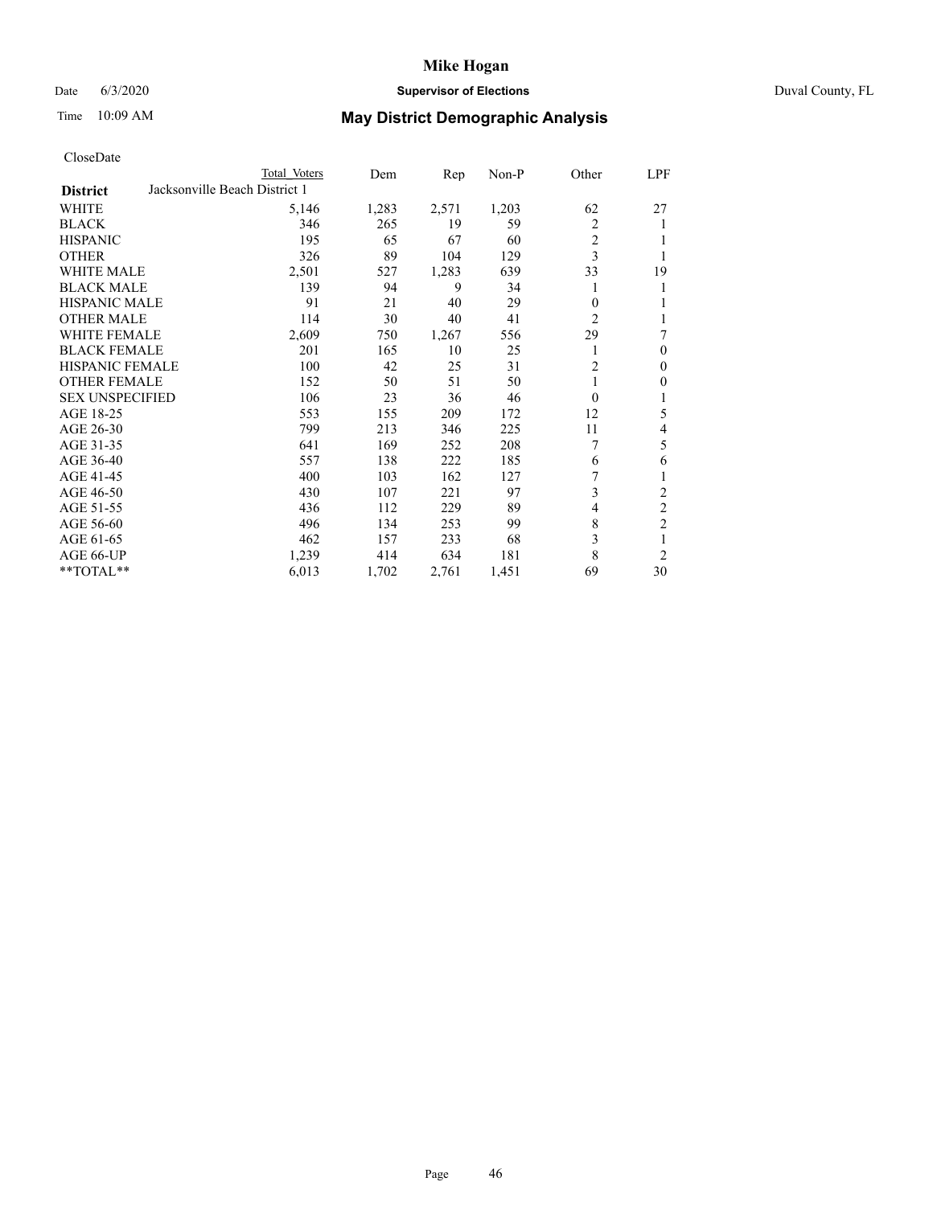# Mike Hogan

Date 6/3/2020 **Supervisor of Elections** Duval County, FL

Time 10:09 AM **May District Demographic Analysis**

CloseDate

| District | Total Voters | Dem | Rep | Non-P | Other | LPF |
|---|---|---|---|---|---|---|
| Jacksonville Beach District 1 | | | | | | |
| WHITE | 5,146 | 1,283 | 2,571 | 1,203 | 62 | 27 |
| BLACK | 346 | 265 | 19 | 59 | 2 | 1 |
| HISPANIC | 195 | 65 | 67 | 60 | 2 | 1 |
| OTHER | 326 | 89 | 104 | 129 | 3 | 1 |
| WHITE MALE | 2,501 | 527 | 1,283 | 639 | 33 | 19 |
| BLACK MALE | 139 | 94 | 9 | 34 | 1 | 1 |
| HISPANIC MALE | 91 | 21 | 40 | 29 | 0 | 1 |
| OTHER MALE | 114 | 30 | 40 | 41 | 2 | 1 |
| WHITE FEMALE | 2,609 | 750 | 1,267 | 556 | 29 | 7 |
| BLACK FEMALE | 201 | 165 | 10 | 25 | 1 | 0 |
| HISPANIC FEMALE | 100 | 42 | 25 | 31 | 2 | 0 |
| OTHER FEMALE | 152 | 50 | 51 | 50 | 1 | 0 |
| SEX UNSPECIFIED | 106 | 23 | 36 | 46 | 0 | 1 |
| AGE 18-25 | 553 | 155 | 209 | 172 | 12 | 5 |
| AGE 26-30 | 799 | 213 | 346 | 225 | 11 | 4 |
| AGE 31-35 | 641 | 169 | 252 | 208 | 7 | 5 |
| AGE 36-40 | 557 | 138 | 222 | 185 | 6 | 6 |
| AGE 41-45 | 400 | 103 | 162 | 127 | 7 | 1 |
| AGE 46-50 | 430 | 107 | 221 | 97 | 3 | 2 |
| AGE 51-55 | 436 | 112 | 229 | 89 | 4 | 2 |
| AGE 56-60 | 496 | 134 | 253 | 99 | 8 | 2 |
| AGE 61-65 | 462 | 157 | 233 | 68 | 3 | 1 |
| AGE 66-UP | 1,239 | 414 | 634 | 181 | 8 | 2 |
| **TOTAL** | 6,013 | 1,702 | 2,761 | 1,451 | 69 | 30 |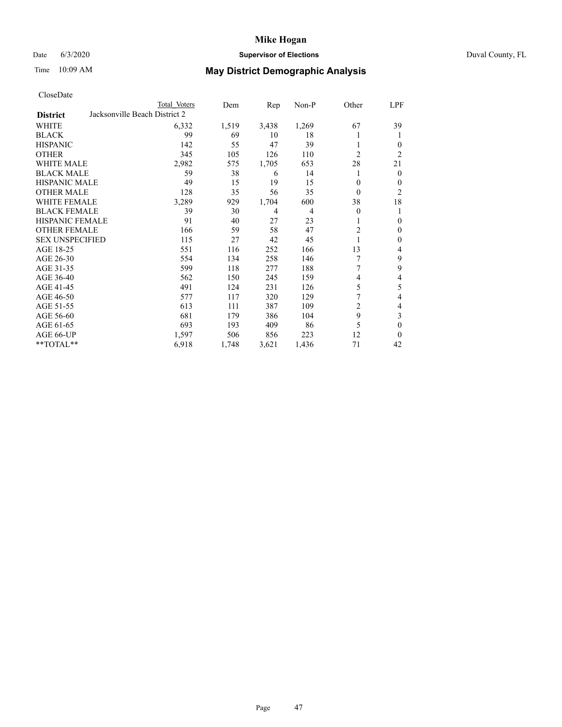# Mike Hogan

Date 6/3/2020 **Supervisor of Elections** Duval County, FL

Time 10:09 AM **May District Demographic Analysis**

CloseDate

| District | Total Voters | Dem | Rep | Non-P | Other | LPF |
|---|---|---|---|---|---|---|
| Jacksonville Beach District 2 | | | | | | |
| WHITE | 6,332 | 1,519 | 3,438 | 1,269 | 67 | 39 |
| BLACK | 99 | 69 | 10 | 18 | 1 | 1 |
| HISPANIC | 142 | 55 | 47 | 39 | 1 | 0 |
| OTHER | 345 | 105 | 126 | 110 | 2 | 2 |
| WHITE MALE | 2,982 | 575 | 1,705 | 653 | 28 | 21 |
| BLACK MALE | 59 | 38 | 6 | 14 | 1 | 0 |
| HISPANIC MALE | 49 | 15 | 19 | 15 | 0 | 0 |
| OTHER MALE | 128 | 35 | 56 | 35 | 0 | 2 |
| WHITE FEMALE | 3,289 | 929 | 1,704 | 600 | 38 | 18 |
| BLACK FEMALE | 39 | 30 | 4 | 4 | 0 | 1 |
| HISPANIC FEMALE | 91 | 40 | 27 | 23 | 1 | 0 |
| OTHER FEMALE | 166 | 59 | 58 | 47 | 2 | 0 |
| SEX UNSPECIFIED | 115 | 27 | 42 | 45 | 1 | 0 |
| AGE 18-25 | 551 | 116 | 252 | 166 | 13 | 4 |
| AGE 26-30 | 554 | 134 | 258 | 146 | 7 | 9 |
| AGE 31-35 | 599 | 118 | 277 | 188 | 7 | 9 |
| AGE 36-40 | 562 | 150 | 245 | 159 | 4 | 4 |
| AGE 41-45 | 491 | 124 | 231 | 126 | 5 | 5 |
| AGE 46-50 | 577 | 117 | 320 | 129 | 7 | 4 |
| AGE 51-55 | 613 | 111 | 387 | 109 | 2 | 4 |
| AGE 56-60 | 681 | 179 | 386 | 104 | 9 | 3 |
| AGE 61-65 | 693 | 193 | 409 | 86 | 5 | 0 |
| AGE 66-UP | 1,597 | 506 | 856 | 223 | 12 | 0 |
| **TOTAL** | 6,918 | 1,748 | 3,621 | 1,436 | 71 | 42 |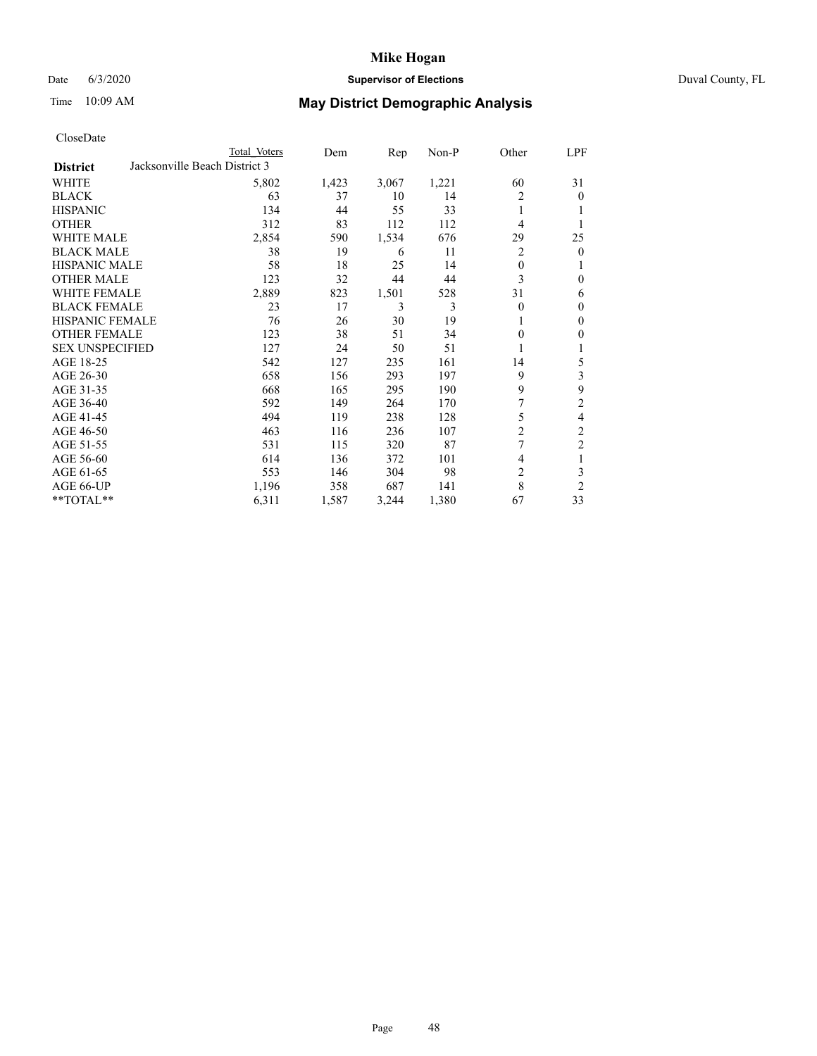CloseDate

| District | Jacksonville Beach District 3 Total Voters | Dem | Rep | Non-P | Other | LPF |
|---|---|---|---|---|---|---|
| WHITE | 5,802 | 1,423 | 3,067 | 1,221 | 60 | 31 |
| BLACK | 63 | 37 | 10 | 14 | 2 | 0 |
| HISPANIC | 134 | 44 | 55 | 33 | 1 | 1 |
| OTHER | 312 | 83 | 112 | 112 | 4 | 1 |
| WHITE MALE | 2,854 | 590 | 1,534 | 676 | 29 | 25 |
| BLACK MALE | 38 | 19 | 6 | 11 | 2 | 0 |
| HISPANIC MALE | 58 | 18 | 25 | 14 | 0 | 1 |
| OTHER MALE | 123 | 32 | 44 | 44 | 3 | 0 |
| WHITE FEMALE | 2,889 | 823 | 1,501 | 528 | 31 | 6 |
| BLACK FEMALE | 23 | 17 | 3 | 3 | 0 | 0 |
| HISPANIC FEMALE | 76 | 26 | 30 | 19 | 1 | 0 |
| OTHER FEMALE | 123 | 38 | 51 | 34 | 0 | 0 |
| SEX UNSPECIFIED | 127 | 24 | 50 | 51 | 1 | 1 |
| AGE 18-25 | 542 | 127 | 235 | 161 | 14 | 5 |
| AGE 26-30 | 658 | 156 | 293 | 197 | 9 | 3 |
| AGE 31-35 | 668 | 165 | 295 | 190 | 9 | 9 |
| AGE 36-40 | 592 | 149 | 264 | 170 | 7 | 2 |
| AGE 41-45 | 494 | 119 | 238 | 128 | 5 | 4 |
| AGE 46-50 | 463 | 116 | 236 | 107 | 2 | 2 |
| AGE 51-55 | 531 | 115 | 320 | 87 | 7 | 2 |
| AGE 56-60 | 614 | 136 | 372 | 101 | 4 | 1 |
| AGE 61-65 | 553 | 146 | 304 | 98 | 2 | 3 |
| AGE 66-UP | 1,196 | 358 | 687 | 141 | 8 | 2 |
| **TOTAL** | 6,311 | 1,587 | 3,244 | 1,380 | 67 | 33 |